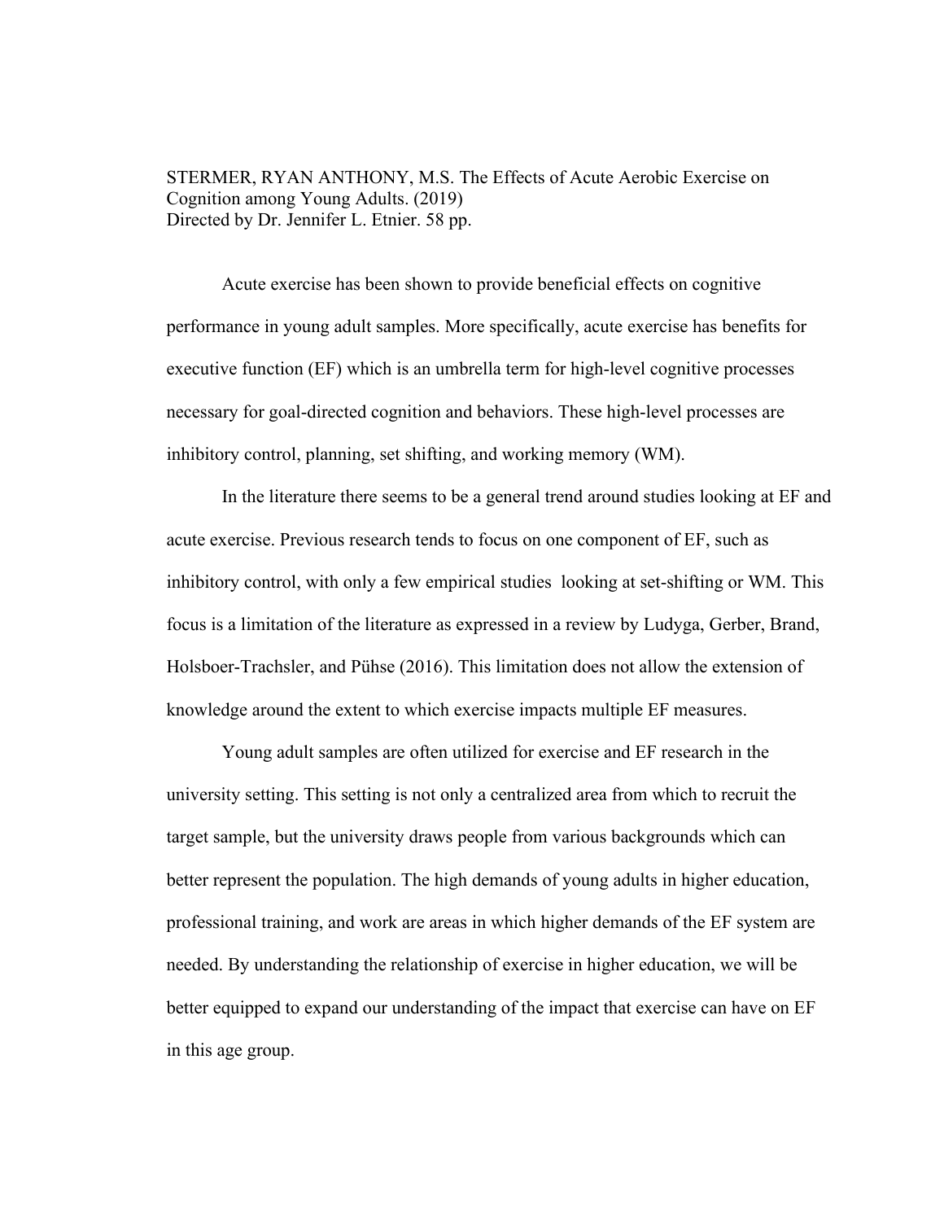STERMER, RYAN ANTHONY, M.S. The Effects of Acute Aerobic Exercise on Cognition among Young Adults. (2019)
Directed by Dr. Jennifer L. Etnier. 58 pp.

Acute exercise has been shown to provide beneficial effects on cognitive performance in young adult samples. More specifically, acute exercise has benefits for executive function (EF) which is an umbrella term for high-level cognitive processes necessary for goal-directed cognition and behaviors. These high-level processes are inhibitory control, planning, set shifting, and working memory (WM).

In the literature there seems to be a general trend around studies looking at EF and acute exercise. Previous research tends to focus on one component of EF, such as inhibitory control, with only a few empirical studies looking at set-shifting or WM. This focus is a limitation of the literature as expressed in a review by Ludyga, Gerber, Brand, Holsboer-Trachsler, and Pühse (2016). This limitation does not allow the extension of knowledge around the extent to which exercise impacts multiple EF measures.

Young adult samples are often utilized for exercise and EF research in the university setting. This setting is not only a centralized area from which to recruit the target sample, but the university draws people from various backgrounds which can better represent the population. The high demands of young adults in higher education, professional training, and work are areas in which higher demands of the EF system are needed. By understanding the relationship of exercise in higher education, we will be better equipped to expand our understanding of the impact that exercise can have on EF in this age group.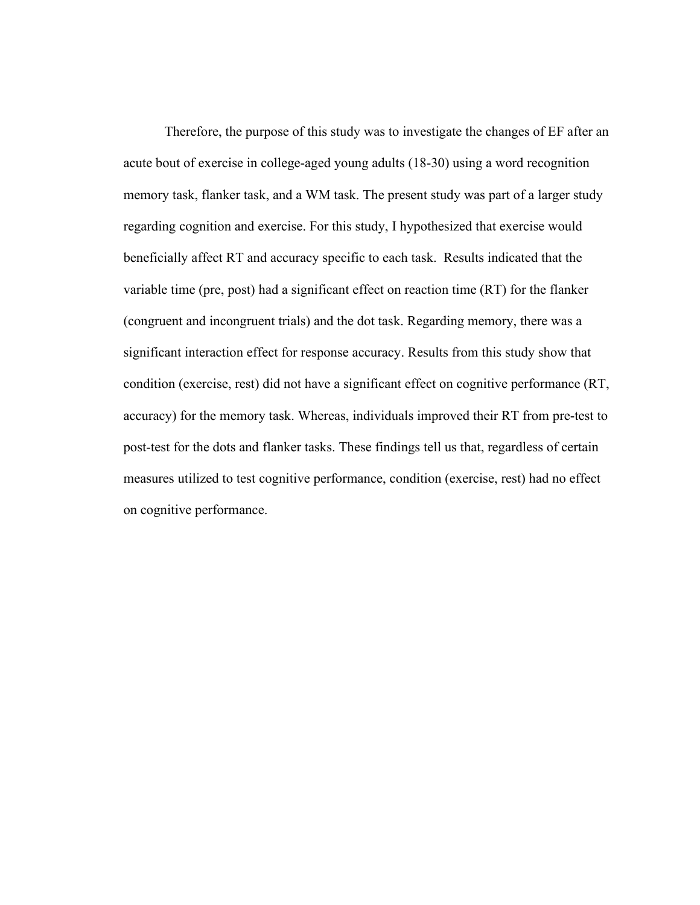Therefore, the purpose of this study was to investigate the changes of EF after an acute bout of exercise in college-aged young adults (18-30) using a word recognition memory task, flanker task, and a WM task. The present study was part of a larger study regarding cognition and exercise. For this study, I hypothesized that exercise would beneficially affect RT and accuracy specific to each task. Results indicated that the variable time (pre, post) had a significant effect on reaction time (RT) for the flanker (congruent and incongruent trials) and the dot task. Regarding memory, there was a significant interaction effect for response accuracy. Results from this study show that condition (exercise, rest) did not have a significant effect on cognitive performance (RT, accuracy) for the memory task. Whereas, individuals improved their RT from pre-test to post-test for the dots and flanker tasks. These findings tell us that, regardless of certain measures utilized to test cognitive performance, condition (exercise, rest) had no effect on cognitive performance.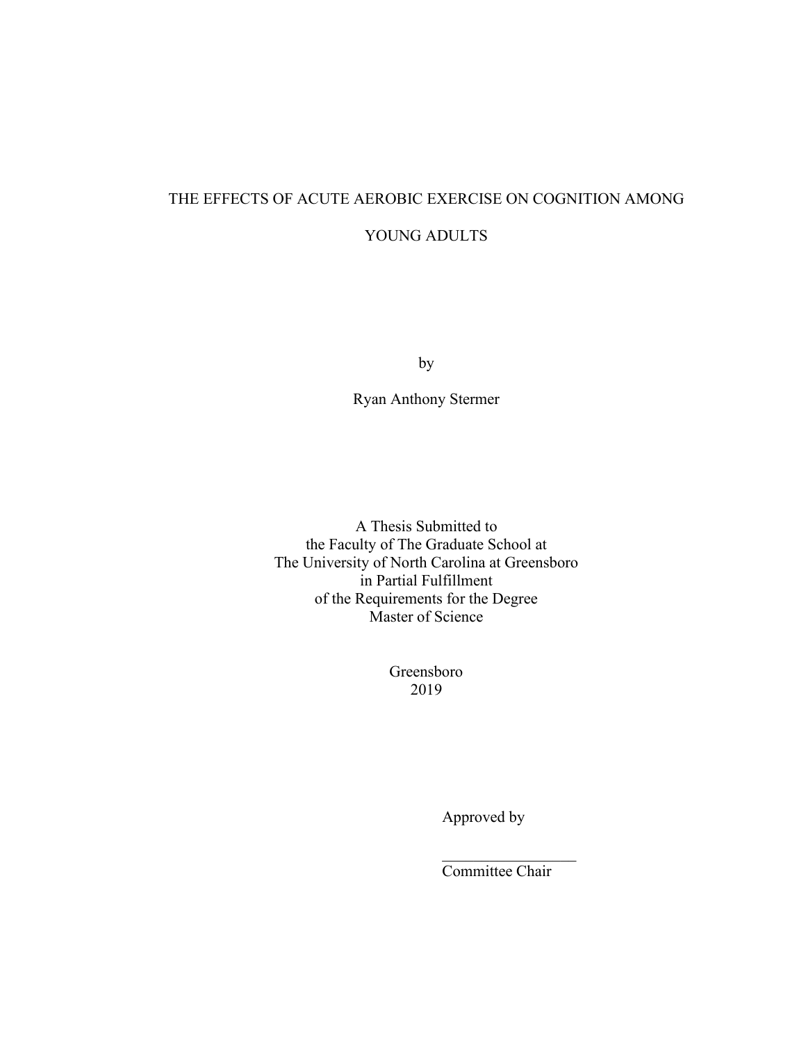# THE EFFECTS OF ACUTE AEROBIC EXERCISE ON COGNITION AMONG YOUNG ADULTS

by

Ryan Anthony Stermer

A Thesis Submitted to
the Faculty of The Graduate School at
The University of North Carolina at Greensboro
in Partial Fulfillment
of the Requirements for the Degree
Master of Science

Greensboro
2019

Approved by

_________________
Committee Chair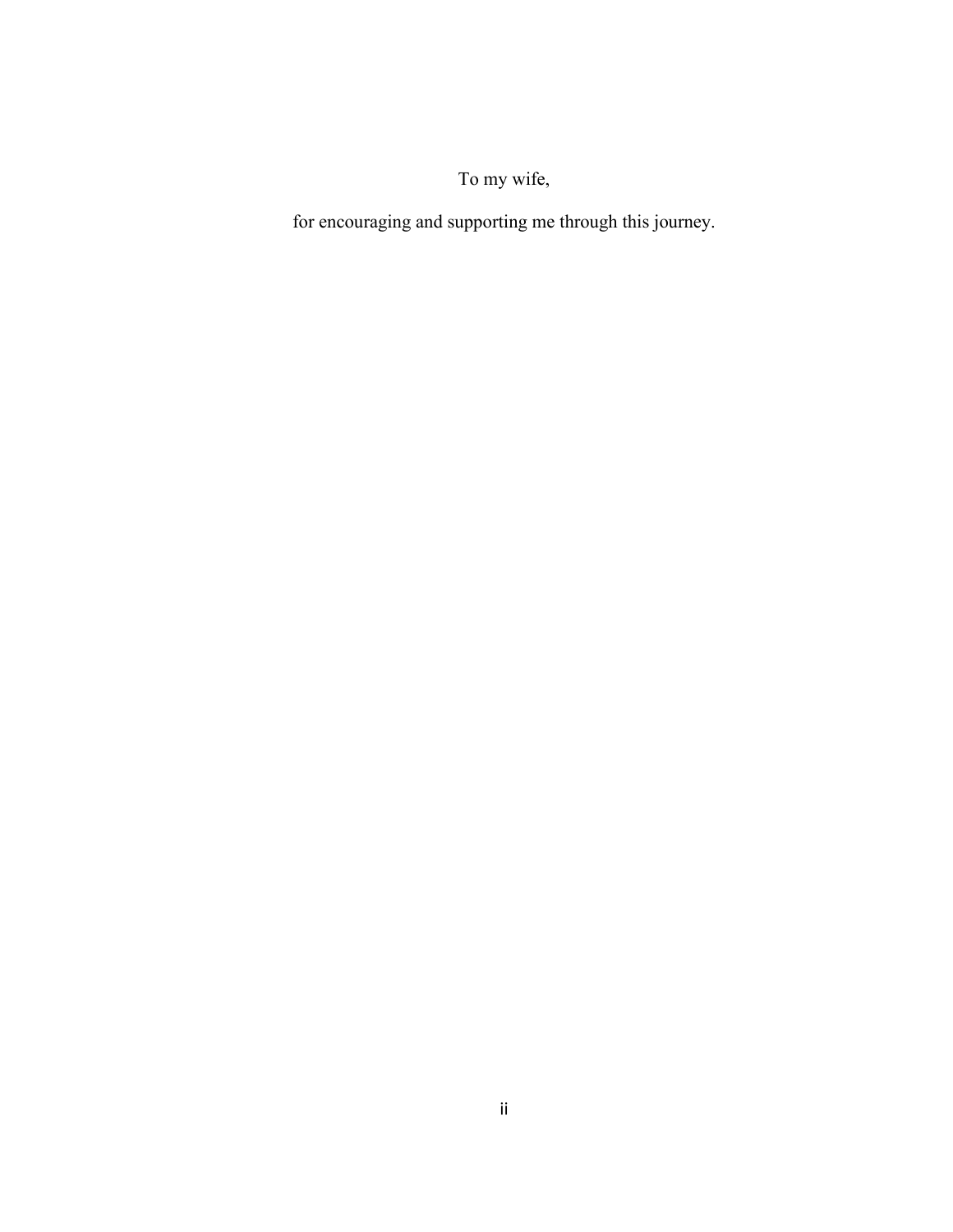To my wife,

for encouraging and supporting me through this journey.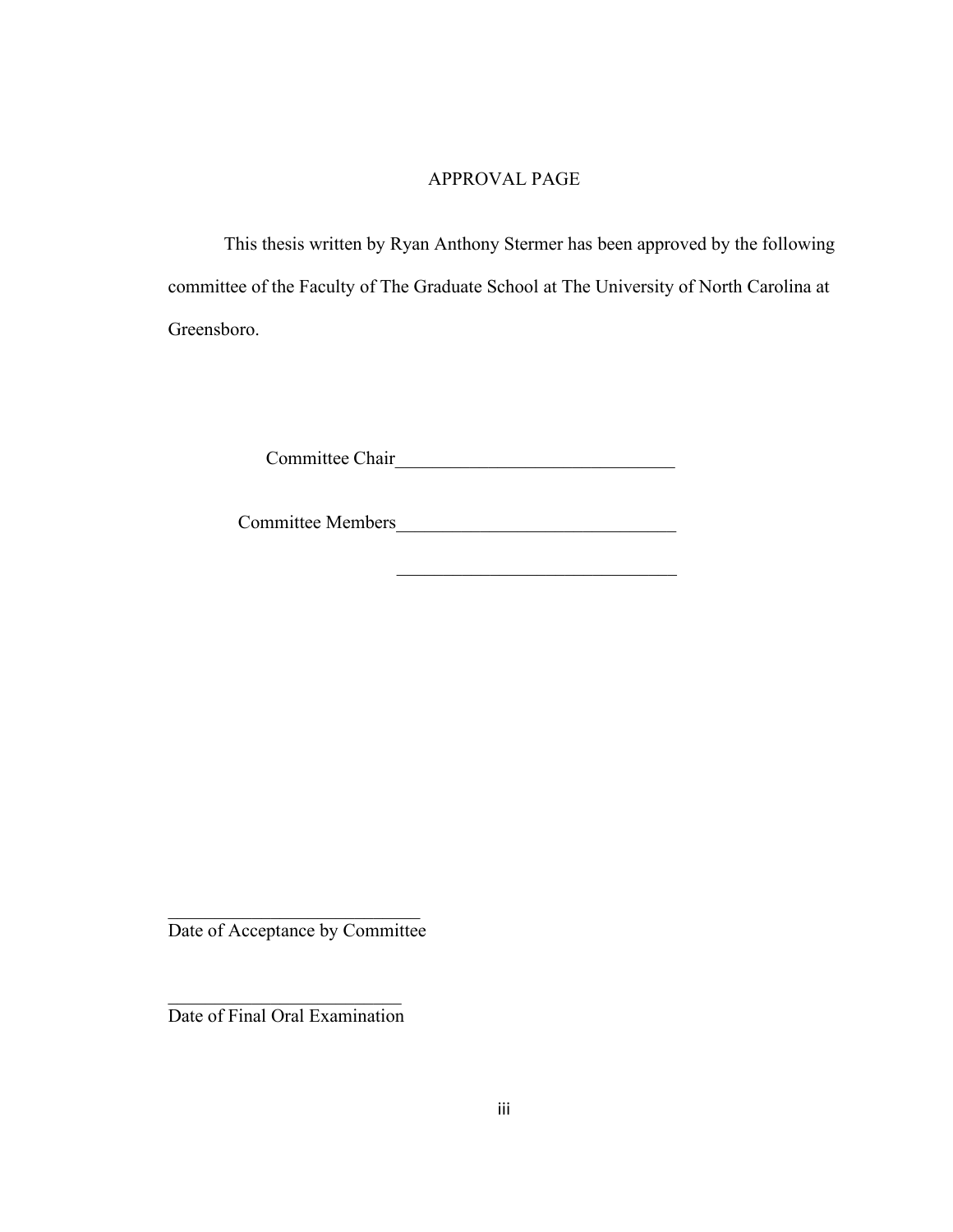# APPROVAL PAGE

This thesis written by Ryan Anthony Stermer has been approved by the following committee of the Faculty of The Graduate School at The University of North Carolina at Greensboro.

Committee Chair______________________________

Committee Members______________________________

______________________________

___________________________
Date of Acceptance by Committee

_________________________
Date of Final Oral Examination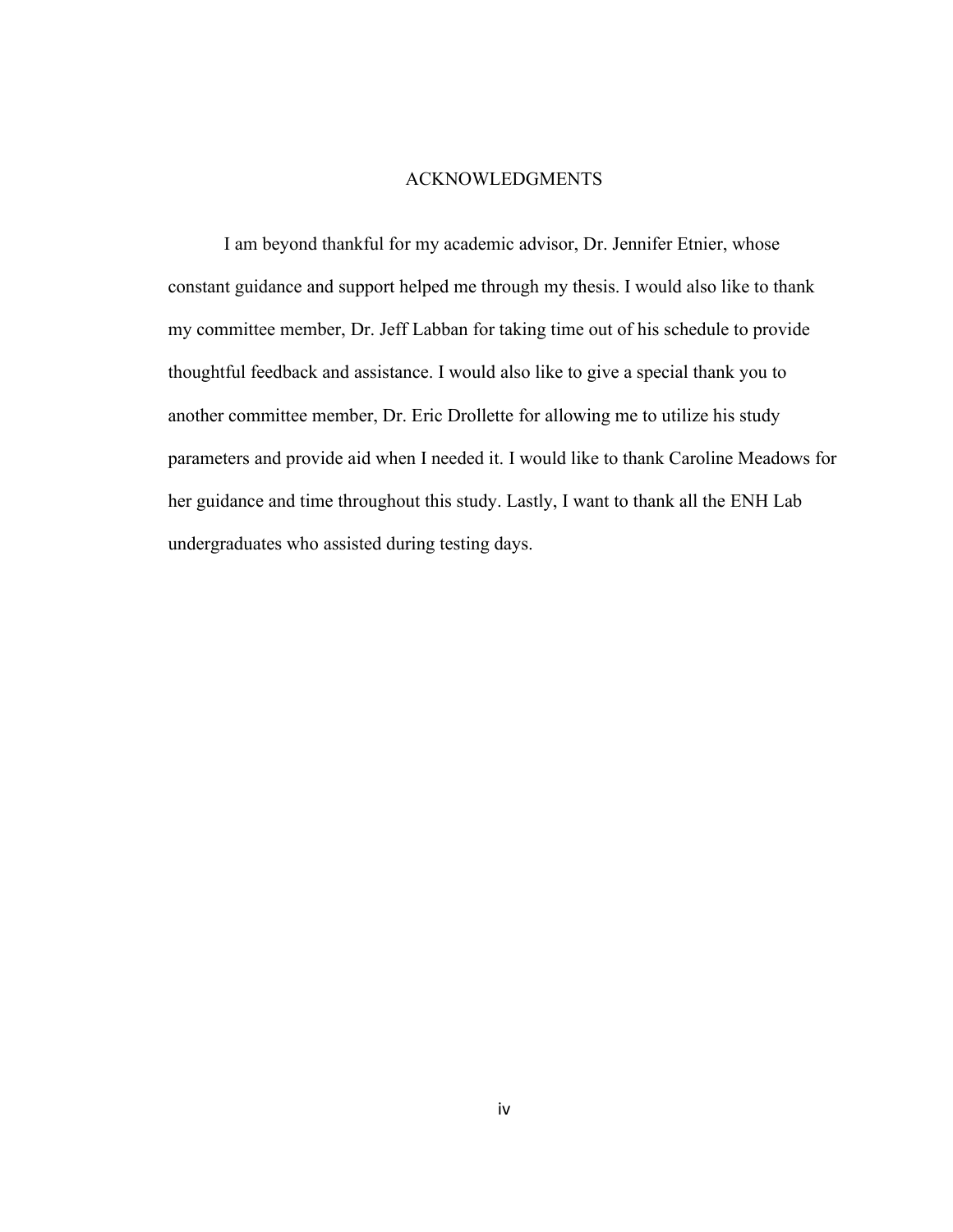# ACKNOWLEDGMENTS

I am beyond thankful for my academic advisor, Dr. Jennifer Etnier, whose constant guidance and support helped me through my thesis. I would also like to thank my committee member, Dr. Jeff Labban for taking time out of his schedule to provide thoughtful feedback and assistance. I would also like to give a special thank you to another committee member, Dr. Eric Drollette for allowing me to utilize his study parameters and provide aid when I needed it. I would like to thank Caroline Meadows for her guidance and time throughout this study. Lastly, I want to thank all the ENH Lab undergraduates who assisted during testing days.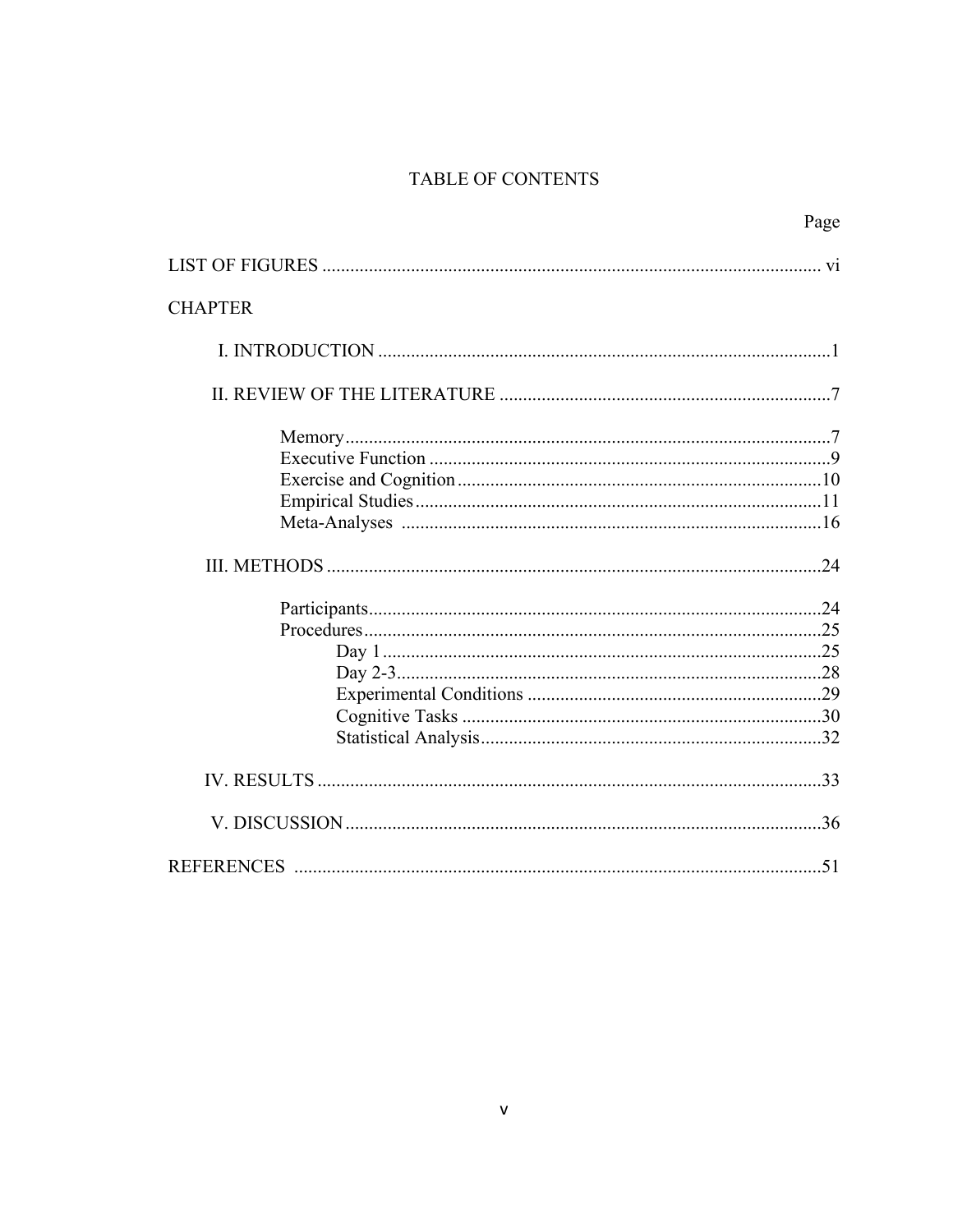# TABLE OF CONTENTS

Page

LIST OF FIGURES .......... vi

CHAPTER

- I. INTRODUCTION .......... 1
- II. REVIEW OF THE LITERATURE .......... 7
  - Memory .......... 7
  - Executive Function .......... 9
  - Exercise and Cognition .......... 10
  - Empirical Studies .......... 11
  - Meta-Analyses .......... 16
- III. METHODS .......... 24
  - Participants .......... 24
  - Procedures .......... 25
    - Day 1 .......... 25
    - Day 2-3 .......... 28
    - Experimental Conditions .......... 29
    - Cognitive Tasks .......... 30
    - Statistical Analysis .......... 32
- IV. RESULTS .......... 33
- V. DISCUSSION .......... 36

REFERENCES .......... 51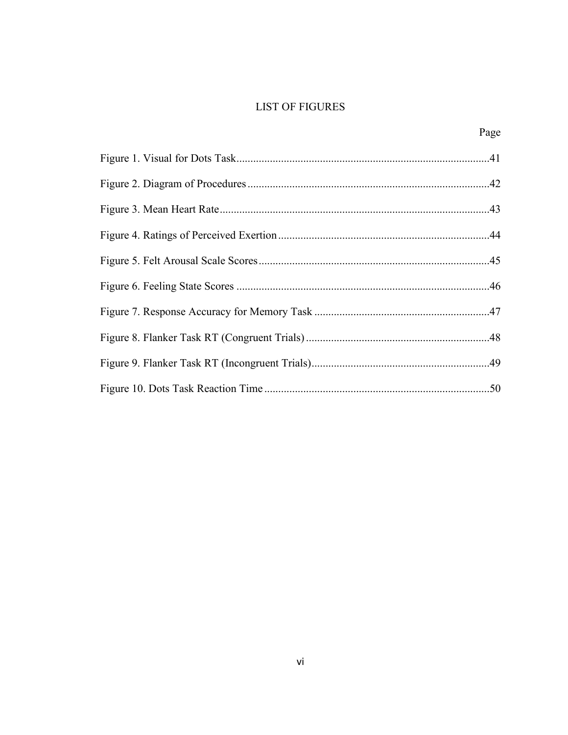# LIST OF FIGURES

| | Page |
|---|---|
| Figure 1. Visual for Dots Task | 41 |
| Figure 2. Diagram of Procedures | 42 |
| Figure 3. Mean Heart Rate | 43 |
| Figure 4. Ratings of Perceived Exertion | 44 |
| Figure 5. Felt Arousal Scale Scores | 45 |
| Figure 6. Feeling State Scores | 46 |
| Figure 7. Response Accuracy for Memory Task | 47 |
| Figure 8. Flanker Task RT (Congruent Trials) | 48 |
| Figure 9. Flanker Task RT (Incongruent Trials) | 49 |
| Figure 10. Dots Task Reaction Time | 50 |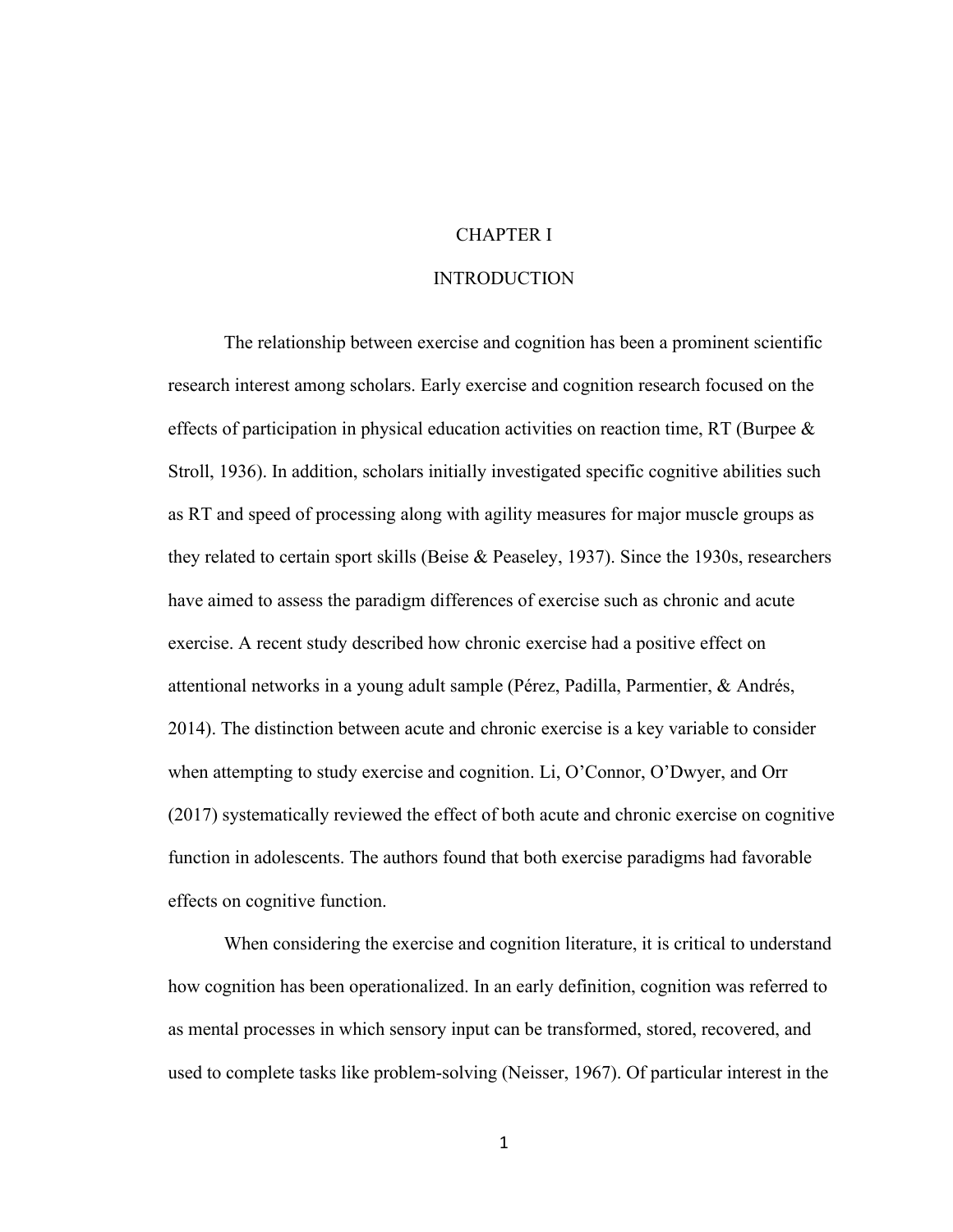# CHAPTER I

# INTRODUCTION

The relationship between exercise and cognition has been a prominent scientific research interest among scholars. Early exercise and cognition research focused on the effects of participation in physical education activities on reaction time, RT (Burpee & Stroll, 1936). In addition, scholars initially investigated specific cognitive abilities such as RT and speed of processing along with agility measures for major muscle groups as they related to certain sport skills (Beise & Peaseley, 1937). Since the 1930s, researchers have aimed to assess the paradigm differences of exercise such as chronic and acute exercise. A recent study described how chronic exercise had a positive effect on attentional networks in a young adult sample (Pérez, Padilla, Parmentier, & Andrés, 2014). The distinction between acute and chronic exercise is a key variable to consider when attempting to study exercise and cognition. Li, O'Connor, O'Dwyer, and Orr (2017) systematically reviewed the effect of both acute and chronic exercise on cognitive function in adolescents. The authors found that both exercise paradigms had favorable effects on cognitive function.

When considering the exercise and cognition literature, it is critical to understand how cognition has been operationalized. In an early definition, cognition was referred to as mental processes in which sensory input can be transformed, stored, recovered, and used to complete tasks like problem-solving (Neisser, 1967). Of particular interest in the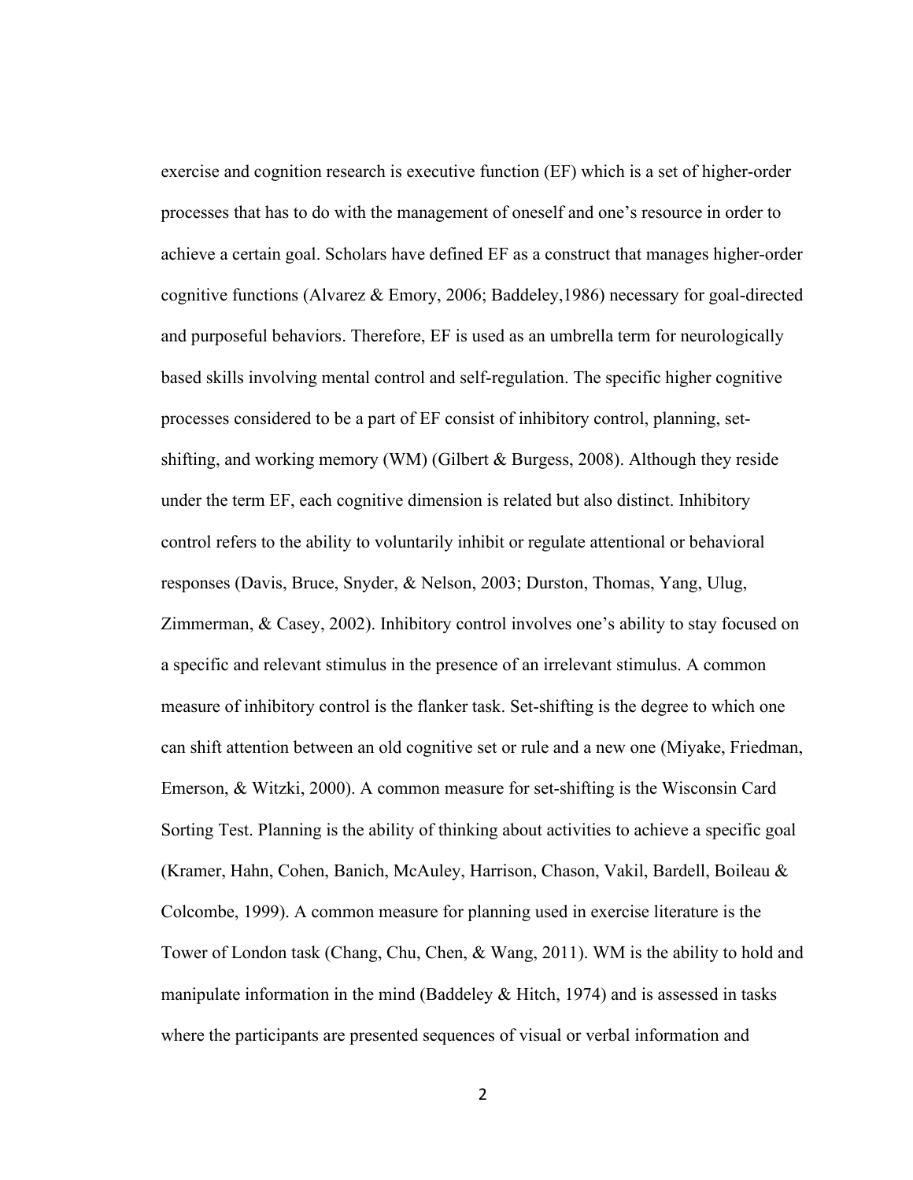exercise and cognition research is executive function (EF) which is a set of higher-order processes that has to do with the management of oneself and one's resource in order to achieve a certain goal. Scholars have defined EF as a construct that manages higher-order cognitive functions (Alvarez & Emory, 2006; Baddeley,1986) necessary for goal-directed and purposeful behaviors. Therefore, EF is used as an umbrella term for neurologically based skills involving mental control and self-regulation. The specific higher cognitive processes considered to be a part of EF consist of inhibitory control, planning, set-shifting, and working memory (WM) (Gilbert & Burgess, 2008). Although they reside under the term EF, each cognitive dimension is related but also distinct. Inhibitory control refers to the ability to voluntarily inhibit or regulate attentional or behavioral responses (Davis, Bruce, Snyder, & Nelson, 2003; Durston, Thomas, Yang, Ulug, Zimmerman, & Casey, 2002). Inhibitory control involves one's ability to stay focused on a specific and relevant stimulus in the presence of an irrelevant stimulus. A common measure of inhibitory control is the flanker task. Set-shifting is the degree to which one can shift attention between an old cognitive set or rule and a new one (Miyake, Friedman, Emerson, & Witzki, 2000). A common measure for set-shifting is the Wisconsin Card Sorting Test. Planning is the ability of thinking about activities to achieve a specific goal (Kramer, Hahn, Cohen, Banich, McAuley, Harrison, Chason, Vakil, Bardell, Boileau & Colcombe, 1999). A common measure for planning used in exercise literature is the Tower of London task (Chang, Chu, Chen, & Wang, 2011). WM is the ability to hold and manipulate information in the mind (Baddeley & Hitch, 1974) and is assessed in tasks where the participants are presented sequences of visual or verbal information and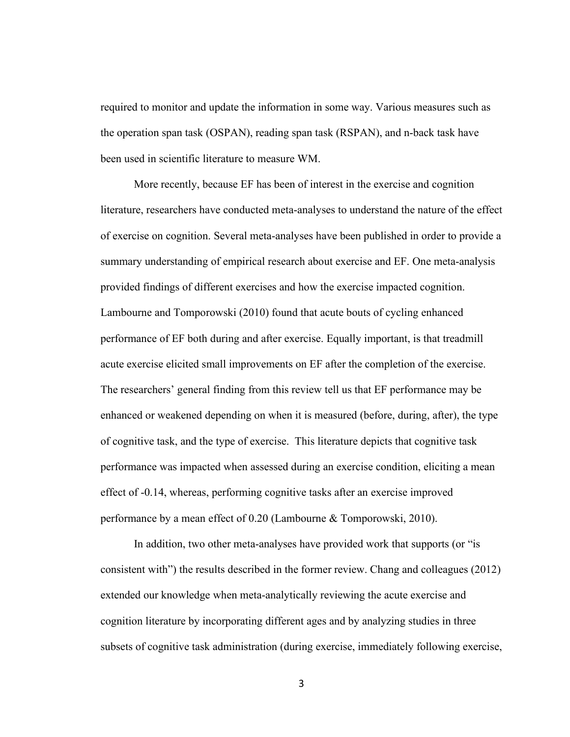required to monitor and update the information in some way. Various measures such as the operation span task (OSPAN), reading span task (RSPAN), and n-back task have been used in scientific literature to measure WM.

More recently, because EF has been of interest in the exercise and cognition literature, researchers have conducted meta-analyses to understand the nature of the effect of exercise on cognition. Several meta-analyses have been published in order to provide a summary understanding of empirical research about exercise and EF. One meta-analysis provided findings of different exercises and how the exercise impacted cognition. Lambourne and Tomporowski (2010) found that acute bouts of cycling enhanced performance of EF both during and after exercise. Equally important, is that treadmill acute exercise elicited small improvements on EF after the completion of the exercise. The researchers' general finding from this review tell us that EF performance may be enhanced or weakened depending on when it is measured (before, during, after), the type of cognitive task, and the type of exercise. This literature depicts that cognitive task performance was impacted when assessed during an exercise condition, eliciting a mean effect of -0.14, whereas, performing cognitive tasks after an exercise improved performance by a mean effect of 0.20 (Lambourne & Tomporowski, 2010).

In addition, two other meta-analyses have provided work that supports (or "is consistent with") the results described in the former review. Chang and colleagues (2012) extended our knowledge when meta-analytically reviewing the acute exercise and cognition literature by incorporating different ages and by analyzing studies in three subsets of cognitive task administration (during exercise, immediately following exercise,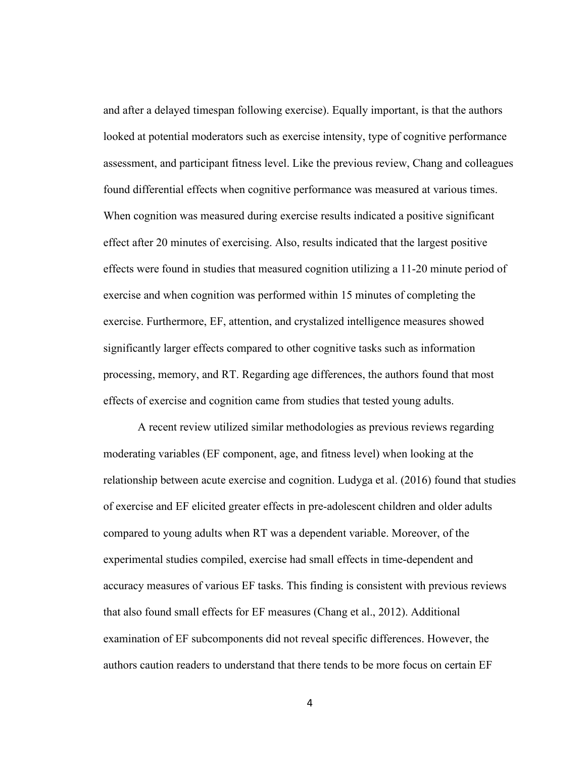and after a delayed timespan following exercise). Equally important, is that the authors looked at potential moderators such as exercise intensity, type of cognitive performance assessment, and participant fitness level. Like the previous review, Chang and colleagues found differential effects when cognitive performance was measured at various times. When cognition was measured during exercise results indicated a positive significant effect after 20 minutes of exercising. Also, results indicated that the largest positive effects were found in studies that measured cognition utilizing a 11-20 minute period of exercise and when cognition was performed within 15 minutes of completing the exercise. Furthermore, EF, attention, and crystalized intelligence measures showed significantly larger effects compared to other cognitive tasks such as information processing, memory, and RT. Regarding age differences, the authors found that most effects of exercise and cognition came from studies that tested young adults.

A recent review utilized similar methodologies as previous reviews regarding moderating variables (EF component, age, and fitness level) when looking at the relationship between acute exercise and cognition. Ludyga et al. (2016) found that studies of exercise and EF elicited greater effects in pre-adolescent children and older adults compared to young adults when RT was a dependent variable. Moreover, of the experimental studies compiled, exercise had small effects in time-dependent and accuracy measures of various EF tasks. This finding is consistent with previous reviews that also found small effects for EF measures (Chang et al., 2012). Additional examination of EF subcomponents did not reveal specific differences. However, the authors caution readers to understand that there tends to be more focus on certain EF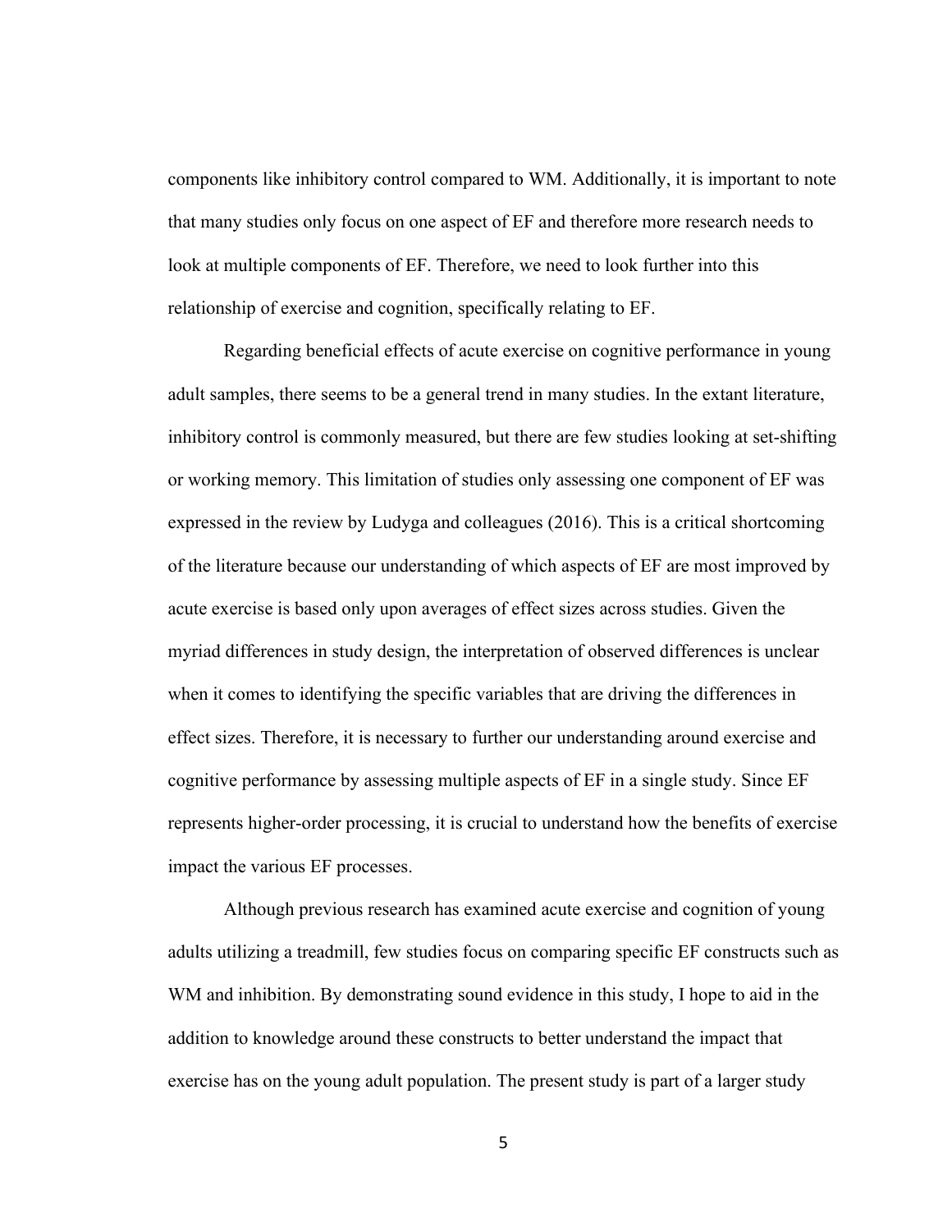components like inhibitory control compared to WM. Additionally, it is important to note that many studies only focus on one aspect of EF and therefore more research needs to look at multiple components of EF. Therefore, we need to look further into this relationship of exercise and cognition, specifically relating to EF.

Regarding beneficial effects of acute exercise on cognitive performance in young adult samples, there seems to be a general trend in many studies. In the extant literature, inhibitory control is commonly measured, but there are few studies looking at set-shifting or working memory. This limitation of studies only assessing one component of EF was expressed in the review by Ludyga and colleagues (2016). This is a critical shortcoming of the literature because our understanding of which aspects of EF are most improved by acute exercise is based only upon averages of effect sizes across studies. Given the myriad differences in study design, the interpretation of observed differences is unclear when it comes to identifying the specific variables that are driving the differences in effect sizes. Therefore, it is necessary to further our understanding around exercise and cognitive performance by assessing multiple aspects of EF in a single study. Since EF represents higher-order processing, it is crucial to understand how the benefits of exercise impact the various EF processes.

Although previous research has examined acute exercise and cognition of young adults utilizing a treadmill, few studies focus on comparing specific EF constructs such as WM and inhibition. By demonstrating sound evidence in this study, I hope to aid in the addition to knowledge around these constructs to better understand the impact that exercise has on the young adult population. The present study is part of a larger study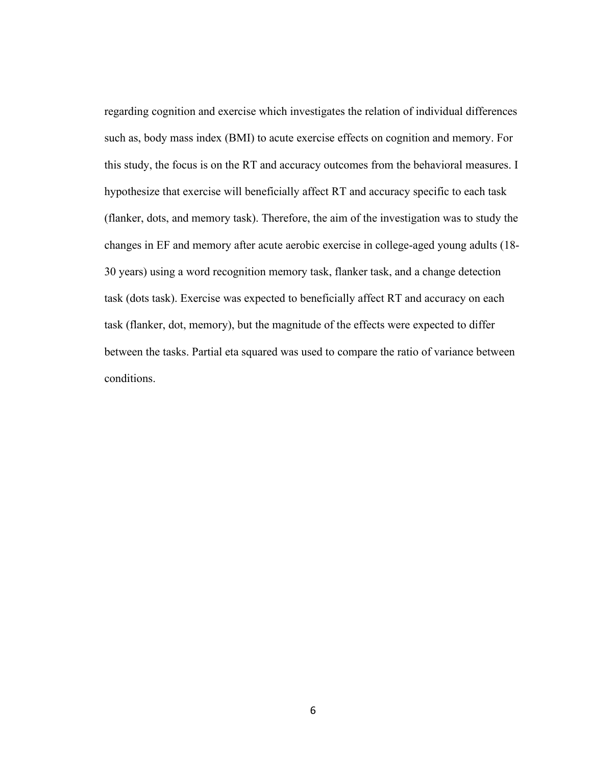regarding cognition and exercise which investigates the relation of individual differences such as, body mass index (BMI) to acute exercise effects on cognition and memory. For this study, the focus is on the RT and accuracy outcomes from the behavioral measures. I hypothesize that exercise will beneficially affect RT and accuracy specific to each task (flanker, dots, and memory task). Therefore, the aim of the investigation was to study the changes in EF and memory after acute aerobic exercise in college-aged young adults (18-30 years) using a word recognition memory task, flanker task, and a change detection task (dots task). Exercise was expected to beneficially affect RT and accuracy on each task (flanker, dot, memory), but the magnitude of the effects were expected to differ between the tasks. Partial eta squared was used to compare the ratio of variance between conditions.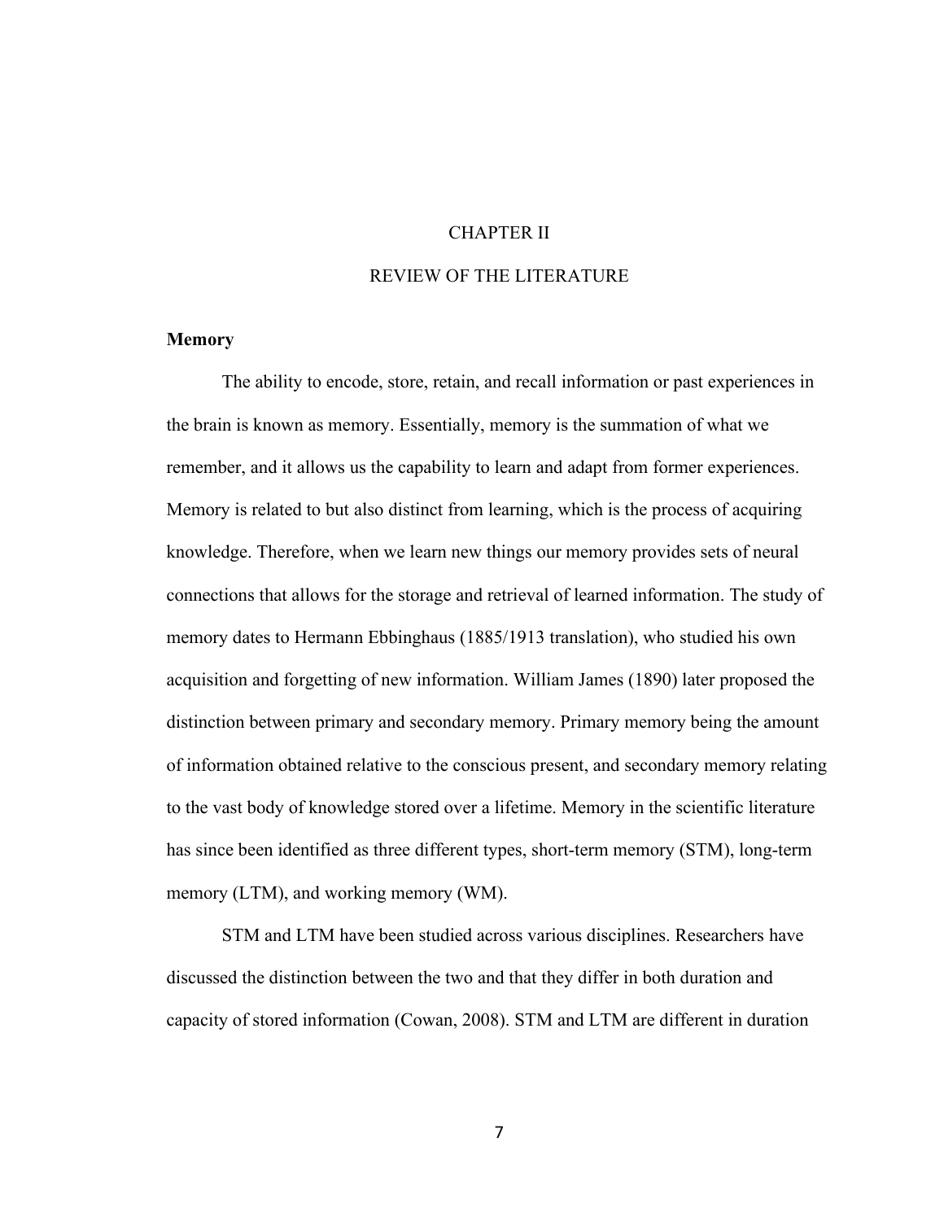# CHAPTER II

# REVIEW OF THE LITERATURE

## Memory

The ability to encode, store, retain, and recall information or past experiences in the brain is known as memory. Essentially, memory is the summation of what we remember, and it allows us the capability to learn and adapt from former experiences. Memory is related to but also distinct from learning, which is the process of acquiring knowledge. Therefore, when we learn new things our memory provides sets of neural connections that allows for the storage and retrieval of learned information. The study of memory dates to Hermann Ebbinghaus (1885/1913 translation), who studied his own acquisition and forgetting of new information. William James (1890) later proposed the distinction between primary and secondary memory. Primary memory being the amount of information obtained relative to the conscious present, and secondary memory relating to the vast body of knowledge stored over a lifetime. Memory in the scientific literature has since been identified as three different types, short-term memory (STM), long-term memory (LTM), and working memory (WM).

STM and LTM have been studied across various disciplines. Researchers have discussed the distinction between the two and that they differ in both duration and capacity of stored information (Cowan, 2008). STM and LTM are different in duration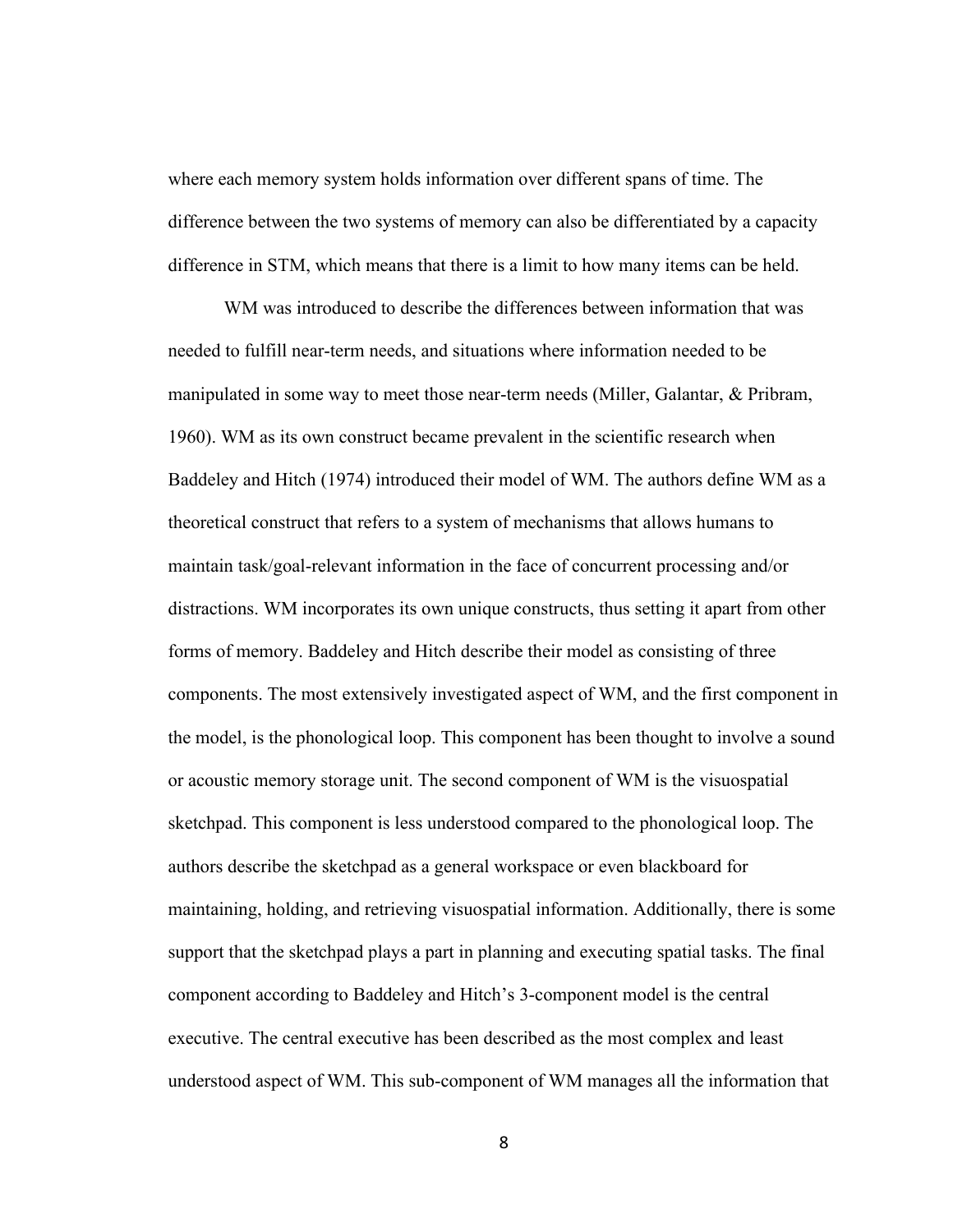where each memory system holds information over different spans of time. The difference between the two systems of memory can also be differentiated by a capacity difference in STM, which means that there is a limit to how many items can be held.

WM was introduced to describe the differences between information that was needed to fulfill near-term needs, and situations where information needed to be manipulated in some way to meet those near-term needs (Miller, Galantar, & Pribram, 1960). WM as its own construct became prevalent in the scientific research when Baddeley and Hitch (1974) introduced their model of WM. The authors define WM as a theoretical construct that refers to a system of mechanisms that allows humans to maintain task/goal-relevant information in the face of concurrent processing and/or distractions. WM incorporates its own unique constructs, thus setting it apart from other forms of memory. Baddeley and Hitch describe their model as consisting of three components. The most extensively investigated aspect of WM, and the first component in the model, is the phonological loop. This component has been thought to involve a sound or acoustic memory storage unit. The second component of WM is the visuospatial sketchpad. This component is less understood compared to the phonological loop. The authors describe the sketchpad as a general workspace or even blackboard for maintaining, holding, and retrieving visuospatial information. Additionally, there is some support that the sketchpad plays a part in planning and executing spatial tasks. The final component according to Baddeley and Hitch's 3-component model is the central executive. The central executive has been described as the most complex and least understood aspect of WM. This sub-component of WM manages all the information that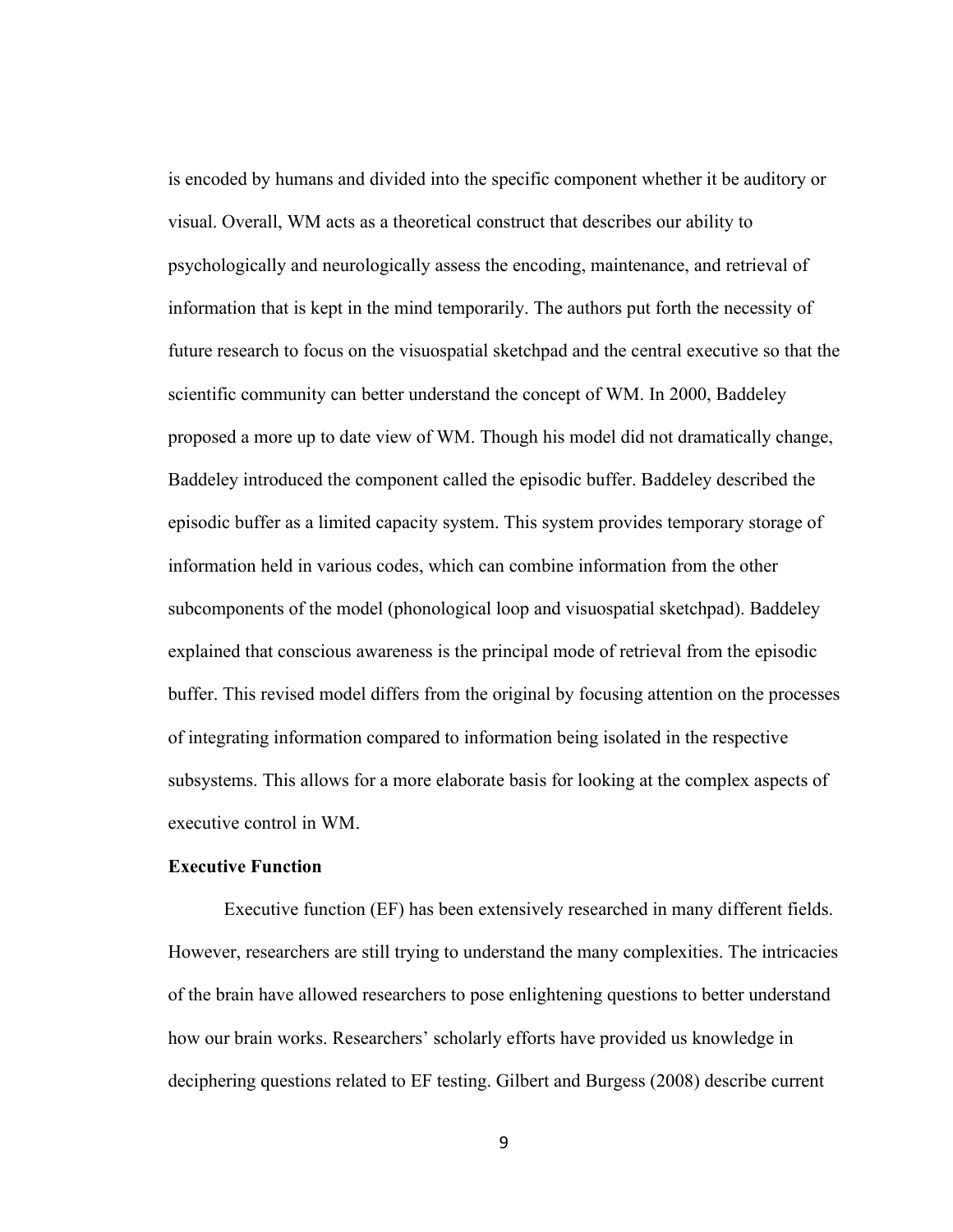is encoded by humans and divided into the specific component whether it be auditory or visual. Overall, WM acts as a theoretical construct that describes our ability to psychologically and neurologically assess the encoding, maintenance, and retrieval of information that is kept in the mind temporarily. The authors put forth the necessity of future research to focus on the visuospatial sketchpad and the central executive so that the scientific community can better understand the concept of WM. In 2000, Baddeley proposed a more up to date view of WM. Though his model did not dramatically change, Baddeley introduced the component called the episodic buffer. Baddeley described the episodic buffer as a limited capacity system. This system provides temporary storage of information held in various codes, which can combine information from the other subcomponents of the model (phonological loop and visuospatial sketchpad). Baddeley explained that conscious awareness is the principal mode of retrieval from the episodic buffer. This revised model differs from the original by focusing attention on the processes of integrating information compared to information being isolated in the respective subsystems. This allows for a more elaborate basis for looking at the complex aspects of executive control in WM.

**Executive Function**

Executive function (EF) has been extensively researched in many different fields. However, researchers are still trying to understand the many complexities. The intricacies of the brain have allowed researchers to pose enlightening questions to better understand how our brain works. Researchers' scholarly efforts have provided us knowledge in deciphering questions related to EF testing. Gilbert and Burgess (2008) describe current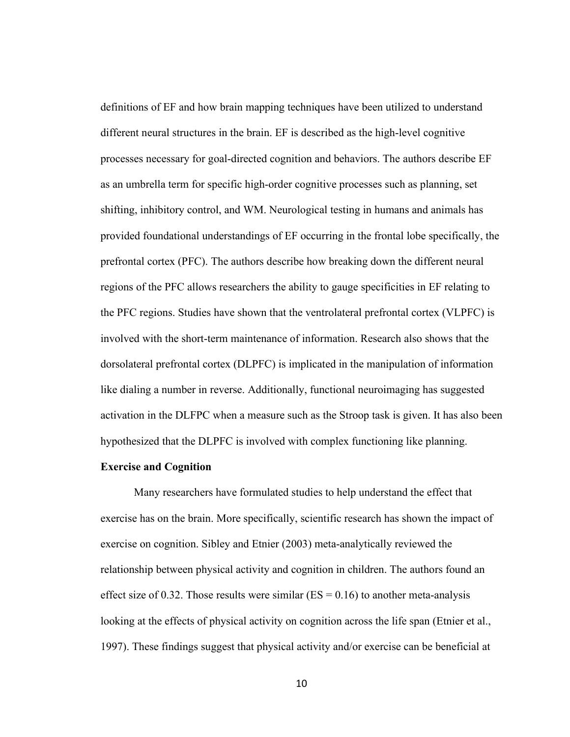definitions of EF and how brain mapping techniques have been utilized to understand different neural structures in the brain. EF is described as the high-level cognitive processes necessary for goal-directed cognition and behaviors. The authors describe EF as an umbrella term for specific high-order cognitive processes such as planning, set shifting, inhibitory control, and WM. Neurological testing in humans and animals has provided foundational understandings of EF occurring in the frontal lobe specifically, the prefrontal cortex (PFC). The authors describe how breaking down the different neural regions of the PFC allows researchers the ability to gauge specificities in EF relating to the PFC regions. Studies have shown that the ventrolateral prefrontal cortex (VLPFC) is involved with the short-term maintenance of information. Research also shows that the dorsolateral prefrontal cortex (DLPFC) is implicated in the manipulation of information like dialing a number in reverse. Additionally, functional neuroimaging has suggested activation in the DLFPC when a measure such as the Stroop task is given. It has also been hypothesized that the DLPFC is involved with complex functioning like planning.

**Exercise and Cognition**

Many researchers have formulated studies to help understand the effect that exercise has on the brain. More specifically, scientific research has shown the impact of exercise on cognition. Sibley and Etnier (2003) meta-analytically reviewed the relationship between physical activity and cognition in children. The authors found an effect size of 0.32. Those results were similar (ES = 0.16) to another meta-analysis looking at the effects of physical activity on cognition across the life span (Etnier et al., 1997). These findings suggest that physical activity and/or exercise can be beneficial at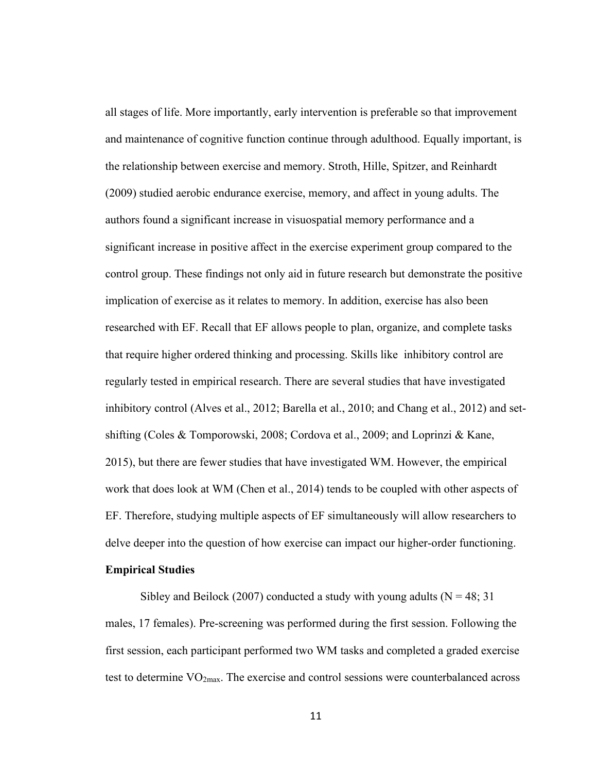all stages of life. More importantly, early intervention is preferable so that improvement and maintenance of cognitive function continue through adulthood. Equally important, is the relationship between exercise and memory. Stroth, Hille, Spitzer, and Reinhardt (2009) studied aerobic endurance exercise, memory, and affect in young adults. The authors found a significant increase in visuospatial memory performance and a significant increase in positive affect in the exercise experiment group compared to the control group. These findings not only aid in future research but demonstrate the positive implication of exercise as it relates to memory. In addition, exercise has also been researched with EF. Recall that EF allows people to plan, organize, and complete tasks that require higher ordered thinking and processing. Skills like inhibitory control are regularly tested in empirical research. There are several studies that have investigated inhibitory control (Alves et al., 2012; Barella et al., 2010; and Chang et al., 2012) and set-shifting (Coles & Tomporowski, 2008; Cordova et al., 2009; and Loprinzi & Kane, 2015), but there are fewer studies that have investigated WM. However, the empirical work that does look at WM (Chen et al., 2014) tends to be coupled with other aspects of EF. Therefore, studying multiple aspects of EF simultaneously will allow researchers to delve deeper into the question of how exercise can impact our higher-order functioning.

**Empirical Studies**

Sibley and Beilock (2007) conducted a study with young adults (N = 48; 31 males, 17 females). Pre-screening was performed during the first session. Following the first session, each participant performed two WM tasks and completed a graded exercise test to determine $VO_{2max}$. The exercise and control sessions were counterbalanced across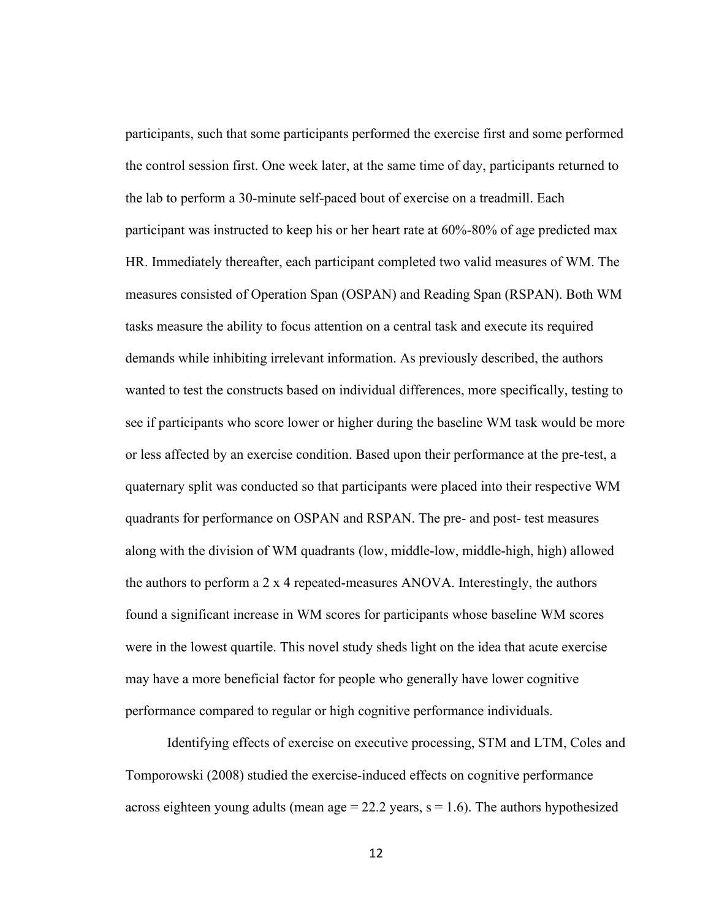participants, such that some participants performed the exercise first and some performed the control session first. One week later, at the same time of day, participants returned to the lab to perform a 30-minute self-paced bout of exercise on a treadmill. Each participant was instructed to keep his or her heart rate at 60%-80% of age predicted max HR. Immediately thereafter, each participant completed two valid measures of WM. The measures consisted of Operation Span (OSPAN) and Reading Span (RSPAN). Both WM tasks measure the ability to focus attention on a central task and execute its required demands while inhibiting irrelevant information. As previously described, the authors wanted to test the constructs based on individual differences, more specifically, testing to see if participants who score lower or higher during the baseline WM task would be more or less affected by an exercise condition. Based upon their performance at the pre-test, a quaternary split was conducted so that participants were placed into their respective WM quadrants for performance on OSPAN and RSPAN. The pre- and post- test measures along with the division of WM quadrants (low, middle-low, middle-high, high) allowed the authors to perform a 2 x 4 repeated-measures ANOVA. Interestingly, the authors found a significant increase in WM scores for participants whose baseline WM scores were in the lowest quartile. This novel study sheds light on the idea that acute exercise may have a more beneficial factor for people who generally have lower cognitive performance compared to regular or high cognitive performance individuals.

Identifying effects of exercise on executive processing, STM and LTM, Coles and Tomporowski (2008) studied the exercise-induced effects on cognitive performance across eighteen young adults (mean age = 22.2 years, $s = 1.6$). The authors hypothesized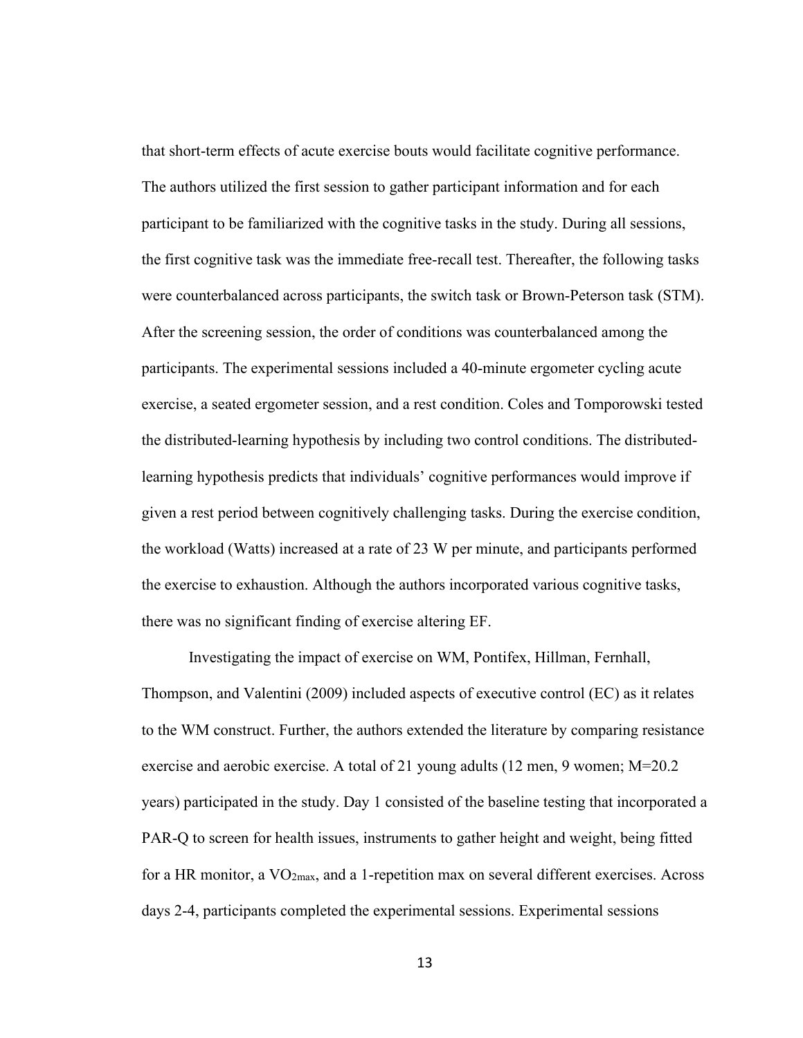that short-term effects of acute exercise bouts would facilitate cognitive performance. The authors utilized the first session to gather participant information and for each participant to be familiarized with the cognitive tasks in the study. During all sessions, the first cognitive task was the immediate free-recall test. Thereafter, the following tasks were counterbalanced across participants, the switch task or Brown-Peterson task (STM). After the screening session, the order of conditions was counterbalanced among the participants. The experimental sessions included a 40-minute ergometer cycling acute exercise, a seated ergometer session, and a rest condition. Coles and Tomporowski tested the distributed-learning hypothesis by including two control conditions. The distributed-learning hypothesis predicts that individuals' cognitive performances would improve if given a rest period between cognitively challenging tasks. During the exercise condition, the workload (Watts) increased at a rate of 23 W per minute, and participants performed the exercise to exhaustion. Although the authors incorporated various cognitive tasks, there was no significant finding of exercise altering EF.

Investigating the impact of exercise on WM, Pontifex, Hillman, Fernhall, Thompson, and Valentini (2009) included aspects of executive control (EC) as it relates to the WM construct. Further, the authors extended the literature by comparing resistance exercise and aerobic exercise. A total of 21 young adults (12 men, 9 women; M=20.2 years) participated in the study. Day 1 consisted of the baseline testing that incorporated a PAR-Q to screen for health issues, instruments to gather height and weight, being fitted for a HR monitor, a $VO_{2max}$, and a 1-repetition max on several different exercises. Across days 2-4, participants completed the experimental sessions. Experimental sessions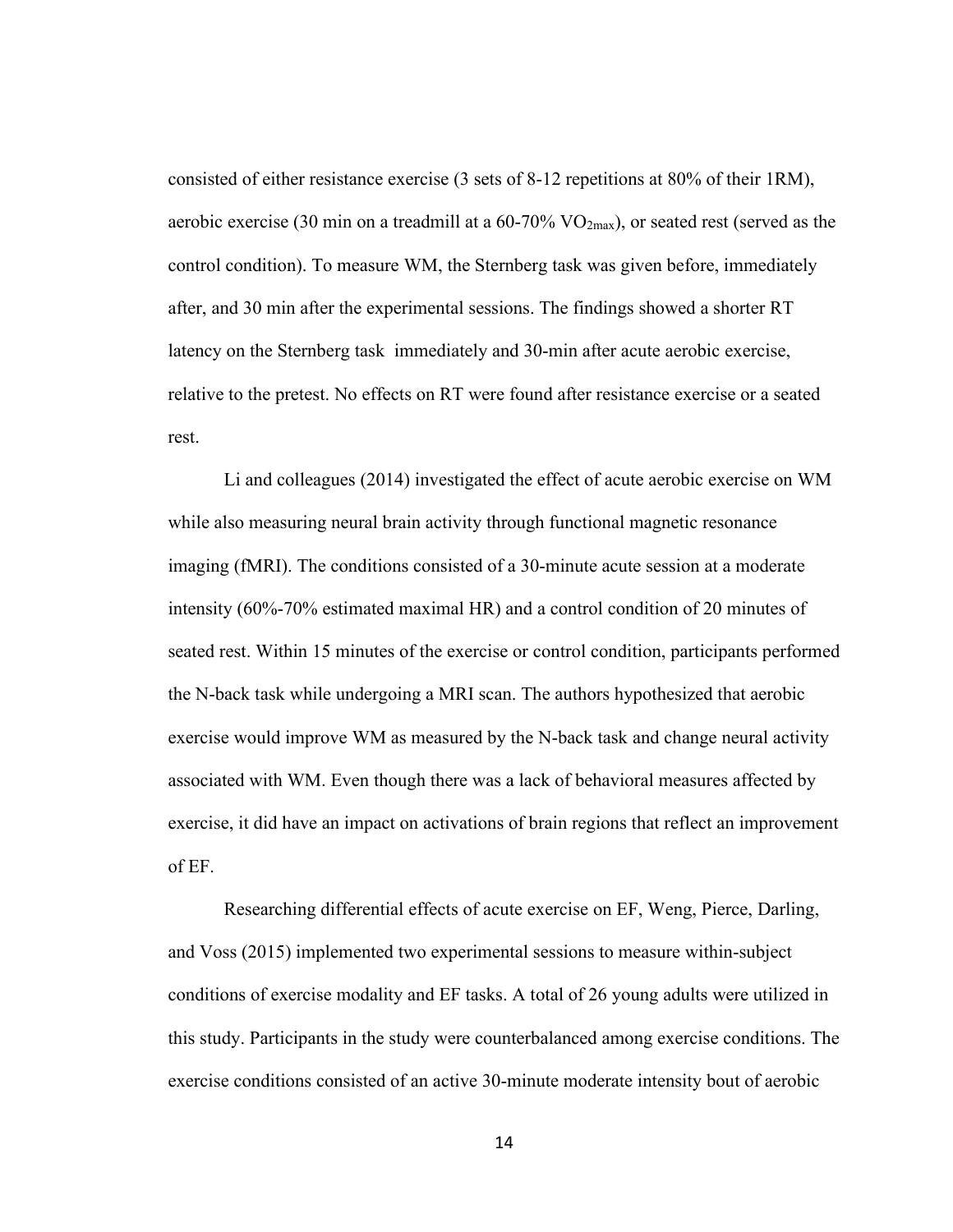consisted of either resistance exercise (3 sets of 8-12 repetitions at 80% of their 1RM), aerobic exercise (30 min on a treadmill at a 60-70% $VO_{2max}$), or seated rest (served as the control condition). To measure WM, the Sternberg task was given before, immediately after, and 30 min after the experimental sessions. The findings showed a shorter RT latency on the Sternberg task immediately and 30-min after acute aerobic exercise, relative to the pretest. No effects on RT were found after resistance exercise or a seated rest.

Li and colleagues (2014) investigated the effect of acute aerobic exercise on WM while also measuring neural brain activity through functional magnetic resonance imaging (fMRI). The conditions consisted of a 30-minute acute session at a moderate intensity (60%-70% estimated maximal HR) and a control condition of 20 minutes of seated rest. Within 15 minutes of the exercise or control condition, participants performed the N-back task while undergoing a MRI scan. The authors hypothesized that aerobic exercise would improve WM as measured by the N-back task and change neural activity associated with WM. Even though there was a lack of behavioral measures affected by exercise, it did have an impact on activations of brain regions that reflect an improvement of EF.

Researching differential effects of acute exercise on EF, Weng, Pierce, Darling, and Voss (2015) implemented two experimental sessions to measure within-subject conditions of exercise modality and EF tasks. A total of 26 young adults were utilized in this study. Participants in the study were counterbalanced among exercise conditions. The exercise conditions consisted of an active 30-minute moderate intensity bout of aerobic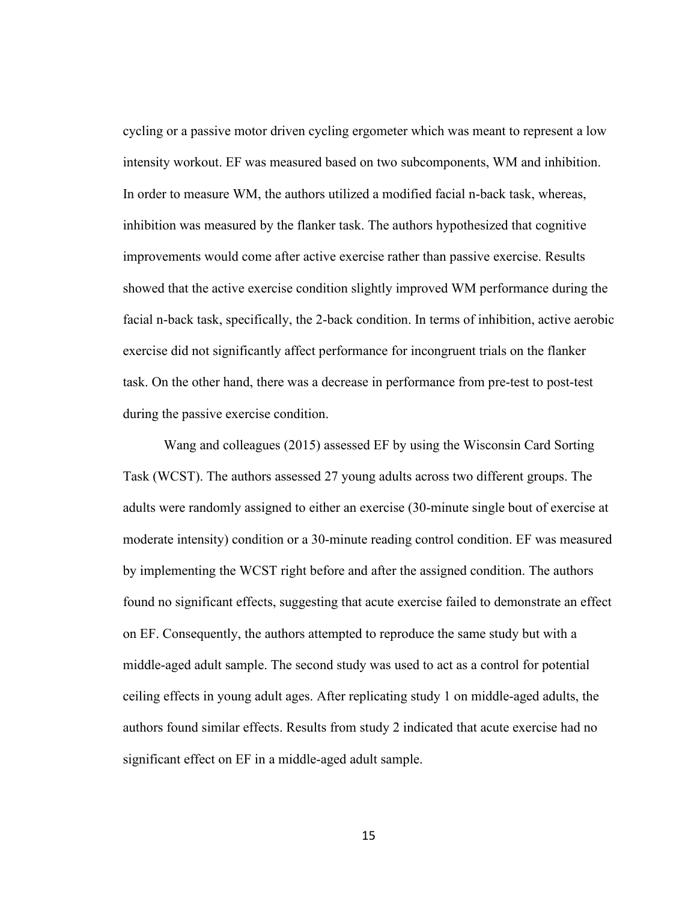cycling or a passive motor driven cycling ergometer which was meant to represent a low intensity workout. EF was measured based on two subcomponents, WM and inhibition. In order to measure WM, the authors utilized a modified facial n-back task, whereas, inhibition was measured by the flanker task. The authors hypothesized that cognitive improvements would come after active exercise rather than passive exercise. Results showed that the active exercise condition slightly improved WM performance during the facial n-back task, specifically, the 2-back condition. In terms of inhibition, active aerobic exercise did not significantly affect performance for incongruent trials on the flanker task. On the other hand, there was a decrease in performance from pre-test to post-test during the passive exercise condition.

Wang and colleagues (2015) assessed EF by using the Wisconsin Card Sorting Task (WCST). The authors assessed 27 young adults across two different groups. The adults were randomly assigned to either an exercise (30-minute single bout of exercise at moderate intensity) condition or a 30-minute reading control condition. EF was measured by implementing the WCST right before and after the assigned condition. The authors found no significant effects, suggesting that acute exercise failed to demonstrate an effect on EF. Consequently, the authors attempted to reproduce the same study but with a middle-aged adult sample. The second study was used to act as a control for potential ceiling effects in young adult ages. After replicating study 1 on middle-aged adults, the authors found similar effects. Results from study 2 indicated that acute exercise had no significant effect on EF in a middle-aged adult sample.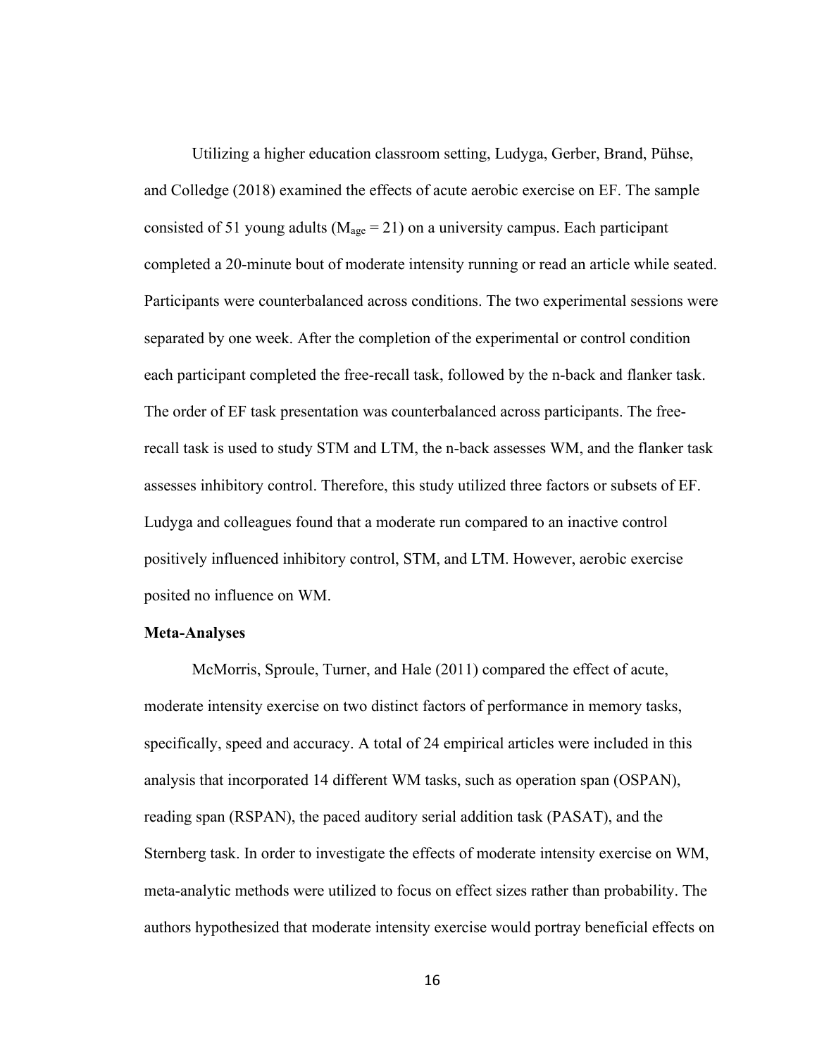Utilizing a higher education classroom setting, Ludyga, Gerber, Brand, Pühse, and Colledge (2018) examined the effects of acute aerobic exercise on EF. The sample consisted of 51 young adults ($M_{age}$ = 21) on a university campus. Each participant completed a 20-minute bout of moderate intensity running or read an article while seated. Participants were counterbalanced across conditions. The two experimental sessions were separated by one week. After the completion of the experimental or control condition each participant completed the free-recall task, followed by the n-back and flanker task. The order of EF task presentation was counterbalanced across participants. The free-recall task is used to study STM and LTM, the n-back assesses WM, and the flanker task assesses inhibitory control. Therefore, this study utilized three factors or subsets of EF. Ludyga and colleagues found that a moderate run compared to an inactive control positively influenced inhibitory control, STM, and LTM. However, aerobic exercise posited no influence on WM.

**Meta-Analyses**

McMorris, Sproule, Turner, and Hale (2011) compared the effect of acute, moderate intensity exercise on two distinct factors of performance in memory tasks, specifically, speed and accuracy. A total of 24 empirical articles were included in this analysis that incorporated 14 different WM tasks, such as operation span (OSPAN), reading span (RSPAN), the paced auditory serial addition task (PASAT), and the Sternberg task. In order to investigate the effects of moderate intensity exercise on WM, meta-analytic methods were utilized to focus on effect sizes rather than probability. The authors hypothesized that moderate intensity exercise would portray beneficial effects on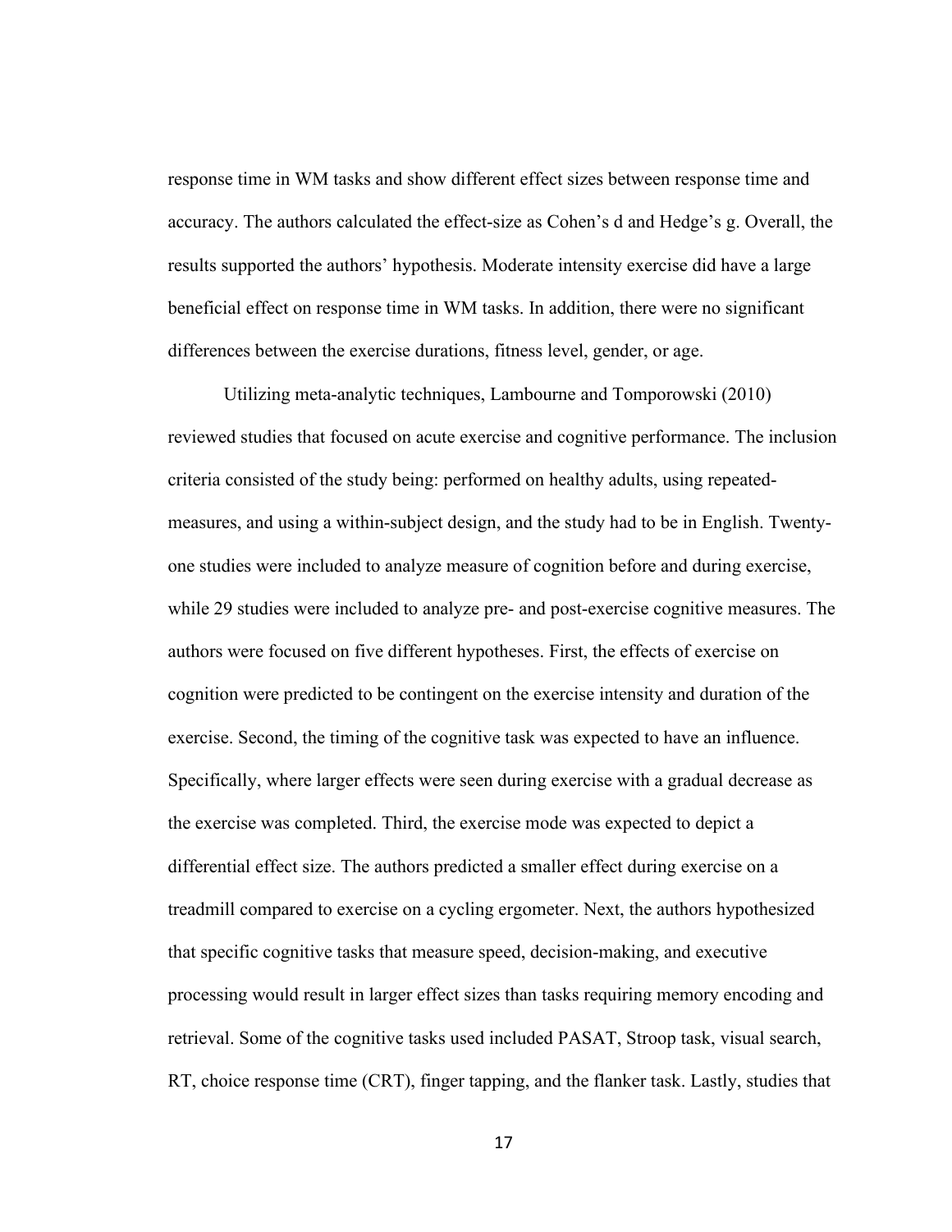response time in WM tasks and show different effect sizes between response time and accuracy. The authors calculated the effect-size as Cohen's d and Hedge's g. Overall, the results supported the authors' hypothesis. Moderate intensity exercise did have a large beneficial effect on response time in WM tasks. In addition, there were no significant differences between the exercise durations, fitness level, gender, or age.

Utilizing meta-analytic techniques, Lambourne and Tomporowski (2010) reviewed studies that focused on acute exercise and cognitive performance. The inclusion criteria consisted of the study being: performed on healthy adults, using repeated-measures, and using a within-subject design, and the study had to be in English. Twenty-one studies were included to analyze measure of cognition before and during exercise, while 29 studies were included to analyze pre- and post-exercise cognitive measures. The authors were focused on five different hypotheses. First, the effects of exercise on cognition were predicted to be contingent on the exercise intensity and duration of the exercise. Second, the timing of the cognitive task was expected to have an influence. Specifically, where larger effects were seen during exercise with a gradual decrease as the exercise was completed. Third, the exercise mode was expected to depict a differential effect size. The authors predicted a smaller effect during exercise on a treadmill compared to exercise on a cycling ergometer. Next, the authors hypothesized that specific cognitive tasks that measure speed, decision-making, and executive processing would result in larger effect sizes than tasks requiring memory encoding and retrieval. Some of the cognitive tasks used included PASAT, Stroop task, visual search, RT, choice response time (CRT), finger tapping, and the flanker task. Lastly, studies that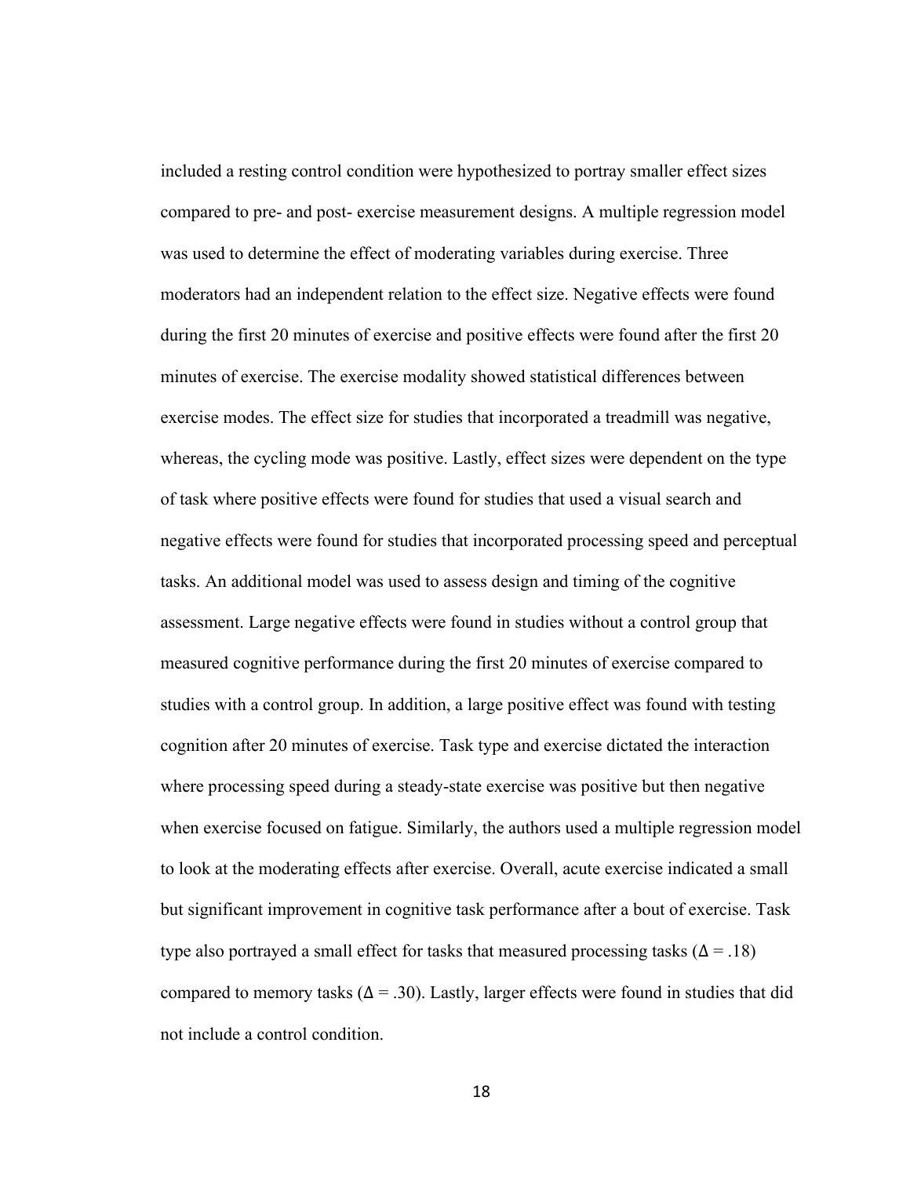included a resting control condition were hypothesized to portray smaller effect sizes compared to pre- and post- exercise measurement designs. A multiple regression model was used to determine the effect of moderating variables during exercise. Three moderators had an independent relation to the effect size. Negative effects were found during the first 20 minutes of exercise and positive effects were found after the first 20 minutes of exercise. The exercise modality showed statistical differences between exercise modes. The effect size for studies that incorporated a treadmill was negative, whereas, the cycling mode was positive. Lastly, effect sizes were dependent on the type of task where positive effects were found for studies that used a visual search and negative effects were found for studies that incorporated processing speed and perceptual tasks. An additional model was used to assess design and timing of the cognitive assessment. Large negative effects were found in studies without a control group that measured cognitive performance during the first 20 minutes of exercise compared to studies with a control group. In addition, a large positive effect was found with testing cognition after 20 minutes of exercise. Task type and exercise dictated the interaction where processing speed during a steady-state exercise was positive but then negative when exercise focused on fatigue. Similarly, the authors used a multiple regression model to look at the moderating effects after exercise. Overall, acute exercise indicated a small but significant improvement in cognitive task performance after a bout of exercise. Task type also portrayed a small effect for tasks that measured processing tasks ($\Delta = .18$) compared to memory tasks ($\Delta = .30$). Lastly, larger effects were found in studies that did not include a control condition.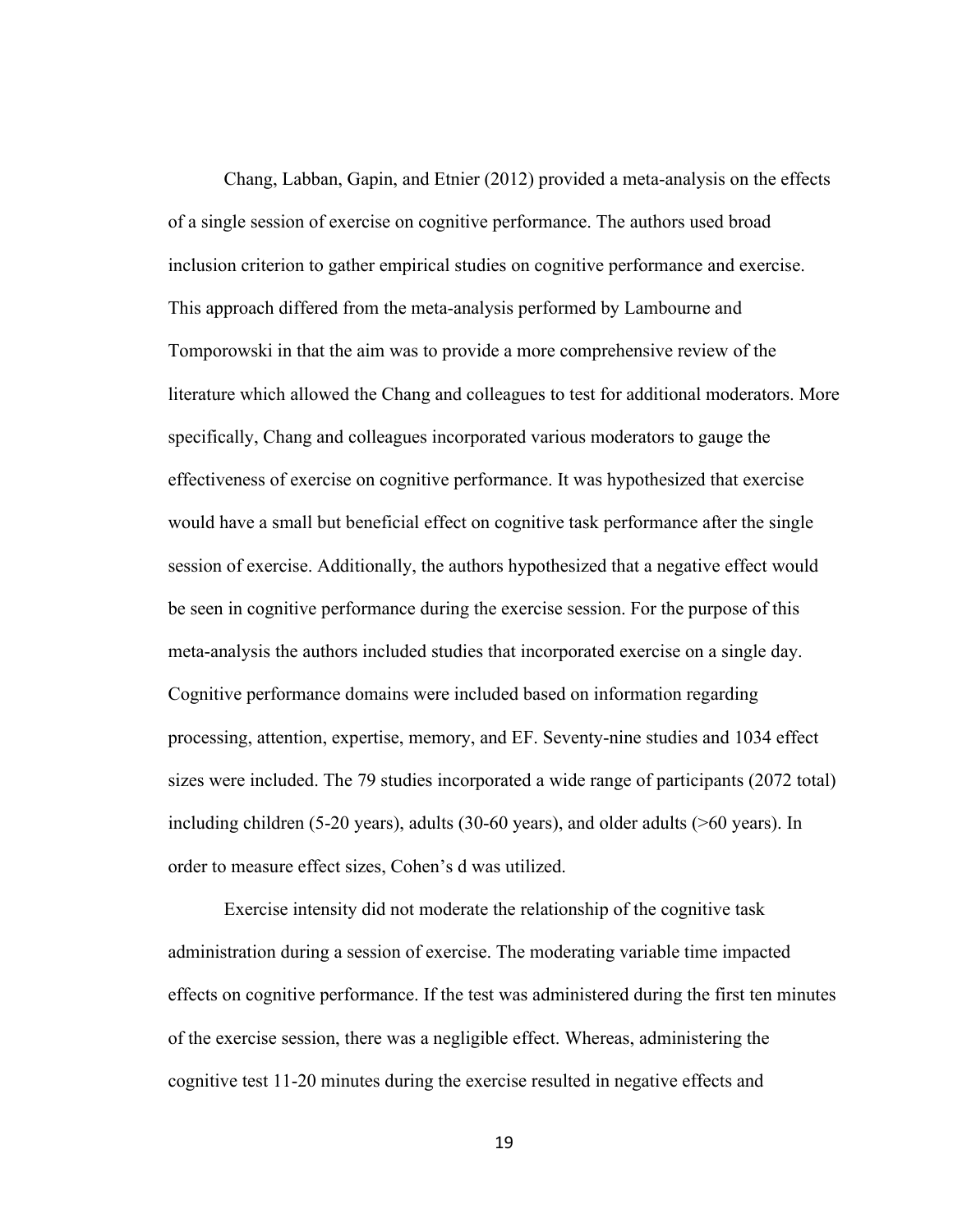Chang, Labban, Gapin, and Etnier (2012) provided a meta-analysis on the effects of a single session of exercise on cognitive performance. The authors used broad inclusion criterion to gather empirical studies on cognitive performance and exercise. This approach differed from the meta-analysis performed by Lambourne and Tomporowski in that the aim was to provide a more comprehensive review of the literature which allowed the Chang and colleagues to test for additional moderators. More specifically, Chang and colleagues incorporated various moderators to gauge the effectiveness of exercise on cognitive performance. It was hypothesized that exercise would have a small but beneficial effect on cognitive task performance after the single session of exercise. Additionally, the authors hypothesized that a negative effect would be seen in cognitive performance during the exercise session. For the purpose of this meta-analysis the authors included studies that incorporated exercise on a single day. Cognitive performance domains were included based on information regarding processing, attention, expertise, memory, and EF. Seventy-nine studies and 1034 effect sizes were included. The 79 studies incorporated a wide range of participants (2072 total) including children (5-20 years), adults (30-60 years), and older adults (>60 years). In order to measure effect sizes, Cohen's d was utilized.

Exercise intensity did not moderate the relationship of the cognitive task administration during a session of exercise. The moderating variable time impacted effects on cognitive performance. If the test was administered during the first ten minutes of the exercise session, there was a negligible effect. Whereas, administering the cognitive test 11-20 minutes during the exercise resulted in negative effects and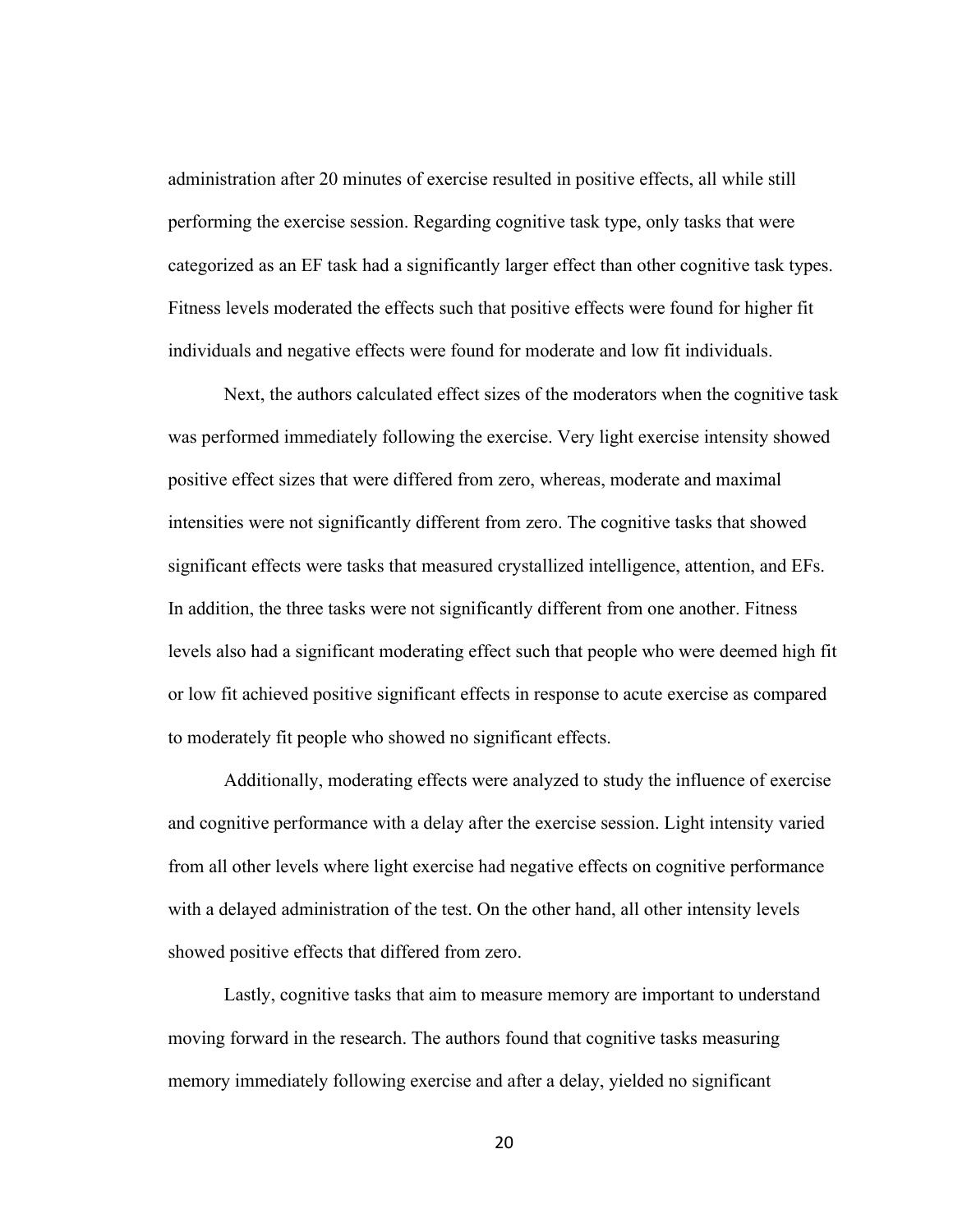administration after 20 minutes of exercise resulted in positive effects, all while still performing the exercise session. Regarding cognitive task type, only tasks that were categorized as an EF task had a significantly larger effect than other cognitive task types. Fitness levels moderated the effects such that positive effects were found for higher fit individuals and negative effects were found for moderate and low fit individuals.

Next, the authors calculated effect sizes of the moderators when the cognitive task was performed immediately following the exercise. Very light exercise intensity showed positive effect sizes that were differed from zero, whereas, moderate and maximal intensities were not significantly different from zero. The cognitive tasks that showed significant effects were tasks that measured crystallized intelligence, attention, and EFs. In addition, the three tasks were not significantly different from one another. Fitness levels also had a significant moderating effect such that people who were deemed high fit or low fit achieved positive significant effects in response to acute exercise as compared to moderately fit people who showed no significant effects.

Additionally, moderating effects were analyzed to study the influence of exercise and cognitive performance with a delay after the exercise session. Light intensity varied from all other levels where light exercise had negative effects on cognitive performance with a delayed administration of the test. On the other hand, all other intensity levels showed positive effects that differed from zero.

Lastly, cognitive tasks that aim to measure memory are important to understand moving forward in the research. The authors found that cognitive tasks measuring memory immediately following exercise and after a delay, yielded no significant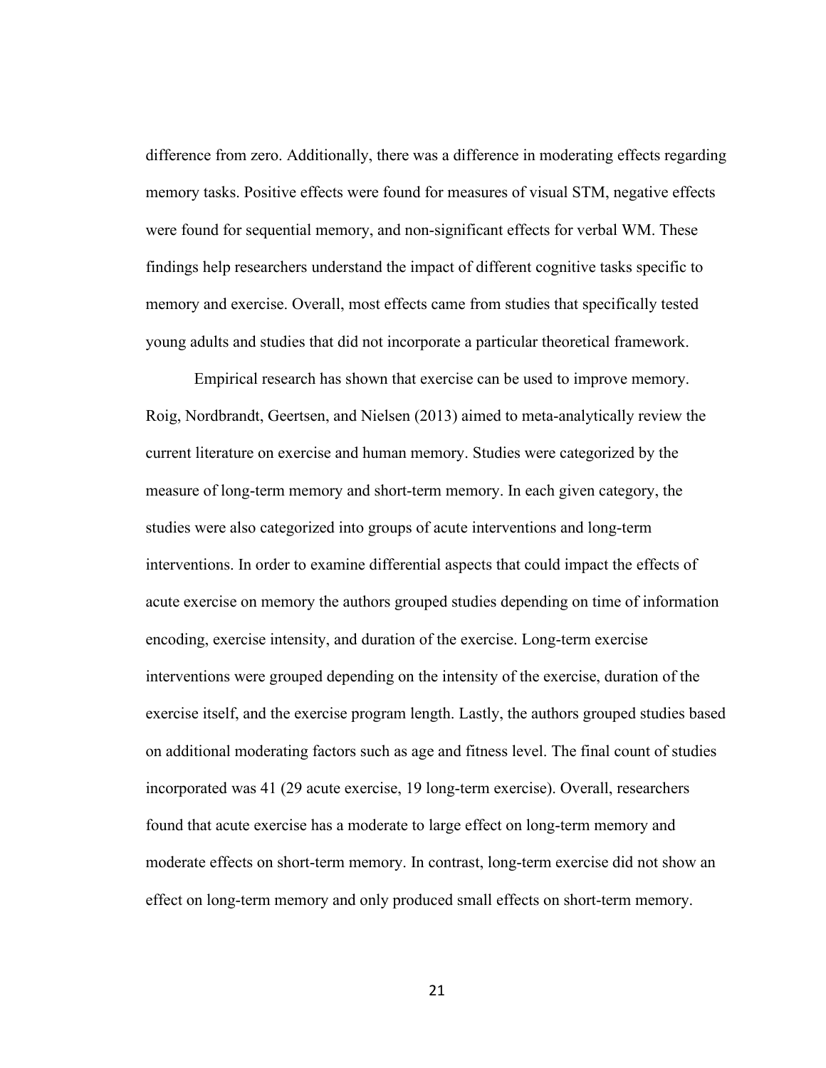difference from zero. Additionally, there was a difference in moderating effects regarding memory tasks. Positive effects were found for measures of visual STM, negative effects were found for sequential memory, and non-significant effects for verbal WM. These findings help researchers understand the impact of different cognitive tasks specific to memory and exercise. Overall, most effects came from studies that specifically tested young adults and studies that did not incorporate a particular theoretical framework.

Empirical research has shown that exercise can be used to improve memory. Roig, Nordbrandt, Geertsen, and Nielsen (2013) aimed to meta-analytically review the current literature on exercise and human memory. Studies were categorized by the measure of long-term memory and short-term memory. In each given category, the studies were also categorized into groups of acute interventions and long-term interventions. In order to examine differential aspects that could impact the effects of acute exercise on memory the authors grouped studies depending on time of information encoding, exercise intensity, and duration of the exercise. Long-term exercise interventions were grouped depending on the intensity of the exercise, duration of the exercise itself, and the exercise program length. Lastly, the authors grouped studies based on additional moderating factors such as age and fitness level. The final count of studies incorporated was 41 (29 acute exercise, 19 long-term exercise). Overall, researchers found that acute exercise has a moderate to large effect on long-term memory and moderate effects on short-term memory. In contrast, long-term exercise did not show an effect on long-term memory and only produced small effects on short-term memory.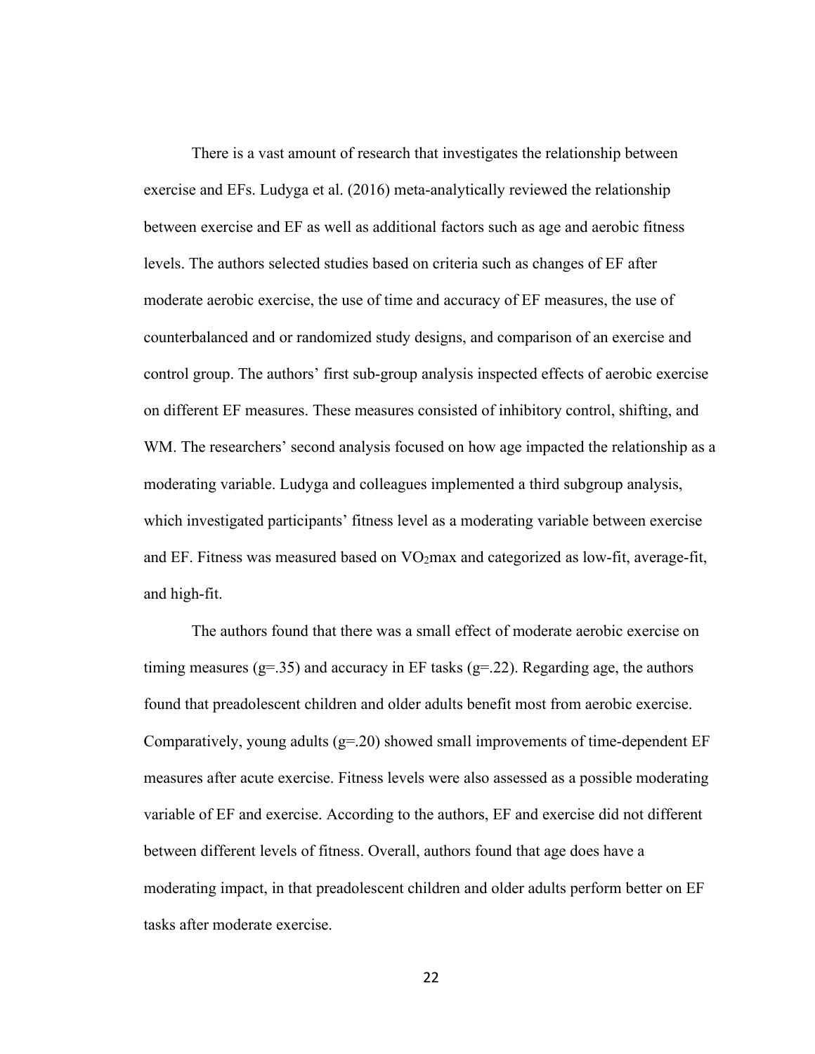There is a vast amount of research that investigates the relationship between exercise and EFs. Ludyga et al. (2016) meta-analytically reviewed the relationship between exercise and EF as well as additional factors such as age and aerobic fitness levels. The authors selected studies based on criteria such as changes of EF after moderate aerobic exercise, the use of time and accuracy of EF measures, the use of counterbalanced and or randomized study designs, and comparison of an exercise and control group. The authors' first sub-group analysis inspected effects of aerobic exercise on different EF measures. These measures consisted of inhibitory control, shifting, and WM. The researchers' second analysis focused on how age impacted the relationship as a moderating variable. Ludyga and colleagues implemented a third subgroup analysis, which investigated participants' fitness level as a moderating variable between exercise and EF. Fitness was measured based on $VO_2$max and categorized as low-fit, average-fit, and high-fit.

The authors found that there was a small effect of moderate aerobic exercise on timing measures ($g=.35$) and accuracy in EF tasks ($g=.22$). Regarding age, the authors found that preadolescent children and older adults benefit most from aerobic exercise. Comparatively, young adults ($g=.20$) showed small improvements of time-dependent EF measures after acute exercise. Fitness levels were also assessed as a possible moderating variable of EF and exercise. According to the authors, EF and exercise did not different between different levels of fitness. Overall, authors found that age does have a moderating impact, in that preadolescent children and older adults perform better on EF tasks after moderate exercise.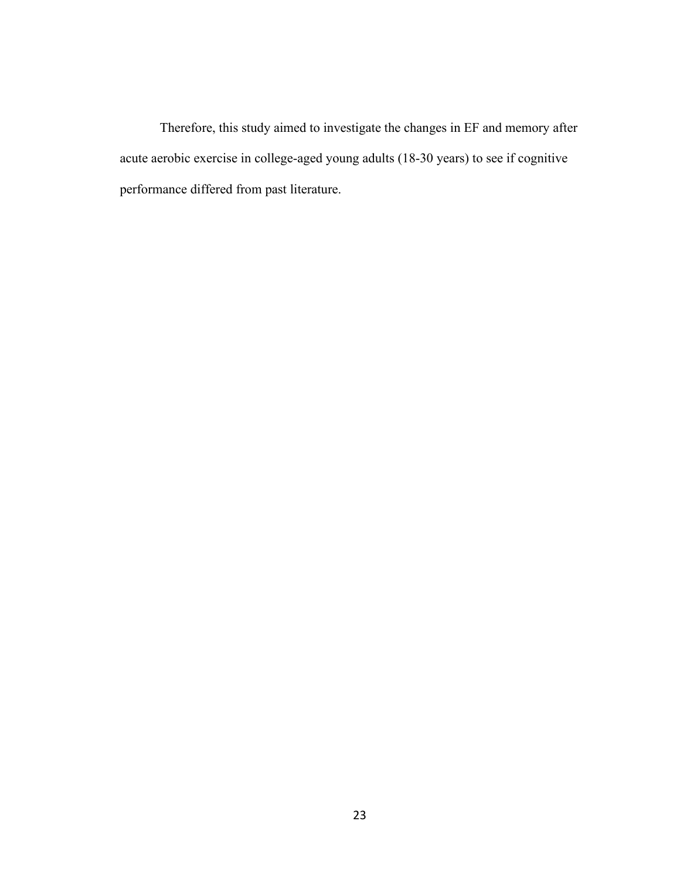Therefore, this study aimed to investigate the changes in EF and memory after acute aerobic exercise in college-aged young adults (18-30 years) to see if cognitive performance differed from past literature.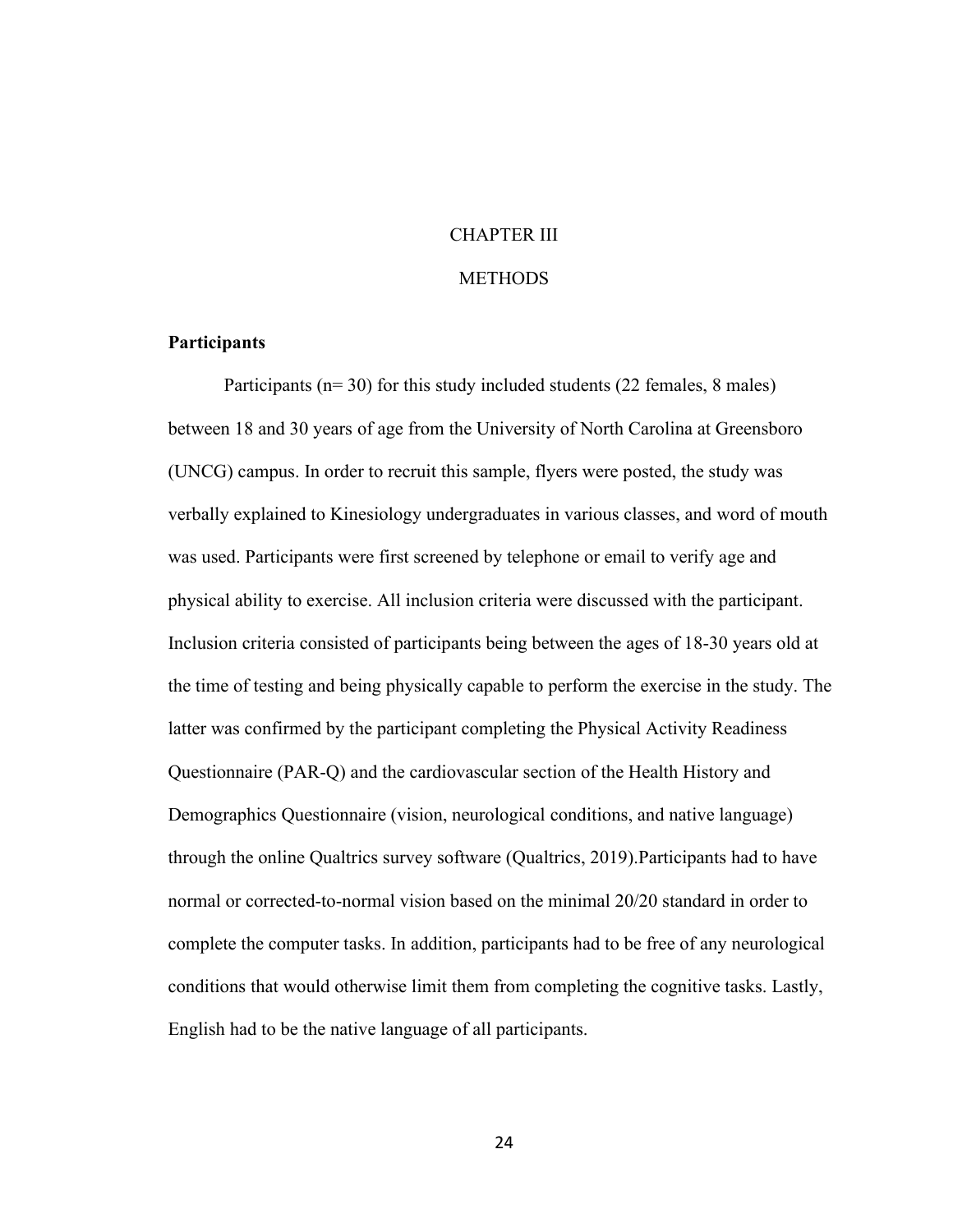# CHAPTER III

# METHODS

## Participants

Participants (n= 30) for this study included students (22 females, 8 males) between 18 and 30 years of age from the University of North Carolina at Greensboro (UNCG) campus. In order to recruit this sample, flyers were posted, the study was verbally explained to Kinesiology undergraduates in various classes, and word of mouth was used. Participants were first screened by telephone or email to verify age and physical ability to exercise. All inclusion criteria were discussed with the participant. Inclusion criteria consisted of participants being between the ages of 18-30 years old at the time of testing and being physically capable to perform the exercise in the study. The latter was confirmed by the participant completing the Physical Activity Readiness Questionnaire (PAR-Q) and the cardiovascular section of the Health History and Demographics Questionnaire (vision, neurological conditions, and native language) through the online Qualtrics survey software (Qualtrics, 2019).Participants had to have normal or corrected-to-normal vision based on the minimal 20/20 standard in order to complete the computer tasks. In addition, participants had to be free of any neurological conditions that would otherwise limit them from completing the cognitive tasks. Lastly, English had to be the native language of all participants.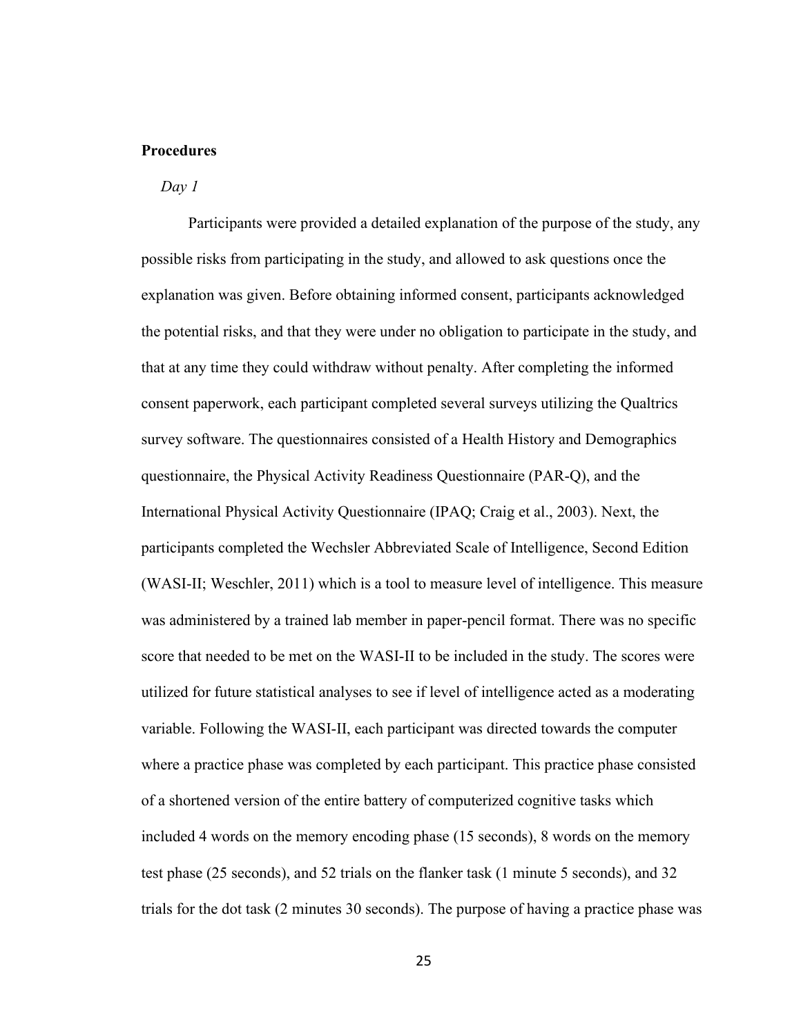**Procedures**

*Day 1*

Participants were provided a detailed explanation of the purpose of the study, any possible risks from participating in the study, and allowed to ask questions once the explanation was given. Before obtaining informed consent, participants acknowledged the potential risks, and that they were under no obligation to participate in the study, and that at any time they could withdraw without penalty. After completing the informed consent paperwork, each participant completed several surveys utilizing the Qualtrics survey software. The questionnaires consisted of a Health History and Demographics questionnaire, the Physical Activity Readiness Questionnaire (PAR-Q), and the International Physical Activity Questionnaire (IPAQ; Craig et al., 2003). Next, the participants completed the Wechsler Abbreviated Scale of Intelligence, Second Edition (WASI-II; Weschler, 2011) which is a tool to measure level of intelligence. This measure was administered by a trained lab member in paper-pencil format. There was no specific score that needed to be met on the WASI-II to be included in the study. The scores were utilized for future statistical analyses to see if level of intelligence acted as a moderating variable. Following the WASI-II, each participant was directed towards the computer where a practice phase was completed by each participant. This practice phase consisted of a shortened version of the entire battery of computerized cognitive tasks which included 4 words on the memory encoding phase (15 seconds), 8 words on the memory test phase (25 seconds), and 52 trials on the flanker task (1 minute 5 seconds), and 32 trials for the dot task (2 minutes 30 seconds). The purpose of having a practice phase was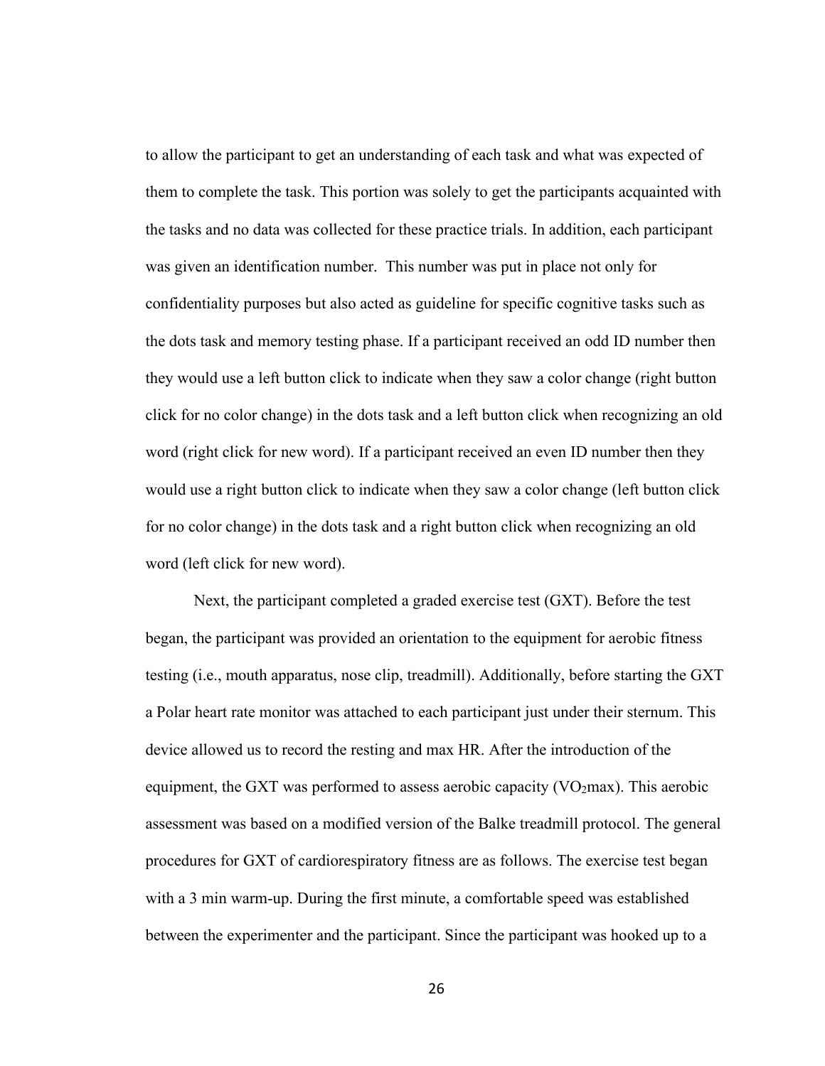to allow the participant to get an understanding of each task and what was expected of them to complete the task. This portion was solely to get the participants acquainted with the tasks and no data was collected for these practice trials. In addition, each participant was given an identification number. This number was put in place not only for confidentiality purposes but also acted as guideline for specific cognitive tasks such as the dots task and memory testing phase. If a participant received an odd ID number then they would use a left button click to indicate when they saw a color change (right button click for no color change) in the dots task and a left button click when recognizing an old word (right click for new word). If a participant received an even ID number then they would use a right button click to indicate when they saw a color change (left button click for no color change) in the dots task and a right button click when recognizing an old word (left click for new word).

Next, the participant completed a graded exercise test (GXT). Before the test began, the participant was provided an orientation to the equipment for aerobic fitness testing (i.e., mouth apparatus, nose clip, treadmill). Additionally, before starting the GXT a Polar heart rate monitor was attached to each participant just under their sternum. This device allowed us to record the resting and max HR. After the introduction of the equipment, the GXT was performed to assess aerobic capacity ($VO_2$max). This aerobic assessment was based on a modified version of the Balke treadmill protocol. The general procedures for GXT of cardiorespiratory fitness are as follows. The exercise test began with a 3 min warm-up. During the first minute, a comfortable speed was established between the experimenter and the participant. Since the participant was hooked up to a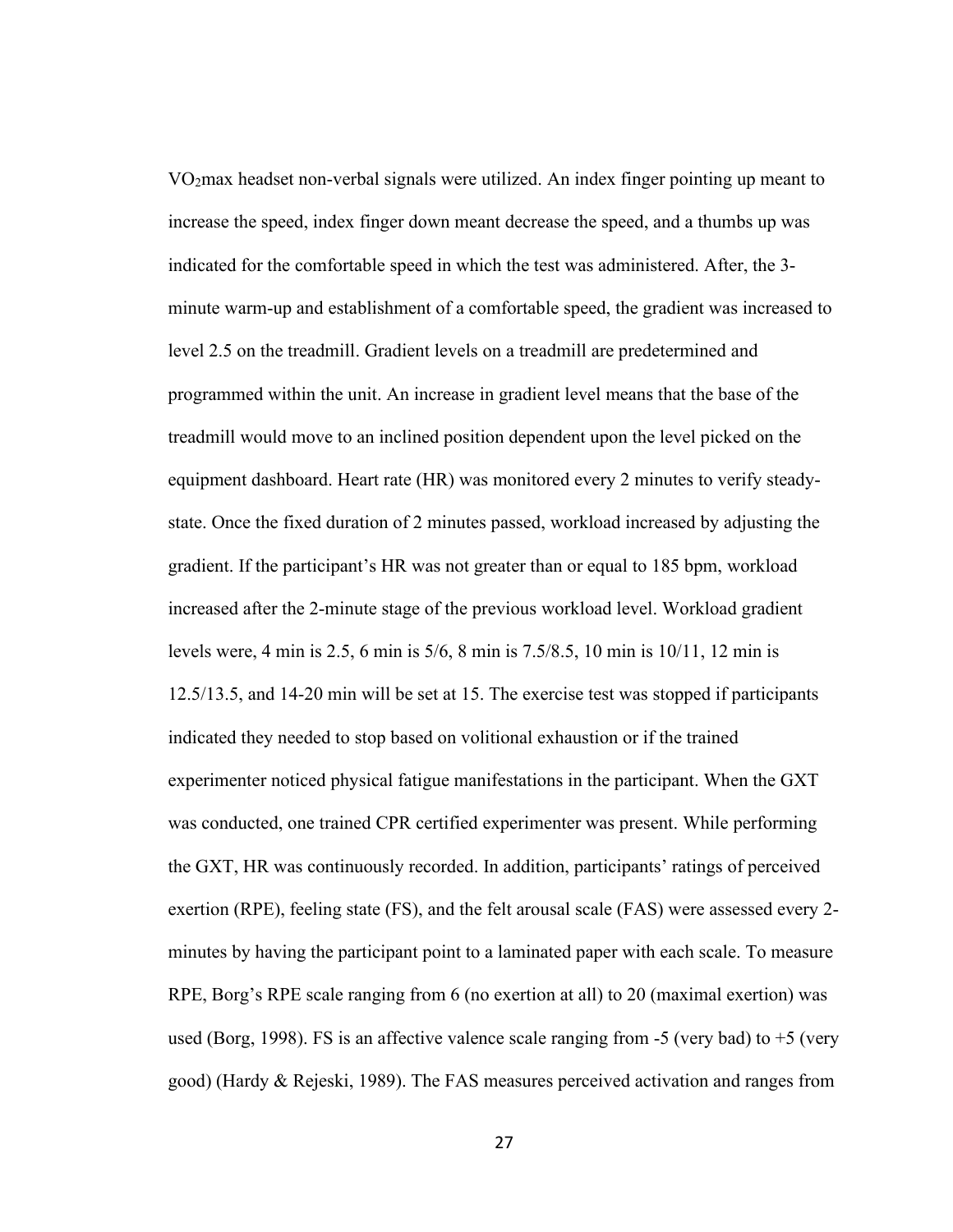$VO_2$max headset non-verbal signals were utilized. An index finger pointing up meant to increase the speed, index finger down meant decrease the speed, and a thumbs up was indicated for the comfortable speed in which the test was administered. After, the 3-minute warm-up and establishment of a comfortable speed, the gradient was increased to level 2.5 on the treadmill. Gradient levels on a treadmill are predetermined and programmed within the unit. An increase in gradient level means that the base of the treadmill would move to an inclined position dependent upon the level picked on the equipment dashboard. Heart rate (HR) was monitored every 2 minutes to verify steady-state. Once the fixed duration of 2 minutes passed, workload increased by adjusting the gradient. If the participant's HR was not greater than or equal to 185 bpm, workload increased after the 2-minute stage of the previous workload level. Workload gradient levels were, 4 min is 2.5, 6 min is 5/6, 8 min is 7.5/8.5, 10 min is 10/11, 12 min is 12.5/13.5, and 14-20 min will be set at 15. The exercise test was stopped if participants indicated they needed to stop based on volitional exhaustion or if the trained experimenter noticed physical fatigue manifestations in the participant. When the GXT was conducted, one trained CPR certified experimenter was present. While performing the GXT, HR was continuously recorded. In addition, participants' ratings of perceived exertion (RPE), feeling state (FS), and the felt arousal scale (FAS) were assessed every 2-minutes by having the participant point to a laminated paper with each scale. To measure RPE, Borg's RPE scale ranging from 6 (no exertion at all) to 20 (maximal exertion) was used (Borg, 1998). FS is an affective valence scale ranging from -5 (very bad) to +5 (very good) (Hardy & Rejeski, 1989). The FAS measures perceived activation and ranges from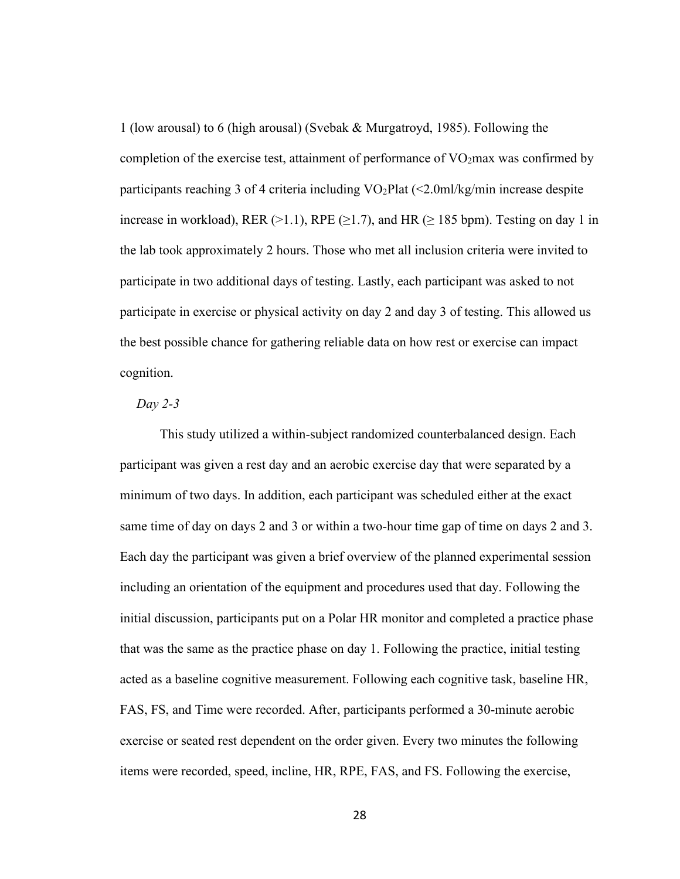1 (low arousal) to 6 (high arousal) (Svebak & Murgatroyd, 1985). Following the completion of the exercise test, attainment of performance of $VO_2$max was confirmed by participants reaching 3 of 4 criteria including $VO_2$Plat (<2.0ml/kg/min increase despite increase in workload), RER (>1.1), RPE (≥1.7), and HR (≥ 185 bpm). Testing on day 1 in the lab took approximately 2 hours. Those who met all inclusion criteria were invited to participate in two additional days of testing. Lastly, each participant was asked to not participate in exercise or physical activity on day 2 and day 3 of testing. This allowed us the best possible chance for gathering reliable data on how rest or exercise can impact cognition.

*Day 2-3*

This study utilized a within-subject randomized counterbalanced design. Each participant was given a rest day and an aerobic exercise day that were separated by a minimum of two days. In addition, each participant was scheduled either at the exact same time of day on days 2 and 3 or within a two-hour time gap of time on days 2 and 3. Each day the participant was given a brief overview of the planned experimental session including an orientation of the equipment and procedures used that day. Following the initial discussion, participants put on a Polar HR monitor and completed a practice phase that was the same as the practice phase on day 1. Following the practice, initial testing acted as a baseline cognitive measurement. Following each cognitive task, baseline HR, FAS, FS, and Time were recorded. After, participants performed a 30-minute aerobic exercise or seated rest dependent on the order given. Every two minutes the following items were recorded, speed, incline, HR, RPE, FAS, and FS. Following the exercise,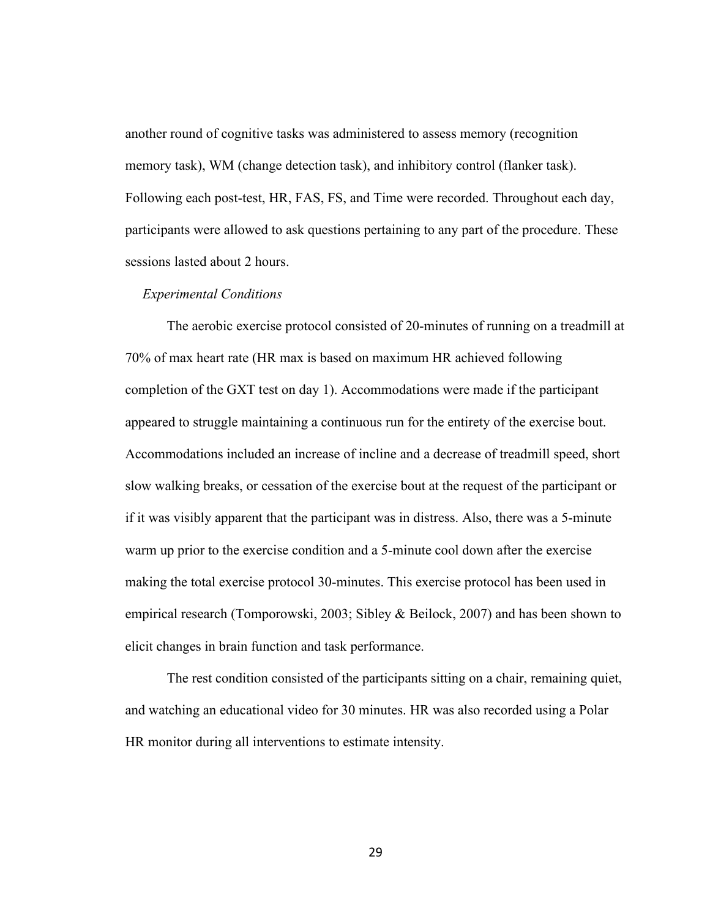another round of cognitive tasks was administered to assess memory (recognition memory task), WM (change detection task), and inhibitory control (flanker task). Following each post-test, HR, FAS, FS, and Time were recorded. Throughout each day, participants were allowed to ask questions pertaining to any part of the procedure. These sessions lasted about 2 hours.

*Experimental Conditions*

The aerobic exercise protocol consisted of 20-minutes of running on a treadmill at 70% of max heart rate (HR max is based on maximum HR achieved following completion of the GXT test on day 1). Accommodations were made if the participant appeared to struggle maintaining a continuous run for the entirety of the exercise bout. Accommodations included an increase of incline and a decrease of treadmill speed, short slow walking breaks, or cessation of the exercise bout at the request of the participant or if it was visibly apparent that the participant was in distress. Also, there was a 5-minute warm up prior to the exercise condition and a 5-minute cool down after the exercise making the total exercise protocol 30-minutes. This exercise protocol has been used in empirical research (Tomporowski, 2003; Sibley & Beilock, 2007) and has been shown to elicit changes in brain function and task performance.

The rest condition consisted of the participants sitting on a chair, remaining quiet, and watching an educational video for 30 minutes. HR was also recorded using a Polar HR monitor during all interventions to estimate intensity.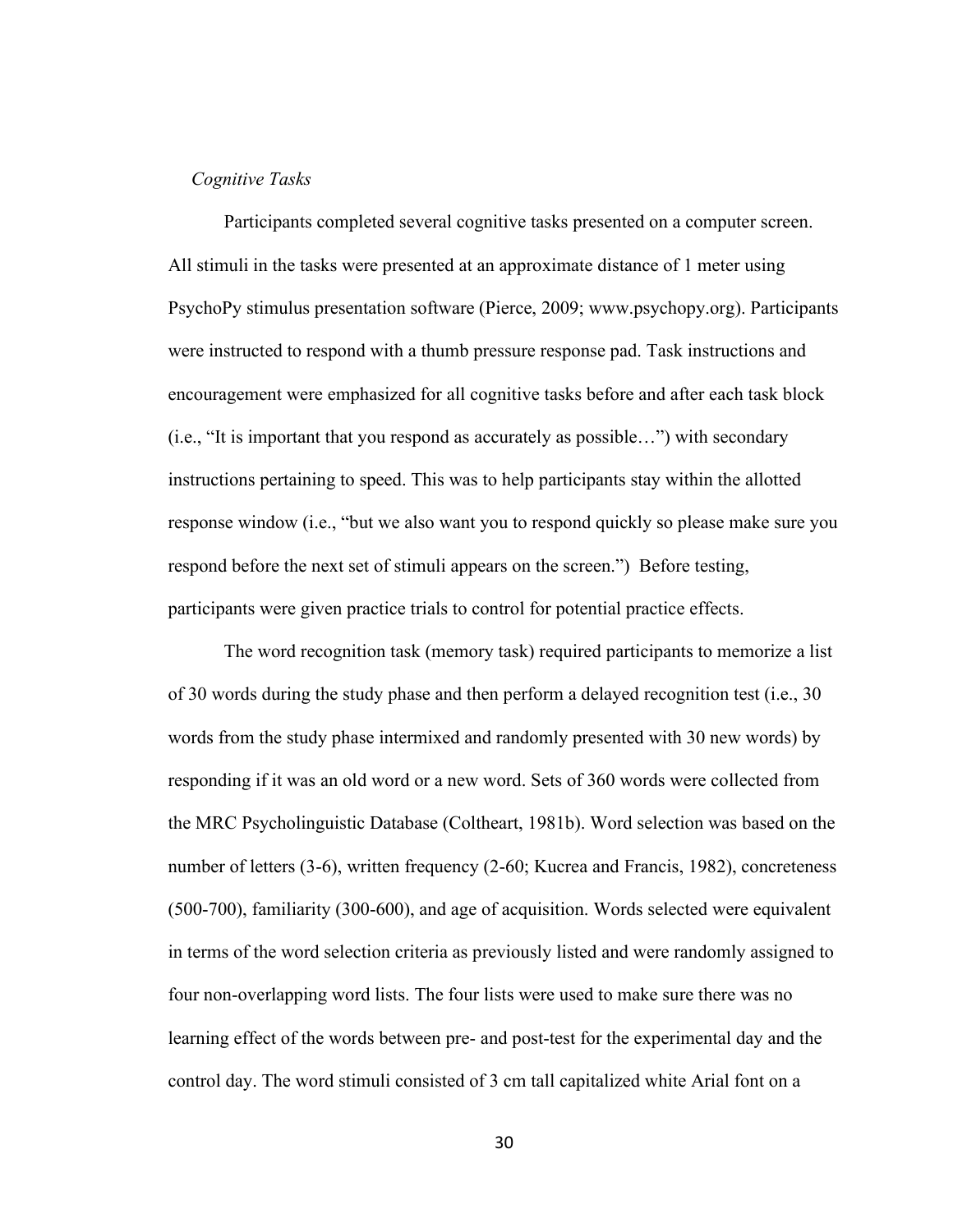*Cognitive Tasks*

Participants completed several cognitive tasks presented on a computer screen. All stimuli in the tasks were presented at an approximate distance of 1 meter using PsychoPy stimulus presentation software (Pierce, 2009; www.psychopy.org). Participants were instructed to respond with a thumb pressure response pad. Task instructions and encouragement were emphasized for all cognitive tasks before and after each task block (i.e., "It is important that you respond as accurately as possible…") with secondary instructions pertaining to speed. This was to help participants stay within the allotted response window (i.e., "but we also want you to respond quickly so please make sure you respond before the next set of stimuli appears on the screen.") Before testing, participants were given practice trials to control for potential practice effects.

The word recognition task (memory task) required participants to memorize a list of 30 words during the study phase and then perform a delayed recognition test (i.e., 30 words from the study phase intermixed and randomly presented with 30 new words) by responding if it was an old word or a new word. Sets of 360 words were collected from the MRC Psycholinguistic Database (Coltheart, 1981b). Word selection was based on the number of letters (3-6), written frequency (2-60; Kucrea and Francis, 1982), concreteness (500-700), familiarity (300-600), and age of acquisition. Words selected were equivalent in terms of the word selection criteria as previously listed and were randomly assigned to four non-overlapping word lists. The four lists were used to make sure there was no learning effect of the words between pre- and post-test for the experimental day and the control day. The word stimuli consisted of 3 cm tall capitalized white Arial font on a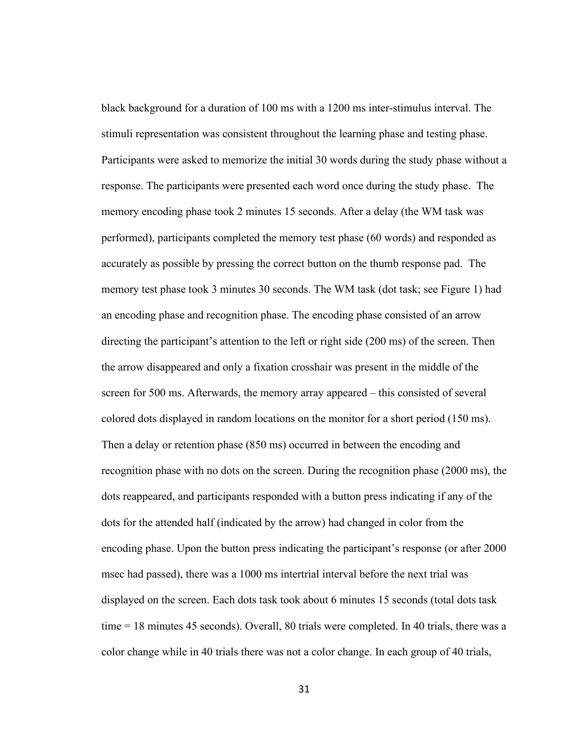black background for a duration of 100 ms with a 1200 ms inter-stimulus interval. The stimuli representation was consistent throughout the learning phase and testing phase. Participants were asked to memorize the initial 30 words during the study phase without a response. The participants were presented each word once during the study phase. The memory encoding phase took 2 minutes 15 seconds. After a delay (the WM task was performed), participants completed the memory test phase (60 words) and responded as accurately as possible by pressing the correct button on the thumb response pad. The memory test phase took 3 minutes 30 seconds. The WM task (dot task; see Figure 1) had an encoding phase and recognition phase. The encoding phase consisted of an arrow directing the participant's attention to the left or right side (200 ms) of the screen. Then the arrow disappeared and only a fixation crosshair was present in the middle of the screen for 500 ms. Afterwards, the memory array appeared – this consisted of several colored dots displayed in random locations on the monitor for a short period (150 ms). Then a delay or retention phase (850 ms) occurred in between the encoding and recognition phase with no dots on the screen. During the recognition phase (2000 ms), the dots reappeared, and participants responded with a button press indicating if any of the dots for the attended half (indicated by the arrow) had changed in color from the encoding phase. Upon the button press indicating the participant's response (or after 2000 msec had passed), there was a 1000 ms intertrial interval before the next trial was displayed on the screen. Each dots task took about 6 minutes 15 seconds (total dots task time = 18 minutes 45 seconds). Overall, 80 trials were completed. In 40 trials, there was a color change while in 40 trials there was not a color change. In each group of 40 trials,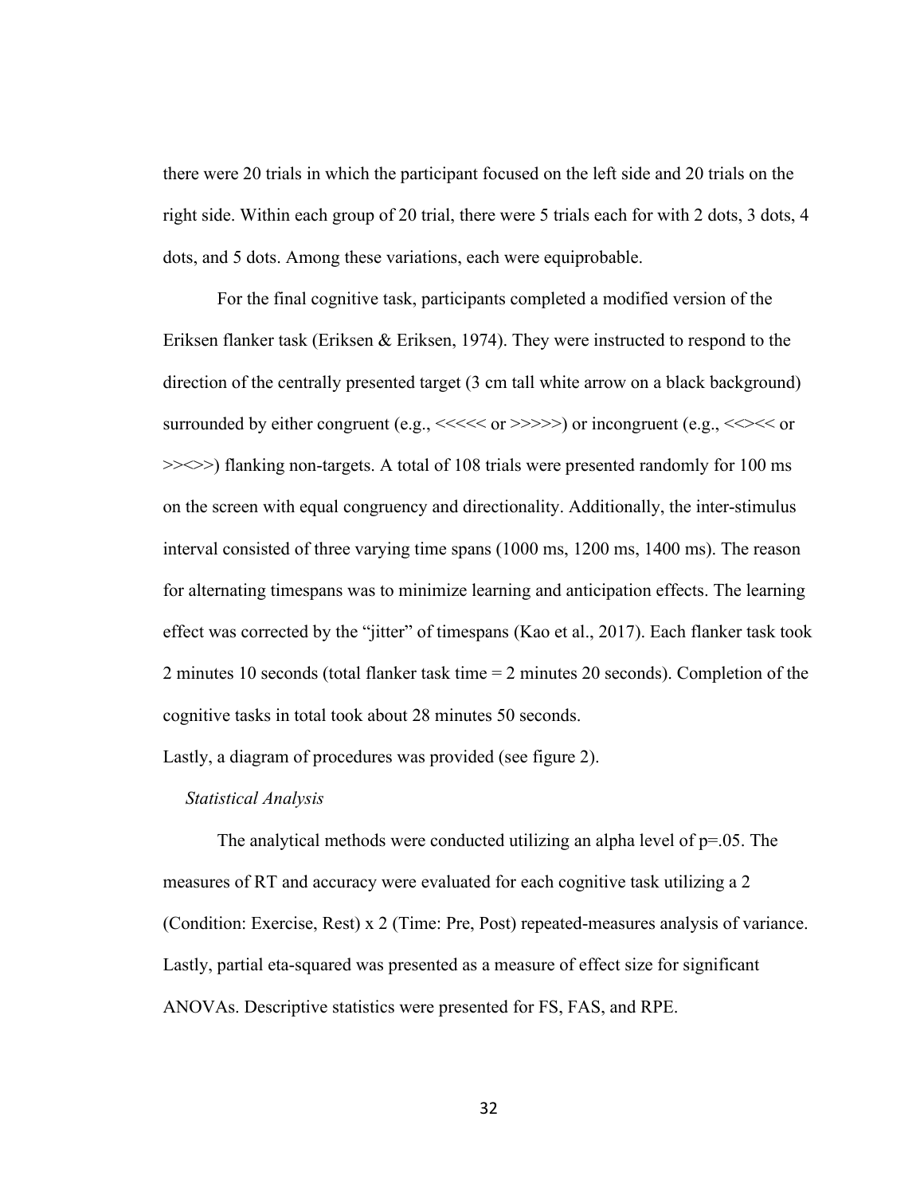there were 20 trials in which the participant focused on the left side and 20 trials on the right side. Within each group of 20 trial, there were 5 trials each for with 2 dots, 3 dots, 4 dots, and 5 dots. Among these variations, each were equiprobable.

For the final cognitive task, participants completed a modified version of the Eriksen flanker task (Eriksen & Eriksen, 1974). They were instructed to respond to the direction of the centrally presented target (3 cm tall white arrow on a black background) surrounded by either congruent (e.g., <<<<< or >>>>>) or incongruent (e.g., <<><< or >><>>) flanking non-targets. A total of 108 trials were presented randomly for 100 ms on the screen with equal congruency and directionality. Additionally, the inter-stimulus interval consisted of three varying time spans (1000 ms, 1200 ms, 1400 ms). The reason for alternating timespans was to minimize learning and anticipation effects. The learning effect was corrected by the "jitter" of timespans (Kao et al., 2017). Each flanker task took 2 minutes 10 seconds (total flanker task time = 2 minutes 20 seconds). Completion of the cognitive tasks in total took about 28 minutes 50 seconds.

Lastly, a diagram of procedures was provided (see figure 2).

*Statistical Analysis*

The analytical methods were conducted utilizing an alpha level of $p=.05$. The measures of RT and accuracy were evaluated for each cognitive task utilizing a 2 (Condition: Exercise, Rest) x 2 (Time: Pre, Post) repeated-measures analysis of variance. Lastly, partial eta-squared was presented as a measure of effect size for significant ANOVAs. Descriptive statistics were presented for FS, FAS, and RPE.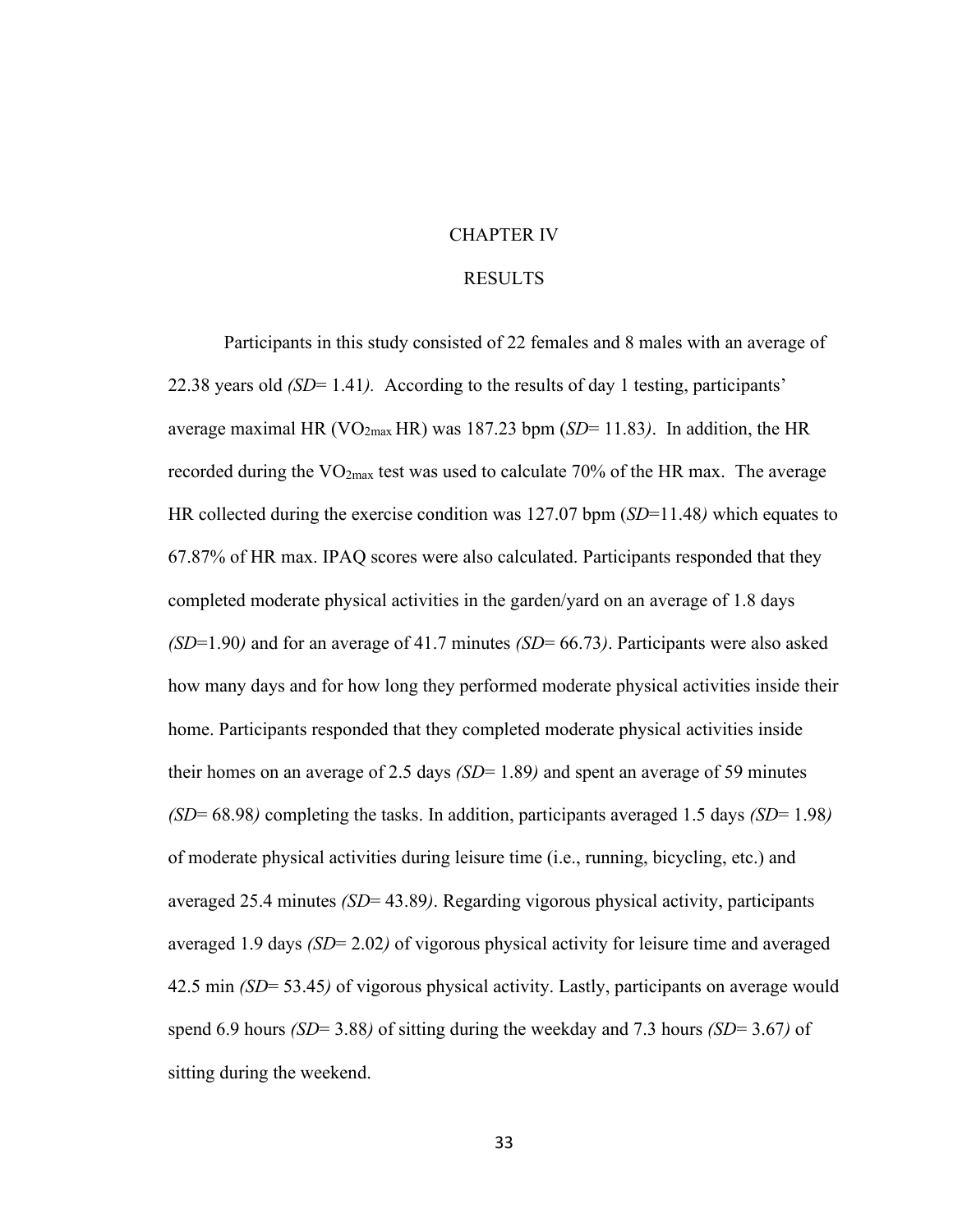# CHAPTER IV

# RESULTS

Participants in this study consisted of 22 females and 8 males with an average of 22.38 years old *(SD*= 1.41*)*. According to the results of day 1 testing, participants' average maximal HR ($VO_{2max}$ HR) was 187.23 bpm (*SD*= 11.83*)*. In addition, the HR recorded during the $VO_{2max}$ test was used to calculate 70% of the HR max. The average HR collected during the exercise condition was 127.07 bpm (*SD*=11.48*)* which equates to 67.87% of HR max. IPAQ scores were also calculated. Participants responded that they completed moderate physical activities in the garden/yard on an average of 1.8 days *(SD*=1.90*)* and for an average of 41.7 minutes *(SD*= 66.73*)*. Participants were also asked how many days and for how long they performed moderate physical activities inside their home. Participants responded that they completed moderate physical activities inside their homes on an average of 2.5 days *(SD*= 1.89*)* and spent an average of 59 minutes *(SD*= 68.98*)* completing the tasks. In addition, participants averaged 1.5 days *(SD*= 1.98*)* of moderate physical activities during leisure time (i.e., running, bicycling, etc.) and averaged 25.4 minutes *(SD*= 43.89*)*. Regarding vigorous physical activity, participants averaged 1.9 days *(SD*= 2.02*)* of vigorous physical activity for leisure time and averaged 42.5 min *(SD*= 53.45*)* of vigorous physical activity. Lastly, participants on average would spend 6.9 hours *(SD*= 3.88*)* of sitting during the weekday and 7.3 hours *(SD*= 3.67*)* of sitting during the weekend.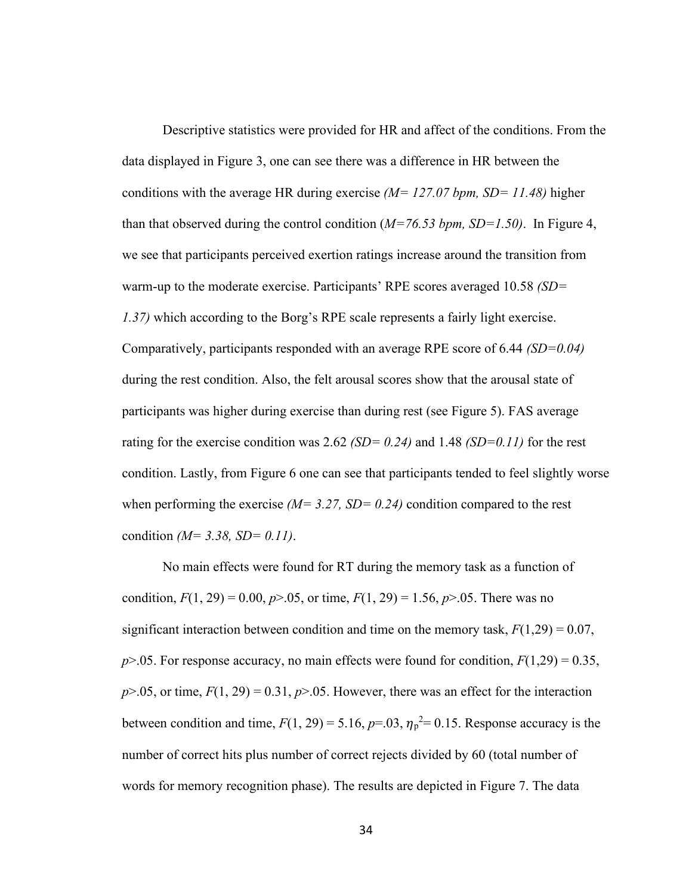Descriptive statistics were provided for HR and affect of the conditions. From the data displayed in Figure 3, one can see there was a difference in HR between the conditions with the average HR during exercise *(M= 127.07 bpm, SD= 11.48)* higher than that observed during the control condition (*M=76.53 bpm, SD=1.50)*. In Figure 4, we see that participants perceived exertion ratings increase around the transition from warm-up to the moderate exercise. Participants' RPE scores averaged 10.58 *(SD= 1.37)* which according to the Borg's RPE scale represents a fairly light exercise. Comparatively, participants responded with an average RPE score of 6.44 *(SD=0.04)* during the rest condition. Also, the felt arousal scores show that the arousal state of participants was higher during exercise than during rest (see Figure 5). FAS average rating for the exercise condition was 2.62 *(SD= 0.24)* and 1.48 *(SD=0.11)* for the rest condition. Lastly, from Figure 6 one can see that participants tended to feel slightly worse when performing the exercise *(M= 3.27, SD= 0.24)* condition compared to the rest condition *(M= 3.38, SD= 0.11)*.

No main effects were found for RT during the memory task as a function of condition, $F(1, 29) = 0.00$, $p>.05$, or time, $F(1, 29) = 1.56$, $p>.05$. There was no significant interaction between condition and time on the memory task, $F(1,29) = 0.07$, $p>.05$. For response accuracy, no main effects were found for condition, $F(1,29) = 0.35$, $p>.05$, or time, $F(1, 29) = 0.31$, $p>.05$. However, there was an effect for the interaction between condition and time, $F(1, 29) = 5.16$, $p=.03$, $\eta_p^2= 0.15$. Response accuracy is the number of correct hits plus number of correct rejects divided by 60 (total number of words for memory recognition phase). The results are depicted in Figure 7. The data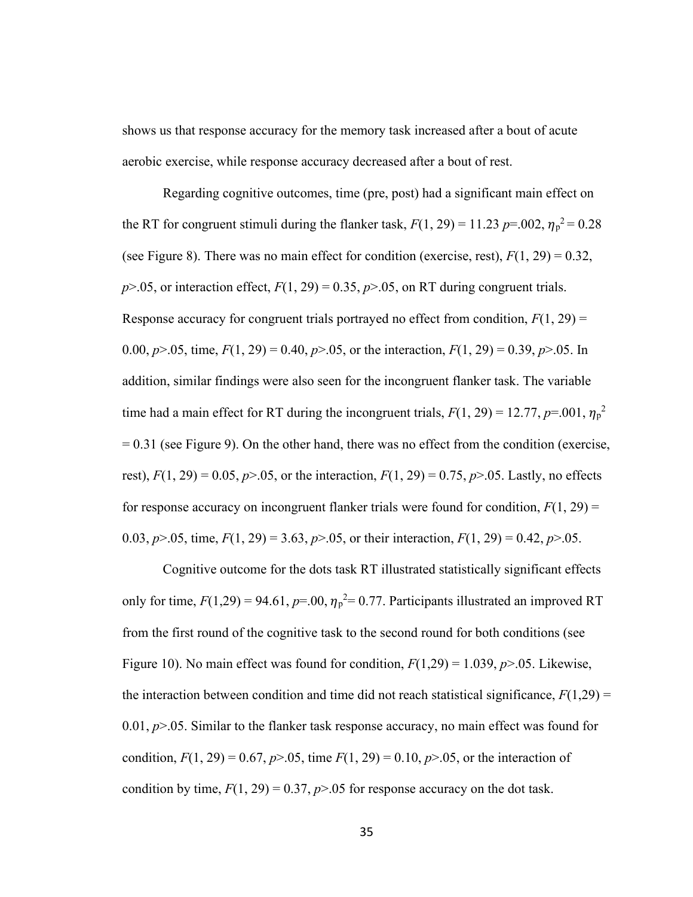shows us that response accuracy for the memory task increased after a bout of acute aerobic exercise, while response accuracy decreased after a bout of rest.

Regarding cognitive outcomes, time (pre, post) had a significant main effect on the RT for congruent stimuli during the flanker task, $F(1, 29) = 11.23$ $p$=.002, $\eta_p^2 = 0.28$ (see Figure 8). There was no main effect for condition (exercise, rest), $F(1, 29) = 0.32$, $p$>.05, or interaction effect, $F(1, 29) = 0.35$, $p$>.05, on RT during congruent trials. Response accuracy for congruent trials portrayed no effect from condition, $F(1, 29) = 0.00$, $p$>.05, time, $F(1, 29) = 0.40$, $p$>.05, or the interaction, $F(1, 29) = 0.39$, $p$>.05. In addition, similar findings were also seen for the incongruent flanker task. The variable time had a main effect for RT during the incongruent trials, $F(1, 29) = 12.77$, $p$=.001, $\eta_p^2 = 0.31$ (see Figure 9). On the other hand, there was no effect from the condition (exercise, rest), $F(1, 29) = 0.05$, $p$>.05, or the interaction, $F(1, 29) = 0.75$, $p$>.05. Lastly, no effects for response accuracy on incongruent flanker trials were found for condition, $F(1, 29) = 0.03$, $p$>.05, time, $F(1, 29) = 3.63$, $p$>.05, or their interaction, $F(1, 29) = 0.42$, $p$>.05.

Cognitive outcome for the dots task RT illustrated statistically significant effects only for time, $F(1,29) = 94.61$, $p$=.00, $\eta_p^2 = 0.77$. Participants illustrated an improved RT from the first round of the cognitive task to the second round for both conditions (see Figure 10). No main effect was found for condition, $F(1,29) = 1.039$, $p$>.05. Likewise, the interaction between condition and time did not reach statistical significance, $F(1,29) = 0.01$, $p$>.05. Similar to the flanker task response accuracy, no main effect was found for condition, $F(1, 29) = 0.67$, $p$>.05, time $F(1, 29) = 0.10$, $p$>.05, or the interaction of condition by time, $F(1, 29) = 0.37$, $p$>.05 for response accuracy on the dot task.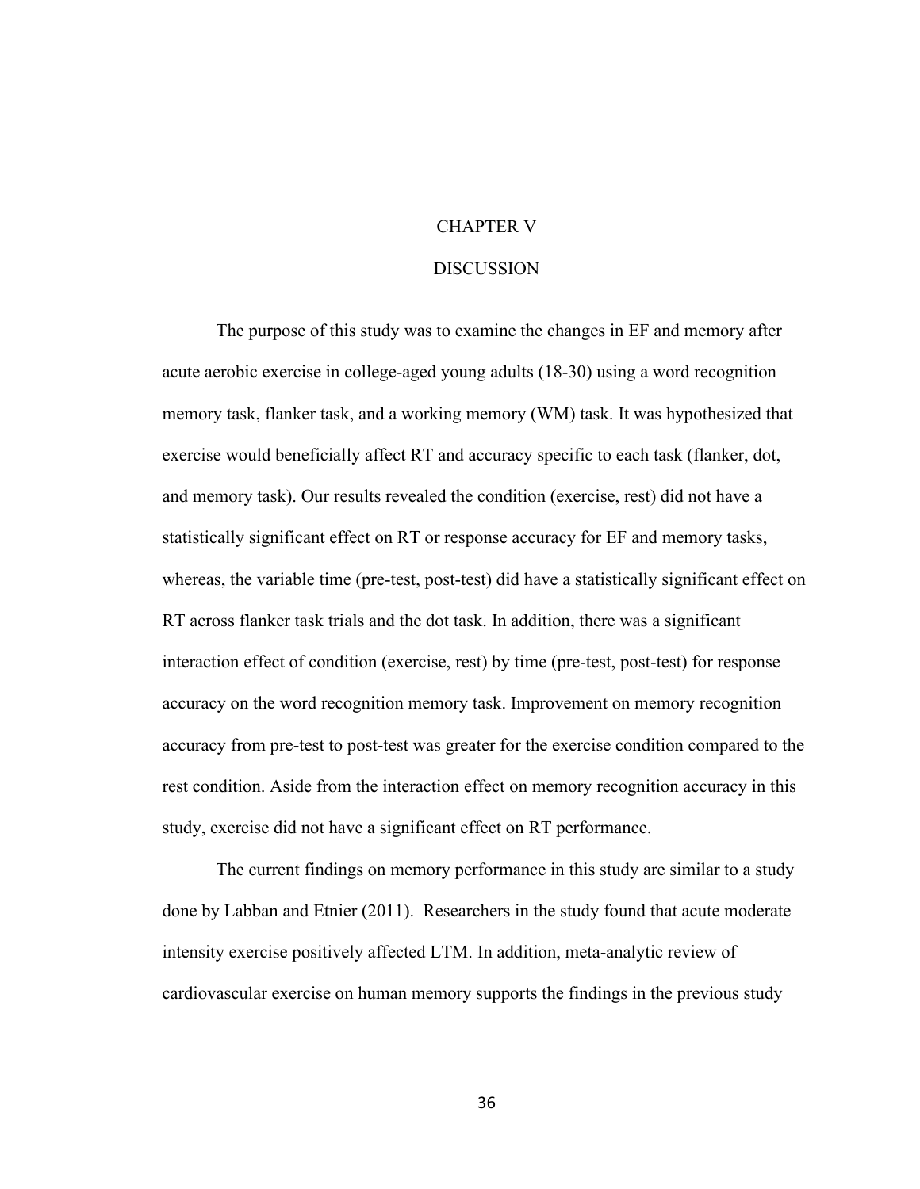# CHAPTER V

# DISCUSSION

The purpose of this study was to examine the changes in EF and memory after acute aerobic exercise in college-aged young adults (18-30) using a word recognition memory task, flanker task, and a working memory (WM) task. It was hypothesized that exercise would beneficially affect RT and accuracy specific to each task (flanker, dot, and memory task). Our results revealed the condition (exercise, rest) did not have a statistically significant effect on RT or response accuracy for EF and memory tasks, whereas, the variable time (pre-test, post-test) did have a statistically significant effect on RT across flanker task trials and the dot task. In addition, there was a significant interaction effect of condition (exercise, rest) by time (pre-test, post-test) for response accuracy on the word recognition memory task. Improvement on memory recognition accuracy from pre-test to post-test was greater for the exercise condition compared to the rest condition. Aside from the interaction effect on memory recognition accuracy in this study, exercise did not have a significant effect on RT performance.

The current findings on memory performance in this study are similar to a study done by Labban and Etnier (2011). Researchers in the study found that acute moderate intensity exercise positively affected LTM. In addition, meta-analytic review of cardiovascular exercise on human memory supports the findings in the previous study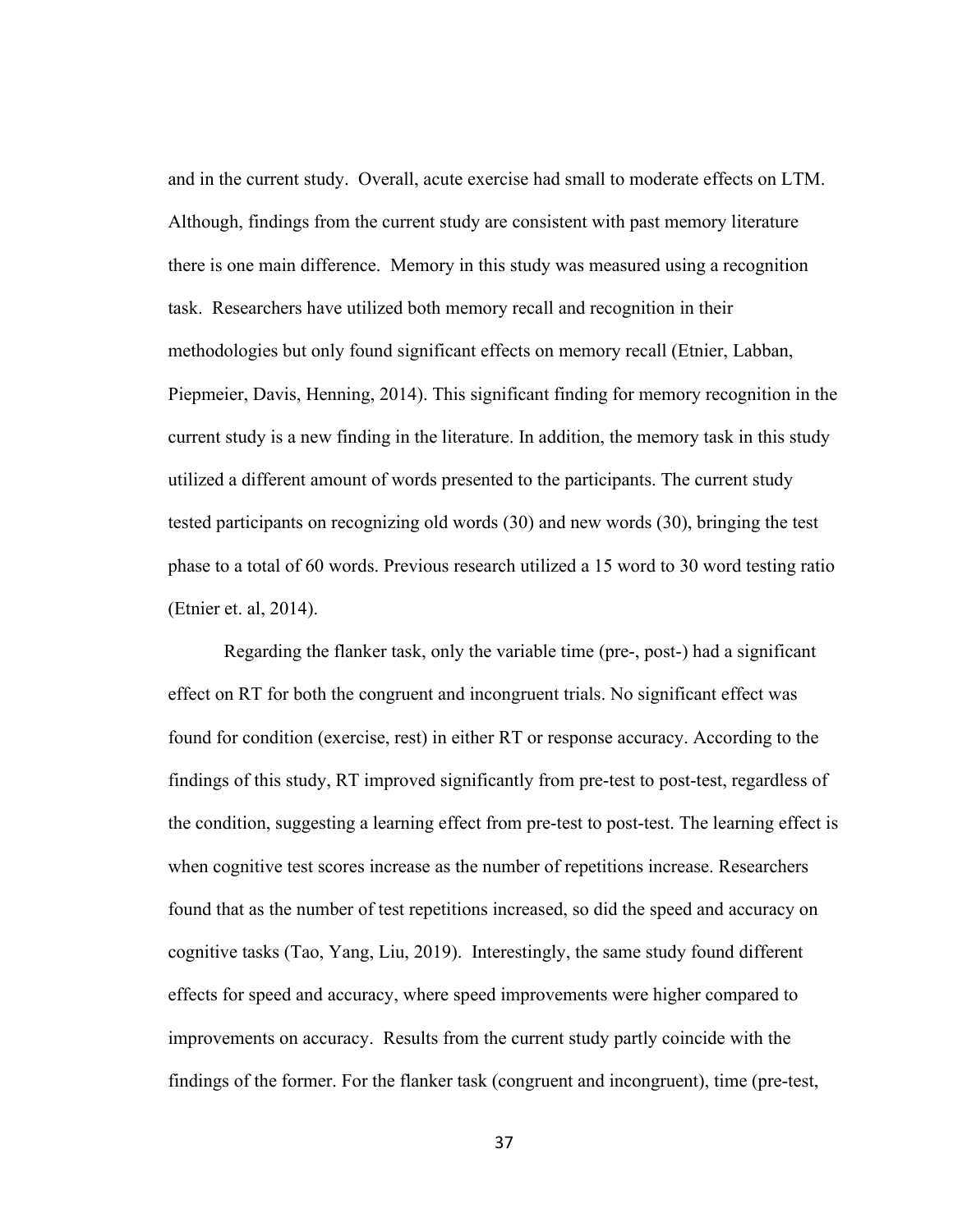and in the current study. Overall, acute exercise had small to moderate effects on LTM. Although, findings from the current study are consistent with past memory literature there is one main difference. Memory in this study was measured using a recognition task. Researchers have utilized both memory recall and recognition in their methodologies but only found significant effects on memory recall (Etnier, Labban, Piepmeier, Davis, Henning, 2014). This significant finding for memory recognition in the current study is a new finding in the literature. In addition, the memory task in this study utilized a different amount of words presented to the participants. The current study tested participants on recognizing old words (30) and new words (30), bringing the test phase to a total of 60 words. Previous research utilized a 15 word to 30 word testing ratio (Etnier et. al, 2014).

Regarding the flanker task, only the variable time (pre-, post-) had a significant effect on RT for both the congruent and incongruent trials. No significant effect was found for condition (exercise, rest) in either RT or response accuracy. According to the findings of this study, RT improved significantly from pre-test to post-test, regardless of the condition, suggesting a learning effect from pre-test to post-test. The learning effect is when cognitive test scores increase as the number of repetitions increase. Researchers found that as the number of test repetitions increased, so did the speed and accuracy on cognitive tasks (Tao, Yang, Liu, 2019). Interestingly, the same study found different effects for speed and accuracy, where speed improvements were higher compared to improvements on accuracy. Results from the current study partly coincide with the findings of the former. For the flanker task (congruent and incongruent), time (pre-test,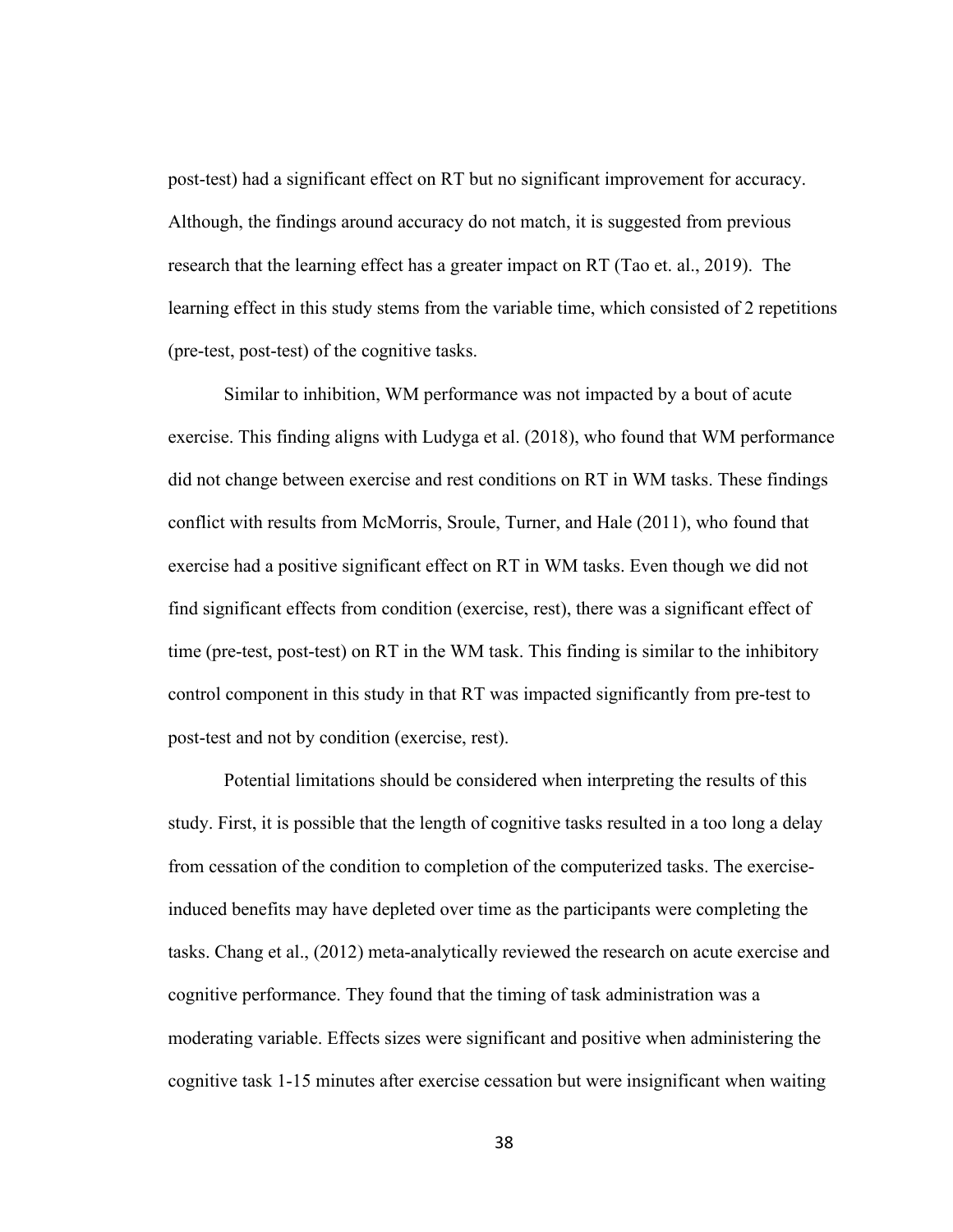post-test) had a significant effect on RT but no significant improvement for accuracy. Although, the findings around accuracy do not match, it is suggested from previous research that the learning effect has a greater impact on RT (Tao et. al., 2019). The learning effect in this study stems from the variable time, which consisted of 2 repetitions (pre-test, post-test) of the cognitive tasks.

Similar to inhibition, WM performance was not impacted by a bout of acute exercise. This finding aligns with Ludyga et al. (2018), who found that WM performance did not change between exercise and rest conditions on RT in WM tasks. These findings conflict with results from McMorris, Sroule, Turner, and Hale (2011), who found that exercise had a positive significant effect on RT in WM tasks. Even though we did not find significant effects from condition (exercise, rest), there was a significant effect of time (pre-test, post-test) on RT in the WM task. This finding is similar to the inhibitory control component in this study in that RT was impacted significantly from pre-test to post-test and not by condition (exercise, rest).

Potential limitations should be considered when interpreting the results of this study. First, it is possible that the length of cognitive tasks resulted in a too long a delay from cessation of the condition to completion of the computerized tasks. The exercise-induced benefits may have depleted over time as the participants were completing the tasks. Chang et al., (2012) meta-analytically reviewed the research on acute exercise and cognitive performance. They found that the timing of task administration was a moderating variable. Effects sizes were significant and positive when administering the cognitive task 1-15 minutes after exercise cessation but were insignificant when waiting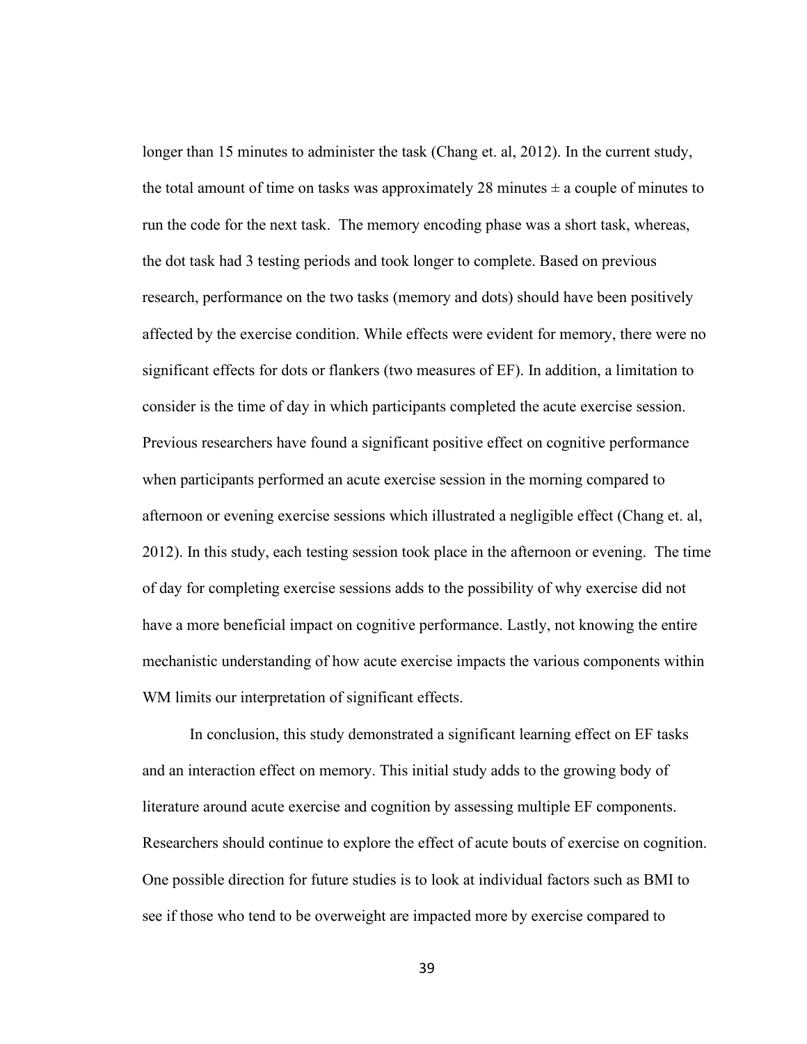longer than 15 minutes to administer the task (Chang et. al, 2012). In the current study, the total amount of time on tasks was approximately 28 minutes ± a couple of minutes to run the code for the next task. The memory encoding phase was a short task, whereas, the dot task had 3 testing periods and took longer to complete. Based on previous research, performance on the two tasks (memory and dots) should have been positively affected by the exercise condition. While effects were evident for memory, there were no significant effects for dots or flankers (two measures of EF). In addition, a limitation to consider is the time of day in which participants completed the acute exercise session. Previous researchers have found a significant positive effect on cognitive performance when participants performed an acute exercise session in the morning compared to afternoon or evening exercise sessions which illustrated a negligible effect (Chang et. al, 2012). In this study, each testing session took place in the afternoon or evening. The time of day for completing exercise sessions adds to the possibility of why exercise did not have a more beneficial impact on cognitive performance. Lastly, not knowing the entire mechanistic understanding of how acute exercise impacts the various components within WM limits our interpretation of significant effects.

In conclusion, this study demonstrated a significant learning effect on EF tasks and an interaction effect on memory. This initial study adds to the growing body of literature around acute exercise and cognition by assessing multiple EF components. Researchers should continue to explore the effect of acute bouts of exercise on cognition. One possible direction for future studies is to look at individual factors such as BMI to see if those who tend to be overweight are impacted more by exercise compared to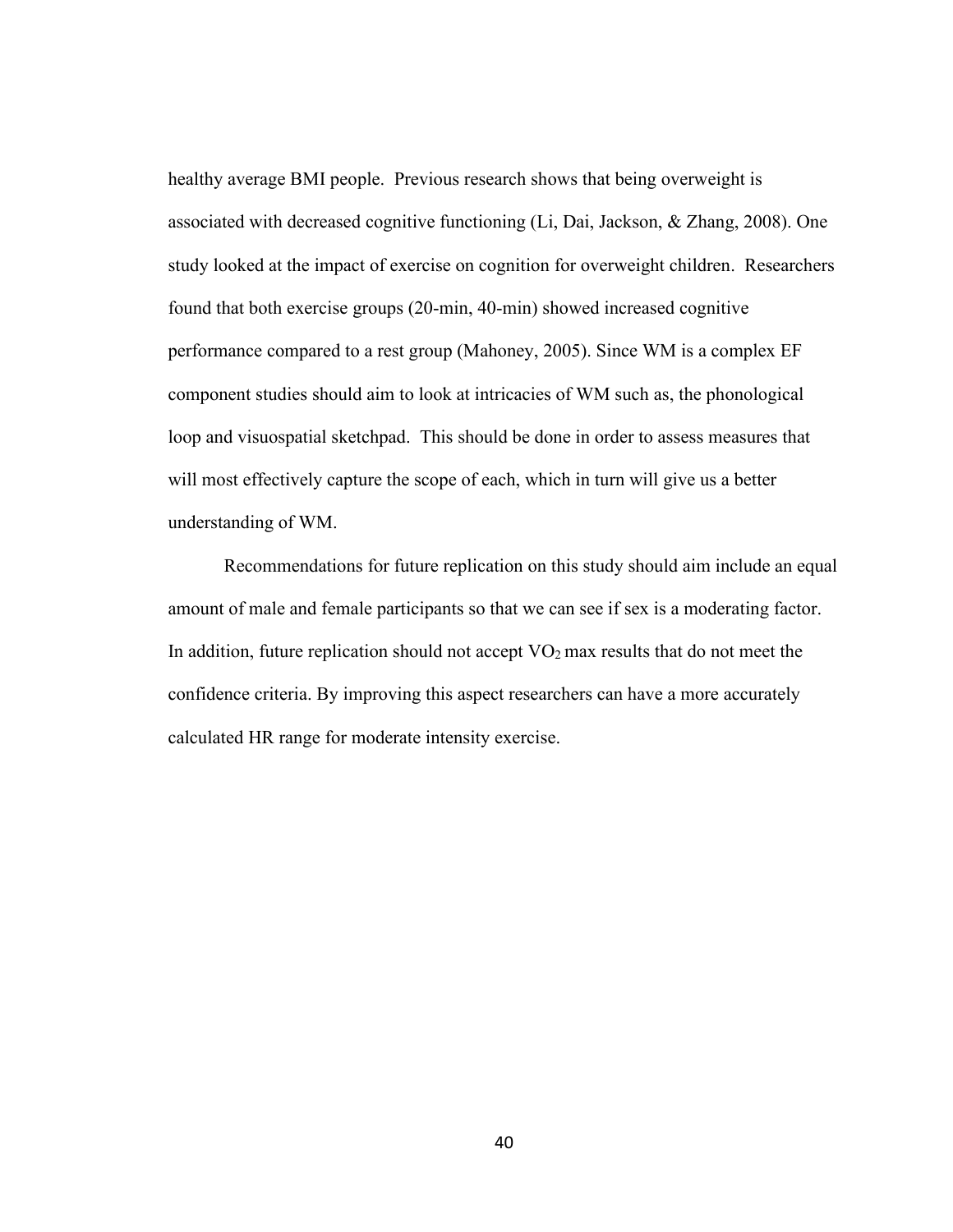healthy average BMI people. Previous research shows that being overweight is associated with decreased cognitive functioning (Li, Dai, Jackson, & Zhang, 2008). One study looked at the impact of exercise on cognition for overweight children. Researchers found that both exercise groups (20-min, 40-min) showed increased cognitive performance compared to a rest group (Mahoney, 2005). Since WM is a complex EF component studies should aim to look at intricacies of WM such as, the phonological loop and visuospatial sketchpad. This should be done in order to assess measures that will most effectively capture the scope of each, which in turn will give us a better understanding of WM.

Recommendations for future replication on this study should aim include an equal amount of male and female participants so that we can see if sex is a moderating factor. In addition, future replication should not accept $VO_2$ max results that do not meet the confidence criteria. By improving this aspect researchers can have a more accurately calculated HR range for moderate intensity exercise.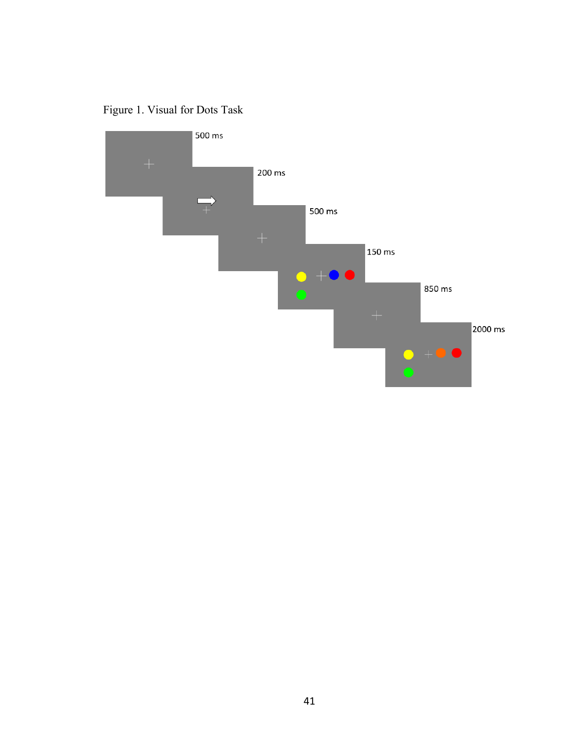Figure 1. Visual for Dots Task

500 ms

200 ms

500 ms

150 ms

850 ms

2000 ms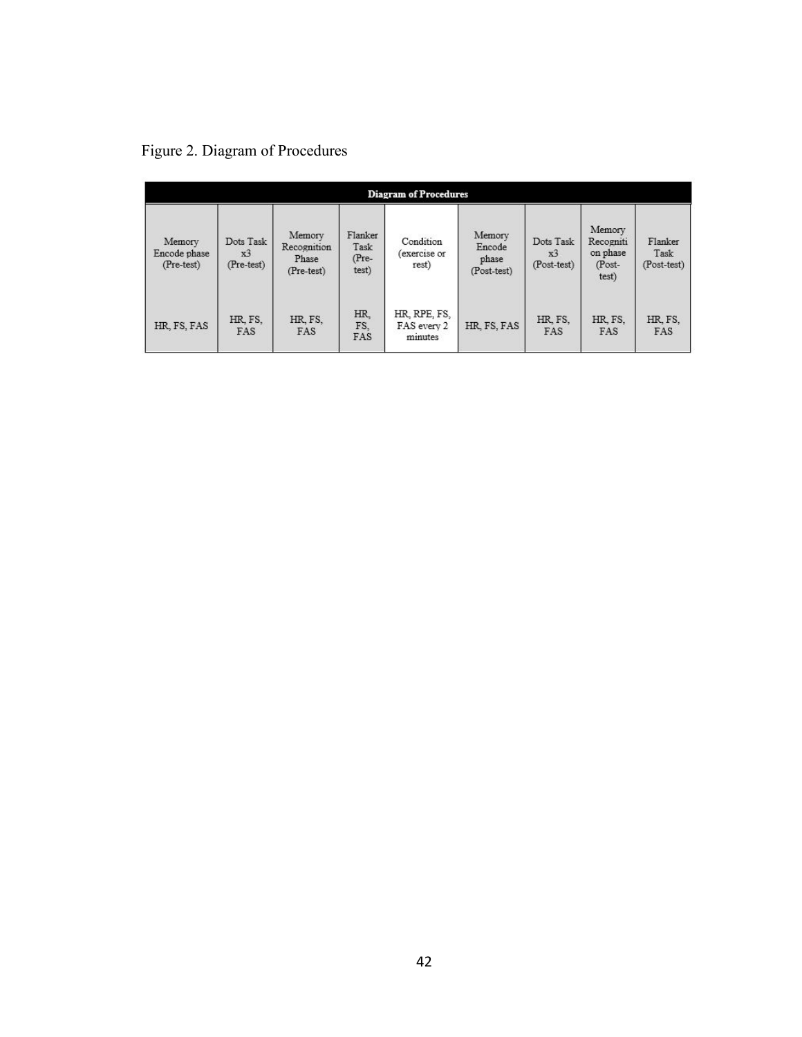Figure 2. Diagram of Procedures

| Diagram of Procedures | | | | | | | | |
|---|---|---|---|---|---|---|---|---|
| Memory Encode phase (Pre-test) | Dots Task x3 (Pre-test) | Memory Recognition Phase (Pre-test) | Flanker Task (Pre-test) | Condition (exercise or rest) | Memory Encode phase (Post-test) | Dots Task x3 (Post-test) | Memory Recogniti on phase (Post-test) | Flanker Task (Post-test) |
| HR, FS, FAS | HR, FS, FAS | HR, FS, FAS | HR, FS, FAS | HR, RPE, FS, FAS every 2 minutes | HR, FS, FAS | HR, FS, FAS | HR, FS, FAS | HR, FS, FAS |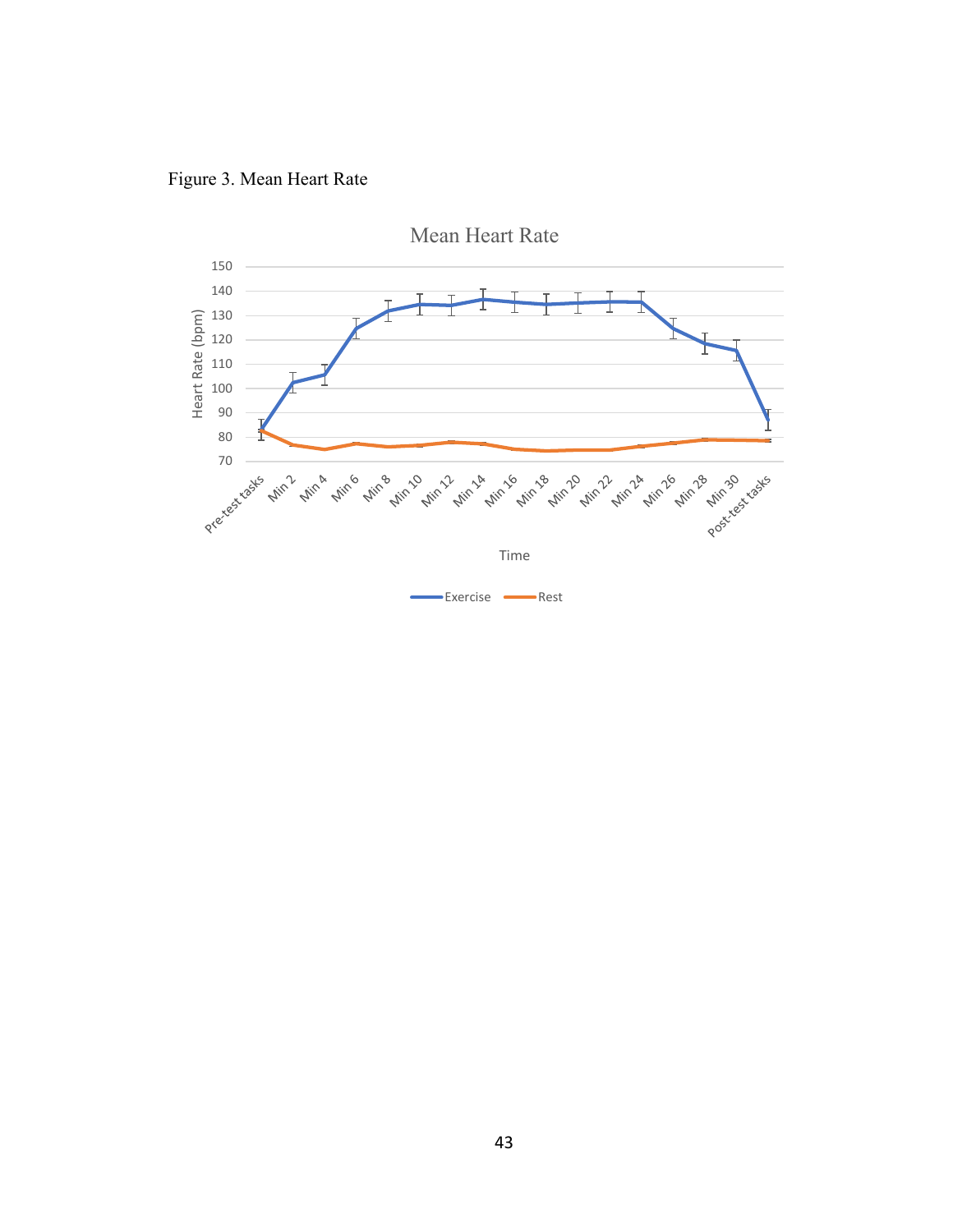Figure 3. Mean Heart Rate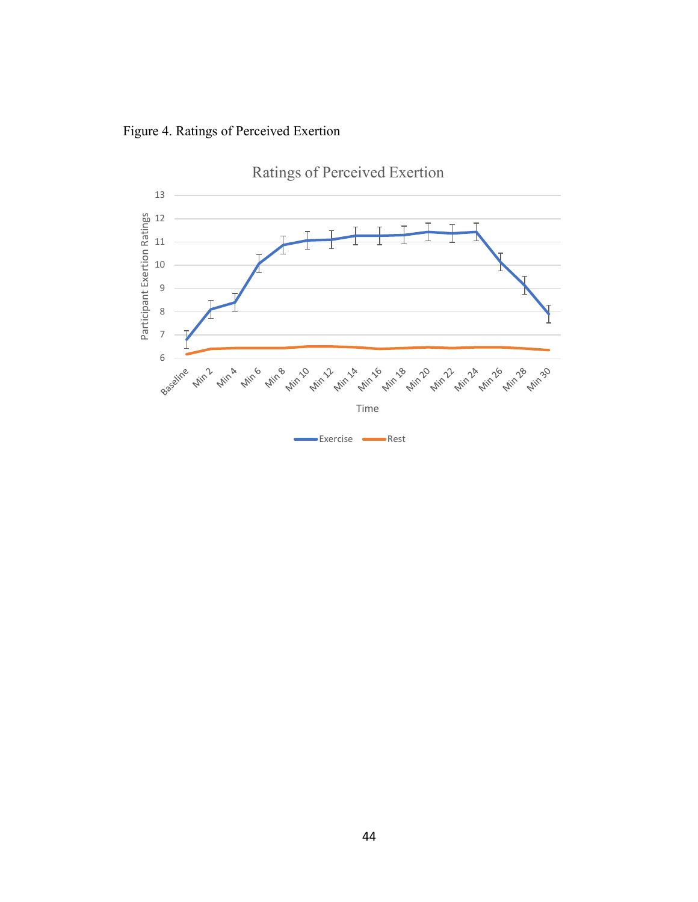Figure 4. Ratings of Perceived Exertion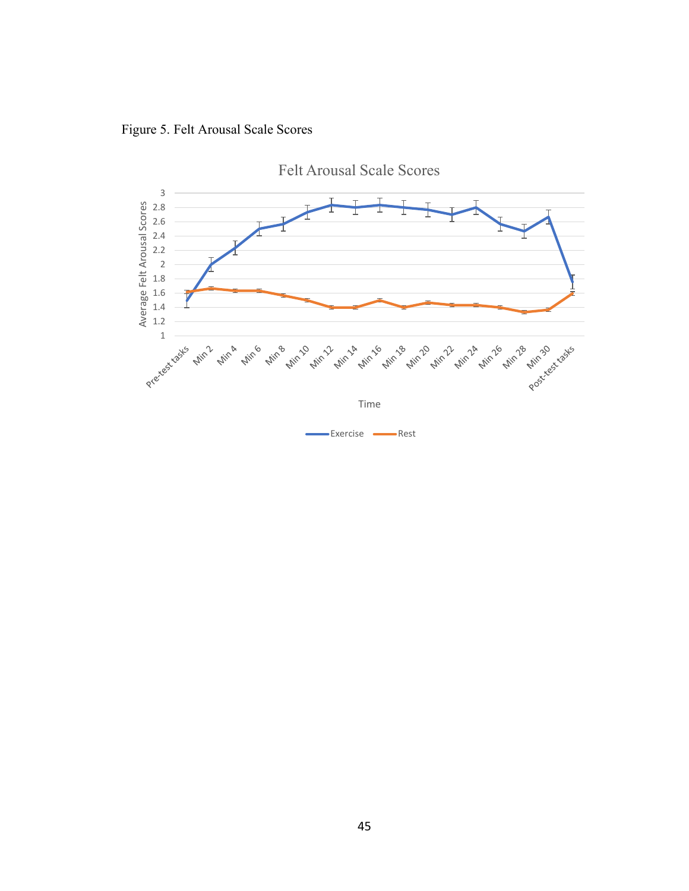Figure 5. Felt Arousal Scale Scores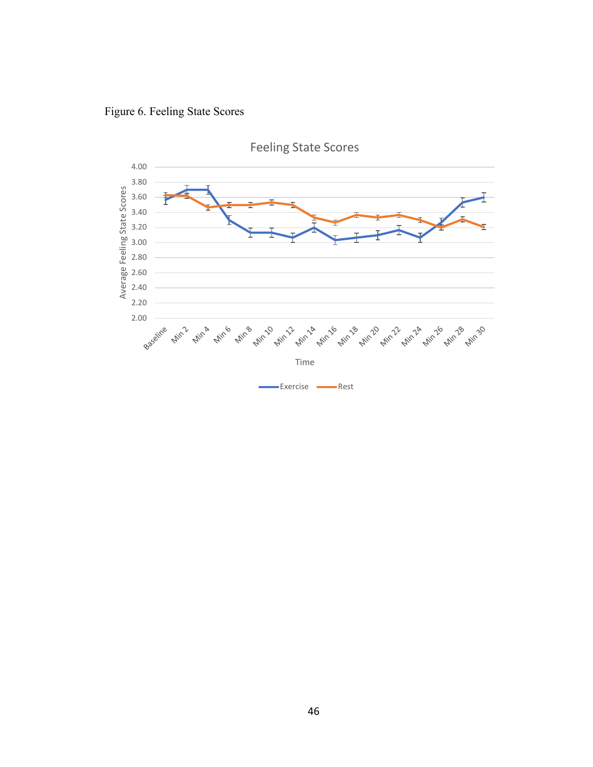Figure 6. Feeling State Scores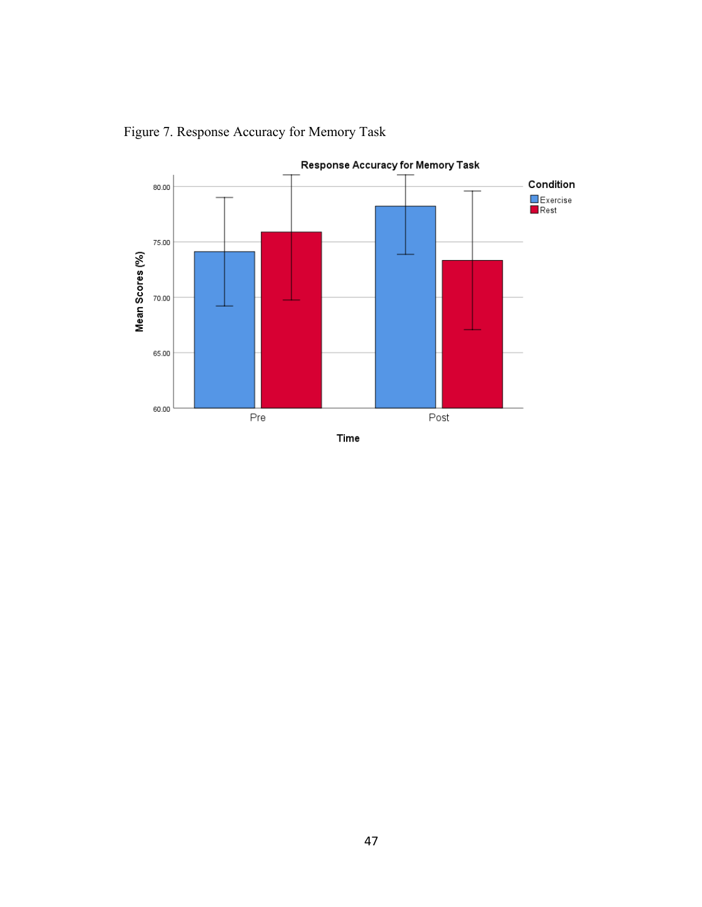Figure 7. Response Accuracy for Memory Task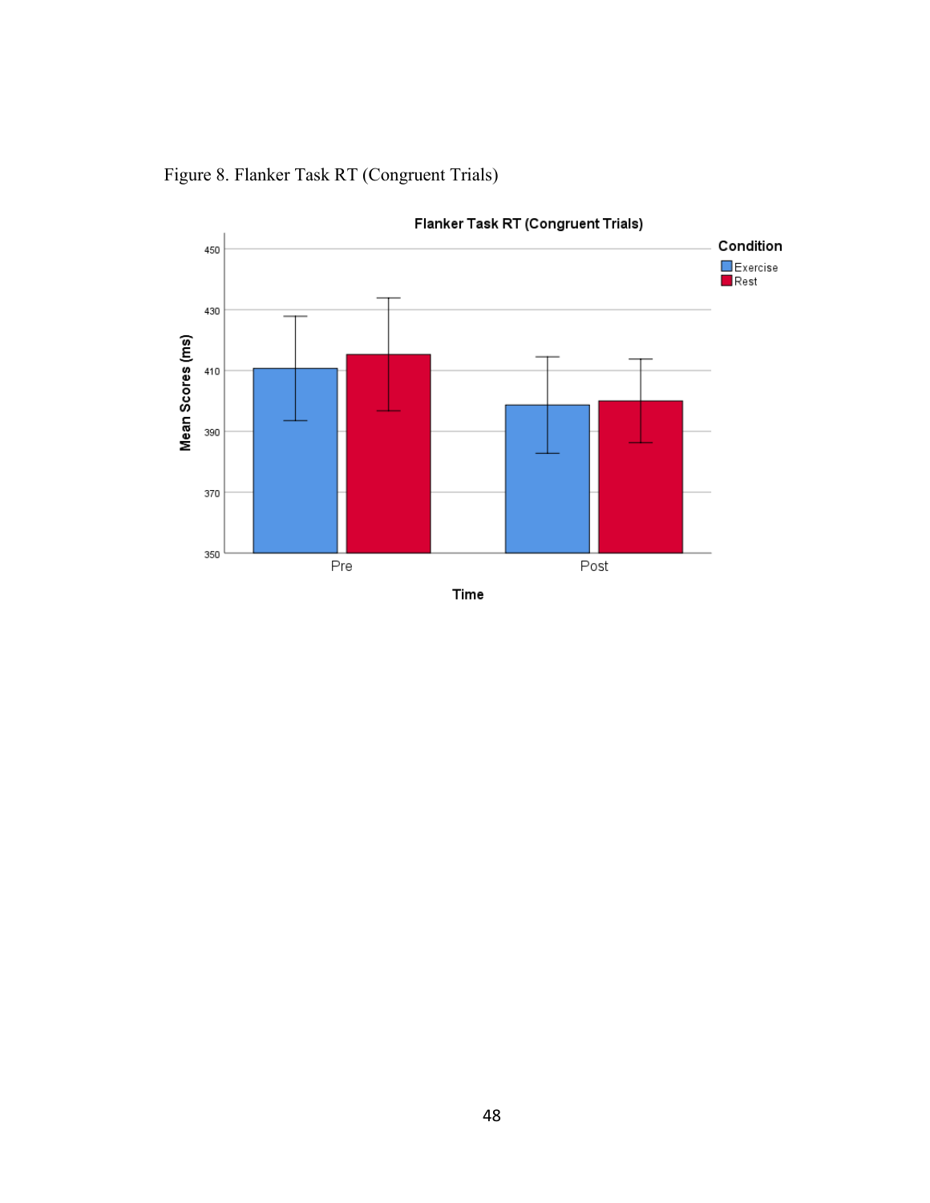Figure 8. Flanker Task RT (Congruent Trials)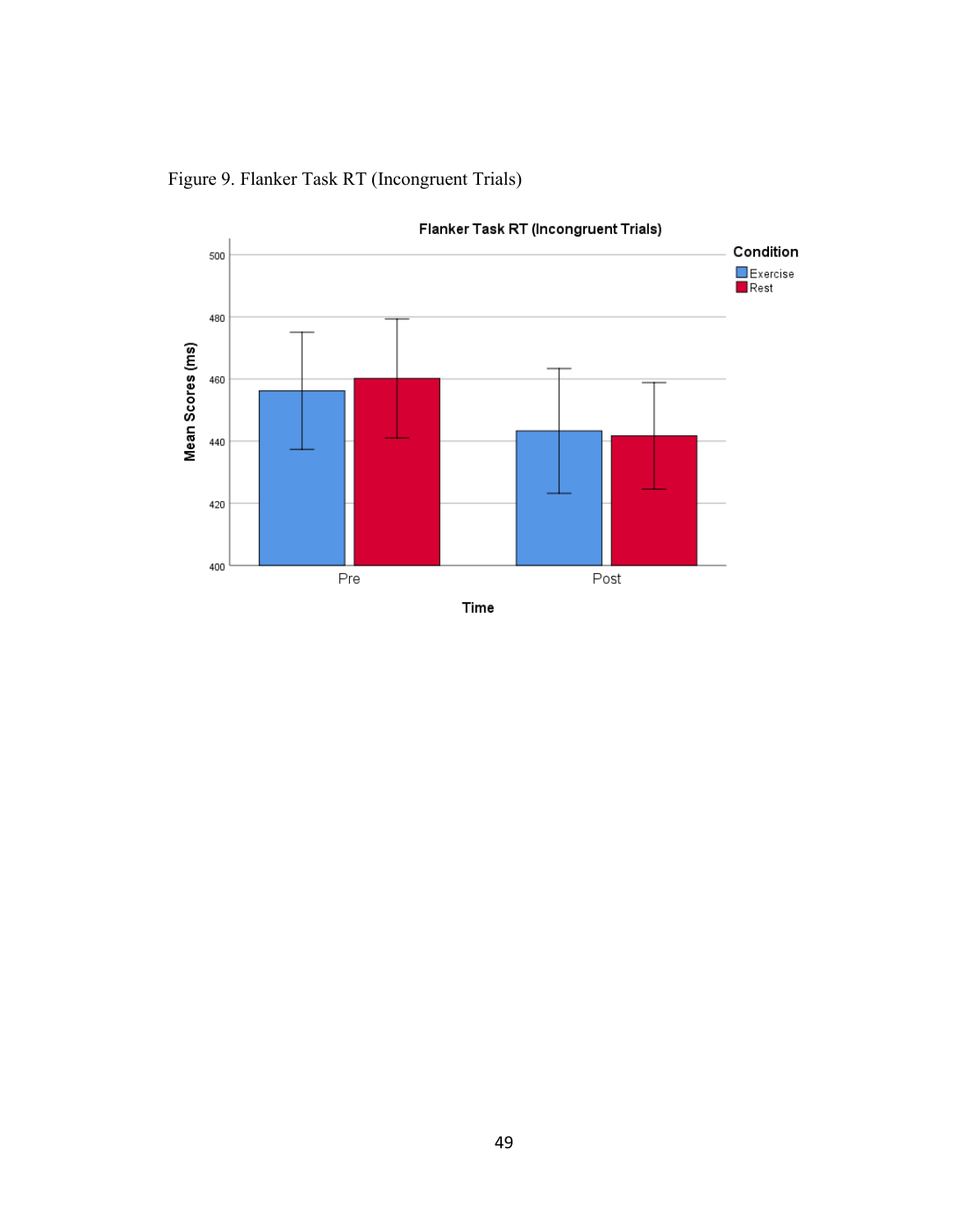Figure 9. Flanker Task RT (Incongruent Trials)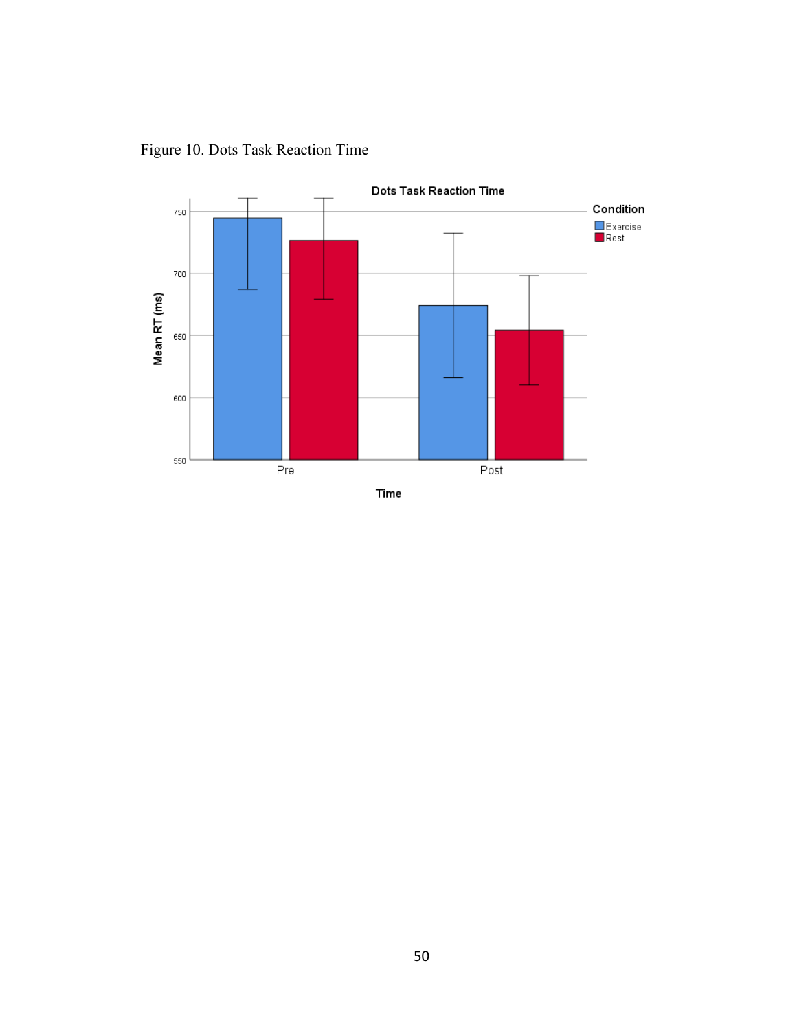Figure 10. Dots Task Reaction Time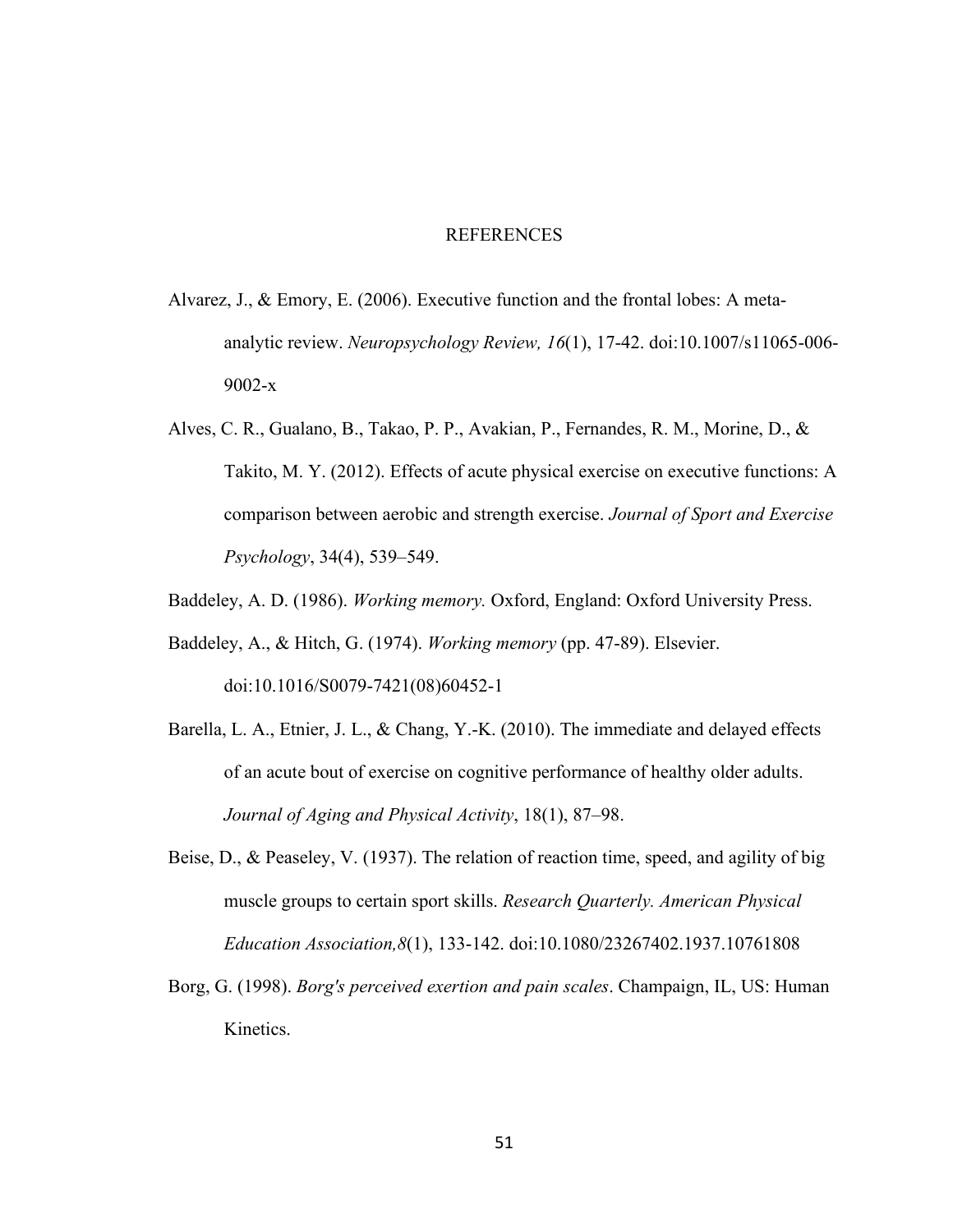# REFERENCES

Alvarez, J., & Emory, E. (2006). Executive function and the frontal lobes: A meta-analytic review. *Neuropsychology Review, 16*(1), 17-42. doi:10.1007/s11065-006-9002-x

Alves, C. R., Gualano, B., Takao, P. P., Avakian, P., Fernandes, R. M., Morine, D., & Takito, M. Y. (2012). Effects of acute physical exercise on executive functions: A comparison between aerobic and strength exercise. *Journal of Sport and Exercise Psychology*, 34(4), 539–549.

Baddeley, A. D. (1986). *Working memory.* Oxford, England: Oxford University Press.

Baddeley, A., & Hitch, G. (1974). *Working memory* (pp. 47-89). Elsevier. doi:10.1016/S0079-7421(08)60452-1

Barella, L. A., Etnier, J. L., & Chang, Y.-K. (2010). The immediate and delayed effects of an acute bout of exercise on cognitive performance of healthy older adults. *Journal of Aging and Physical Activity*, 18(1), 87–98.

Beise, D., & Peaseley, V. (1937). The relation of reaction time, speed, and agility of big muscle groups to certain sport skills. *Research Quarterly. American Physical Education Association,8*(1), 133-142. doi:10.1080/23267402.1937.10761808

Borg, G. (1998). *Borg's perceived exertion and pain scales*. Champaign, IL, US: Human Kinetics.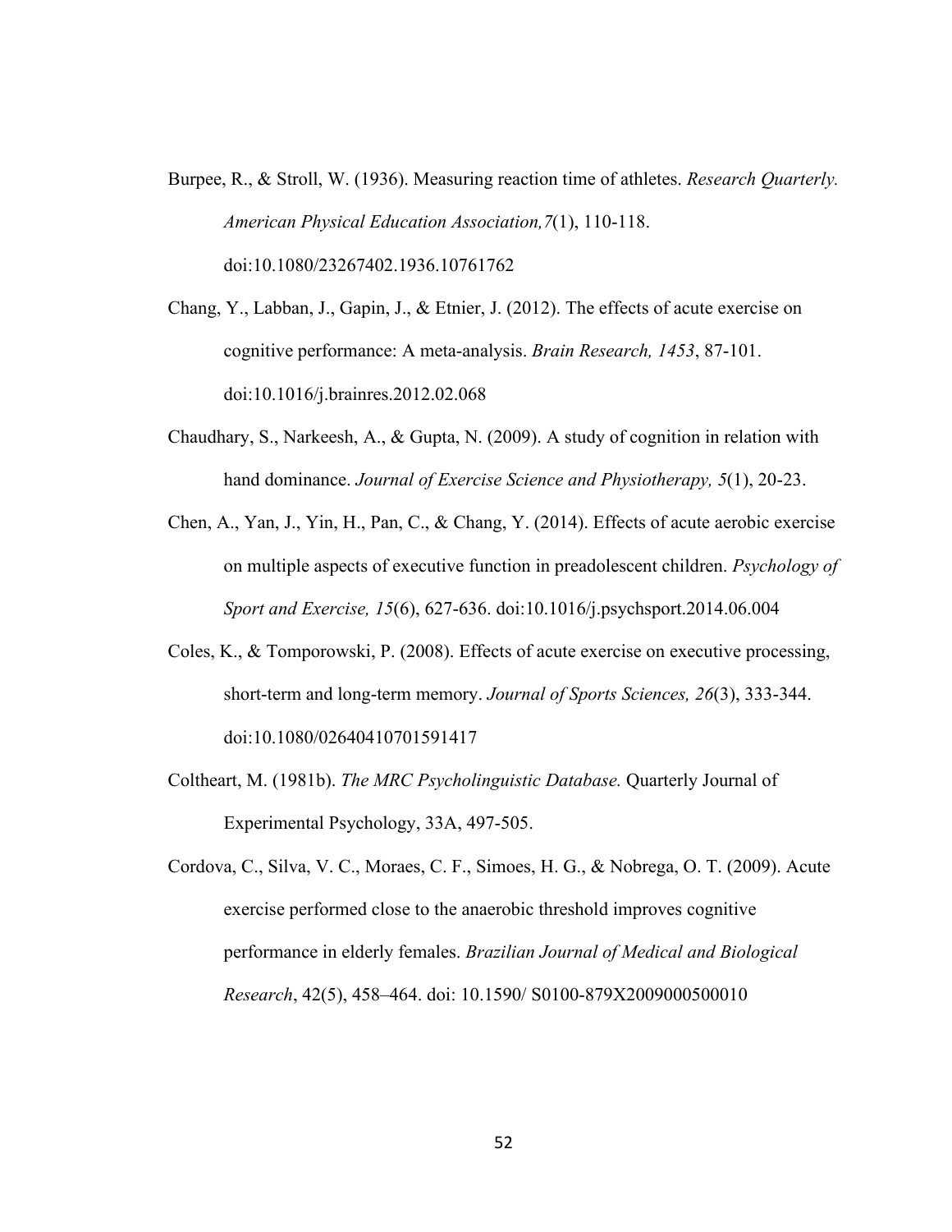Burpee, R., & Stroll, W. (1936). Measuring reaction time of athletes. *Research Quarterly. American Physical Education Association,7*(1), 110-118. doi:10.1080/23267402.1936.10761762

Chang, Y., Labban, J., Gapin, J., & Etnier, J. (2012). The effects of acute exercise on cognitive performance: A meta-analysis. *Brain Research, 1453*, 87-101. doi:10.1016/j.brainres.2012.02.068

Chaudhary, S., Narkeesh, A., & Gupta, N. (2009). A study of cognition in relation with hand dominance. *Journal of Exercise Science and Physiotherapy, 5*(1), 20-23.

Chen, A., Yan, J., Yin, H., Pan, C., & Chang, Y. (2014). Effects of acute aerobic exercise on multiple aspects of executive function in preadolescent children. *Psychology of Sport and Exercise, 15*(6), 627-636. doi:10.1016/j.psychsport.2014.06.004

Coles, K., & Tomporowski, P. (2008). Effects of acute exercise on executive processing, short-term and long-term memory. *Journal of Sports Sciences, 26*(3), 333-344. doi:10.1080/02640410701591417

Coltheart, M. (1981b). *The MRC Psycholinguistic Database.* Quarterly Journal of Experimental Psychology, 33A, 497-505.

Cordova, C., Silva, V. C., Moraes, C. F., Simoes, H. G., & Nobrega, O. T. (2009). Acute exercise performed close to the anaerobic threshold improves cognitive performance in elderly females. *Brazilian Journal of Medical and Biological Research*, 42(5), 458–464. doi: 10.1590/ S0100-879X2009000500010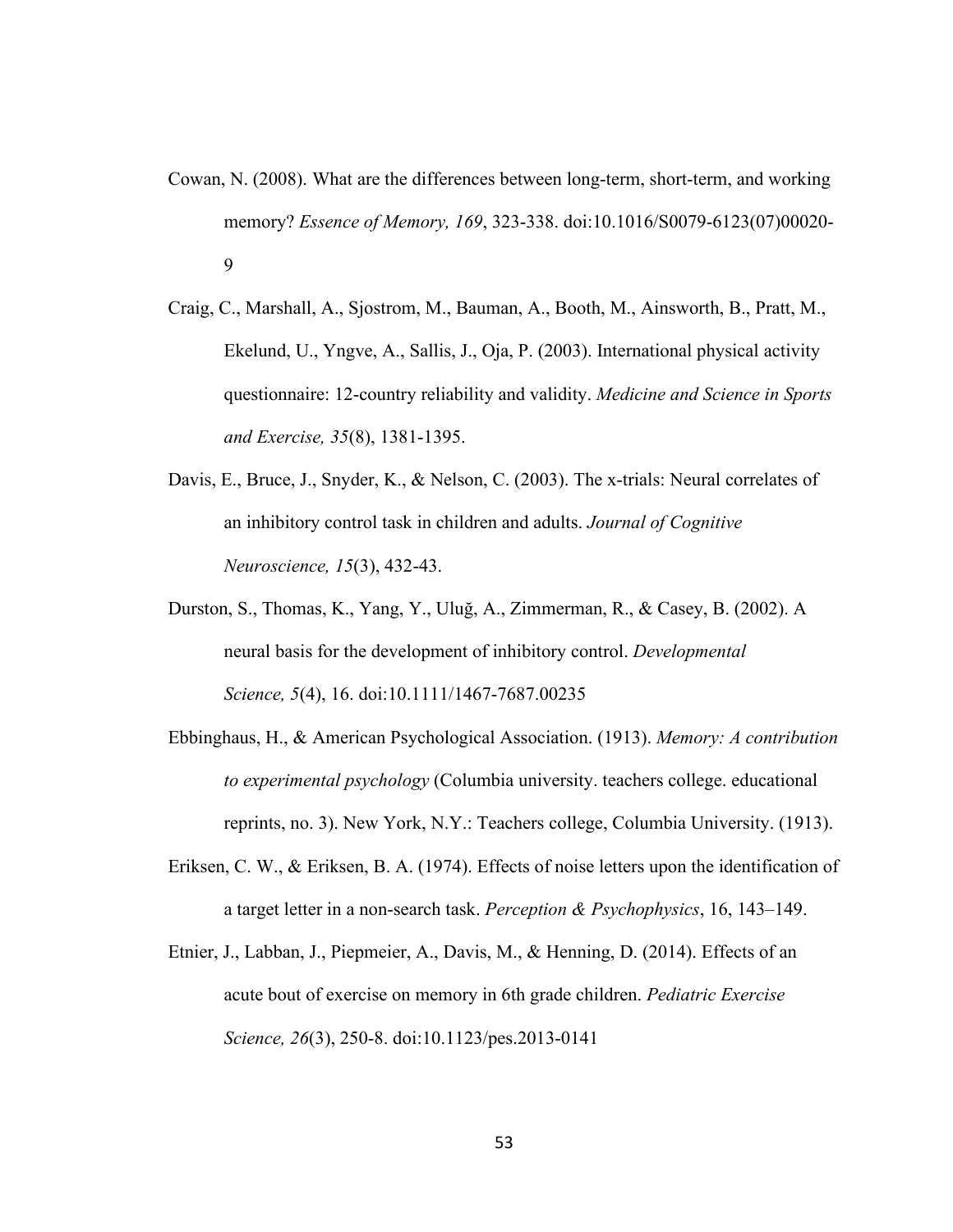Cowan, N. (2008). What are the differences between long-term, short-term, and working memory? *Essence of Memory, 169*, 323-338. doi:10.1016/S0079-6123(07)00020-9

Craig, C., Marshall, A., Sjostrom, M., Bauman, A., Booth, M., Ainsworth, B., Pratt, M., Ekelund, U., Yngve, A., Sallis, J., Oja, P. (2003). International physical activity questionnaire: 12-country reliability and validity. *Medicine and Science in Sports and Exercise, 35*(8), 1381-1395.

Davis, E., Bruce, J., Snyder, K., & Nelson, C. (2003). The x-trials: Neural correlates of an inhibitory control task in children and adults. *Journal of Cognitive Neuroscience, 15*(3), 432-43.

Durston, S., Thomas, K., Yang, Y., Uluğ, A., Zimmerman, R., & Casey, B. (2002). A neural basis for the development of inhibitory control. *Developmental Science, 5*(4), 16. doi:10.1111/1467-7687.00235

Ebbinghaus, H., & American Psychological Association. (1913). *Memory: A contribution to experimental psychology* (Columbia university. teachers college. educational reprints, no. 3). New York, N.Y.: Teachers college, Columbia University. (1913).

Eriksen, C. W., & Eriksen, B. A. (1974). Effects of noise letters upon the identification of a target letter in a non-search task. *Perception & Psychophysics*, 16, 143–149.

Etnier, J., Labban, J., Piepmeier, A., Davis, M., & Henning, D. (2014). Effects of an acute bout of exercise on memory in 6th grade children. *Pediatric Exercise Science, 26*(3), 250-8. doi:10.1123/pes.2013-0141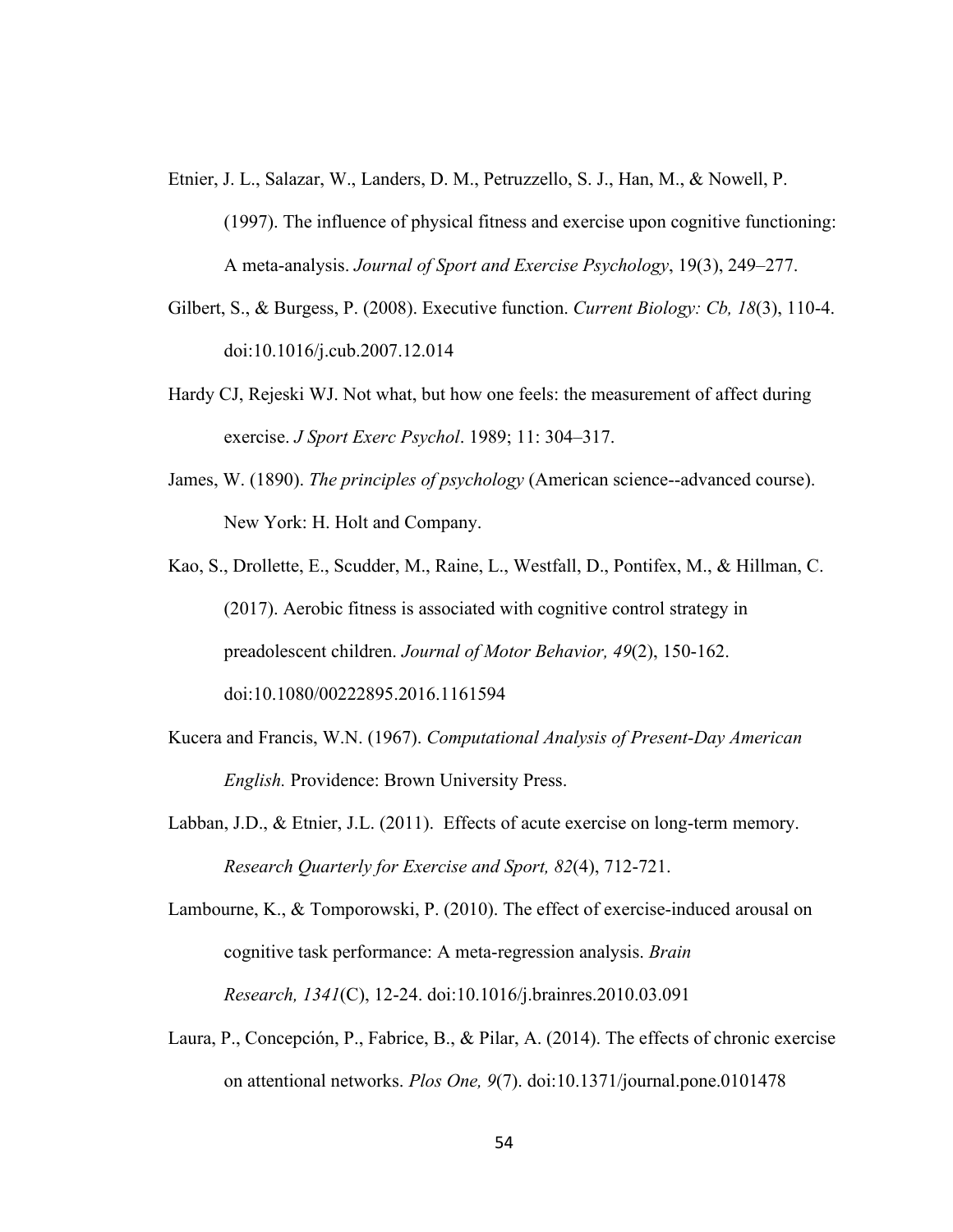Etnier, J. L., Salazar, W., Landers, D. M., Petruzzello, S. J., Han, M., & Nowell, P. (1997). The influence of physical fitness and exercise upon cognitive functioning: A meta-analysis. *Journal of Sport and Exercise Psychology*, 19(3), 249–277.

Gilbert, S., & Burgess, P. (2008). Executive function. *Current Biology: Cb, 18*(3), 110-4. doi:10.1016/j.cub.2007.12.014

Hardy CJ, Rejeski WJ. Not what, but how one feels: the measurement of affect during exercise. *J Sport Exerc Psychol*. 1989; 11: 304–317.

James, W. (1890). *The principles of psychology* (American science--advanced course). New York: H. Holt and Company.

Kao, S., Drollette, E., Scudder, M., Raine, L., Westfall, D., Pontifex, M., & Hillman, C. (2017). Aerobic fitness is associated with cognitive control strategy in preadolescent children. *Journal of Motor Behavior, 49*(2), 150-162. doi:10.1080/00222895.2016.1161594

Kucera and Francis, W.N. (1967). *Computational Analysis of Present-Day American English.* Providence: Brown University Press.

Labban, J.D., & Etnier, J.L. (2011). Effects of acute exercise on long-term memory. *Research Quarterly for Exercise and Sport, 82*(4), 712-721.

Lambourne, K., & Tomporowski, P. (2010). The effect of exercise-induced arousal on cognitive task performance: A meta-regression analysis. *Brain Research, 1341*(C), 12-24. doi:10.1016/j.brainres.2010.03.091

Laura, P., Concepción, P., Fabrice, B., & Pilar, A. (2014). The effects of chronic exercise on attentional networks. *Plos One, 9*(7). doi:10.1371/journal.pone.0101478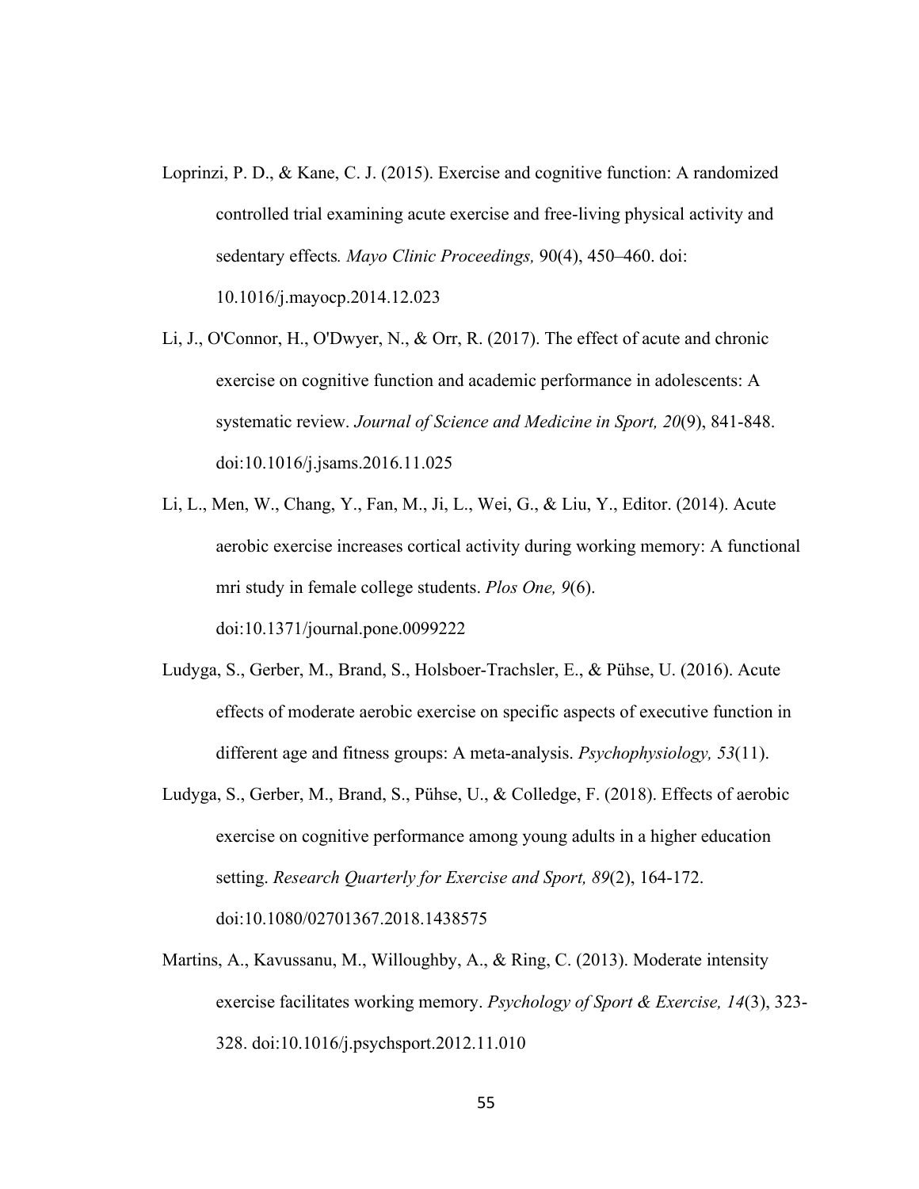Loprinzi, P. D., & Kane, C. J. (2015). Exercise and cognitive function: A randomized controlled trial examining acute exercise and free-living physical activity and sedentary effects*. Mayo Clinic Proceedings,* 90(4), 450–460. doi: 10.1016/j.mayocp.2014.12.023

Li, J., O'Connor, H., O'Dwyer, N., & Orr, R. (2017). The effect of acute and chronic exercise on cognitive function and academic performance in adolescents: A systematic review. *Journal of Science and Medicine in Sport, 20*(9), 841-848. doi:10.1016/j.jsams.2016.11.025

Li, L., Men, W., Chang, Y., Fan, M., Ji, L., Wei, G., & Liu, Y., Editor. (2014). Acute aerobic exercise increases cortical activity during working memory: A functional mri study in female college students. *Plos One, 9*(6). doi:10.1371/journal.pone.0099222

Ludyga, S., Gerber, M., Brand, S., Holsboer-Trachsler, E., & Pühse, U. (2016). Acute effects of moderate aerobic exercise on specific aspects of executive function in different age and fitness groups: A meta-analysis. *Psychophysiology, 53*(11).

Ludyga, S., Gerber, M., Brand, S., Pühse, U., & Colledge, F. (2018). Effects of aerobic exercise on cognitive performance among young adults in a higher education setting. *Research Quarterly for Exercise and Sport, 89*(2), 164-172. doi:10.1080/02701367.2018.1438575

Martins, A., Kavussanu, M., Willoughby, A., & Ring, C. (2013). Moderate intensity exercise facilitates working memory. *Psychology of Sport & Exercise, 14*(3), 323-328. doi:10.1016/j.psychsport.2012.11.010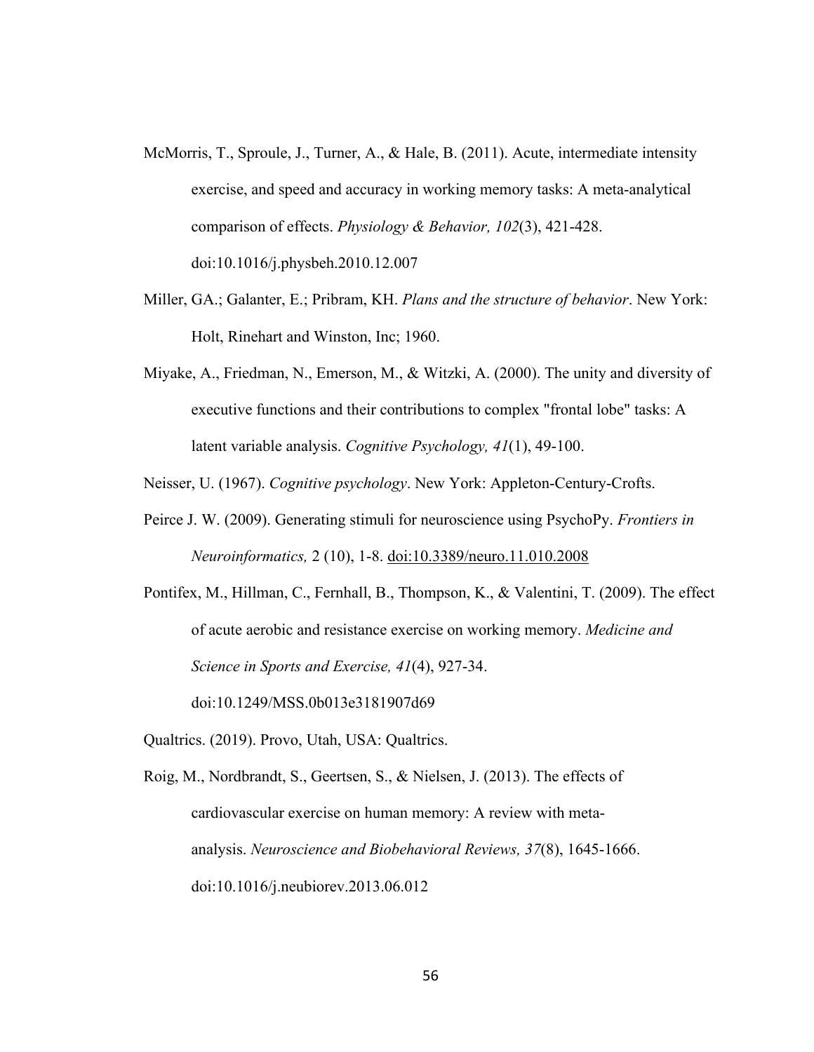McMorris, T., Sproule, J., Turner, A., & Hale, B. (2011). Acute, intermediate intensity exercise, and speed and accuracy in working memory tasks: A meta-analytical comparison of effects. *Physiology & Behavior, 102*(3), 421-428. doi:10.1016/j.physbeh.2010.12.007

Miller, GA.; Galanter, E.; Pribram, KH. *Plans and the structure of behavior*. New York: Holt, Rinehart and Winston, Inc; 1960.

Miyake, A., Friedman, N., Emerson, M., & Witzki, A. (2000). The unity and diversity of executive functions and their contributions to complex "frontal lobe" tasks: A latent variable analysis. *Cognitive Psychology, 41*(1), 49-100.

Neisser, U. (1967). *Cognitive psychology*. New York: Appleton-Century-Crofts.

Peirce J. W. (2009). Generating stimuli for neuroscience using PsychoPy. *Frontiers in Neuroinformatics,* 2 (10), 1-8. doi:10.3389/neuro.11.010.2008

Pontifex, M., Hillman, C., Fernhall, B., Thompson, K., & Valentini, T. (2009). The effect of acute aerobic and resistance exercise on working memory. *Medicine and Science in Sports and Exercise, 41*(4), 927-34. doi:10.1249/MSS.0b013e3181907d69

Qualtrics. (2019). Provo, Utah, USA: Qualtrics.

Roig, M., Nordbrandt, S., Geertsen, S., & Nielsen, J. (2013). The effects of cardiovascular exercise on human memory: A review with meta-analysis. *Neuroscience and Biobehavioral Reviews, 37*(8), 1645-1666. doi:10.1016/j.neubiorev.2013.06.012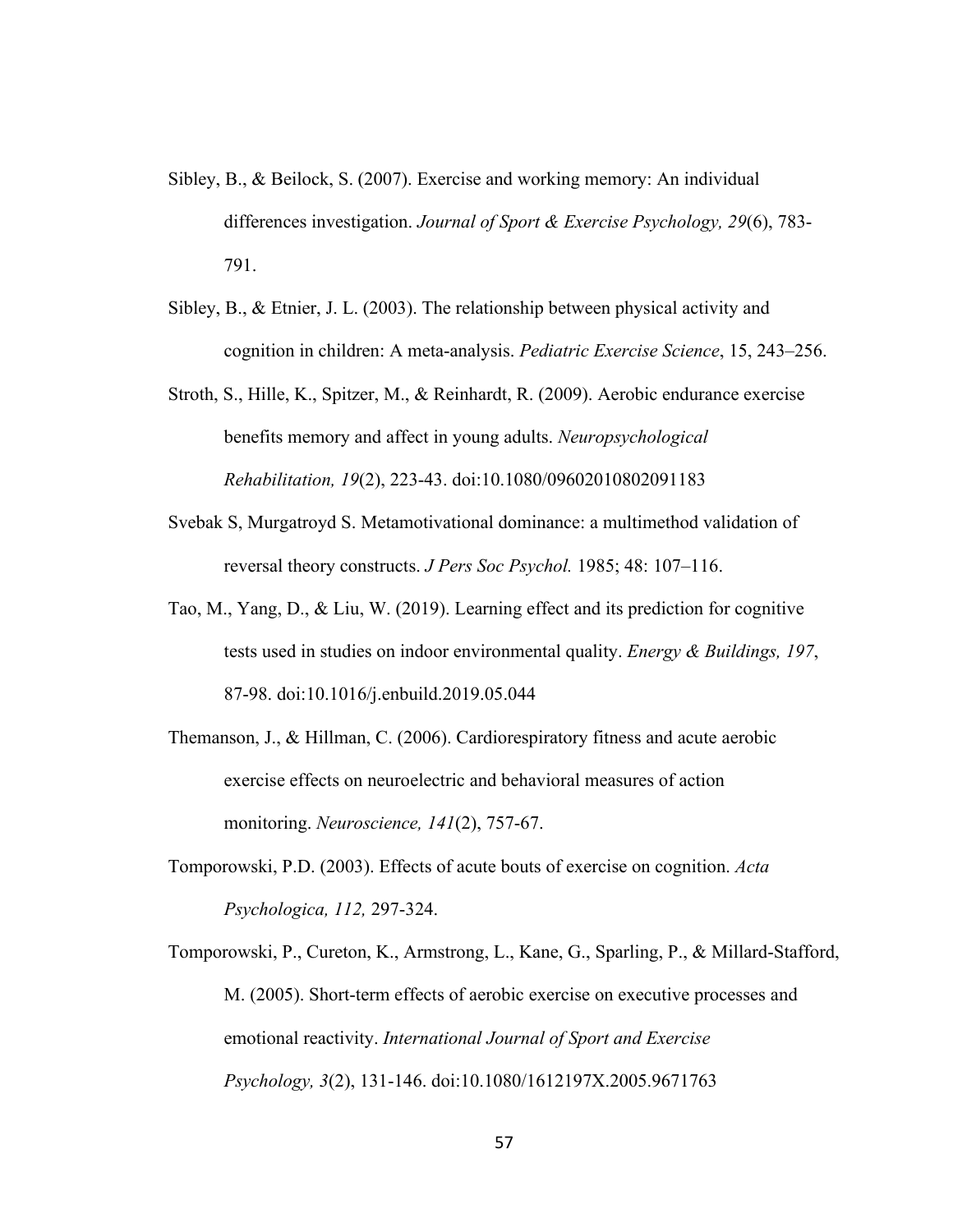Sibley, B., & Beilock, S. (2007). Exercise and working memory: An individual differences investigation. *Journal of Sport & Exercise Psychology, 29*(6), 783-791.

Sibley, B., & Etnier, J. L. (2003). The relationship between physical activity and cognition in children: A meta-analysis. *Pediatric Exercise Science*, 15, 243–256.

Stroth, S., Hille, K., Spitzer, M., & Reinhardt, R. (2009). Aerobic endurance exercise benefits memory and affect in young adults. *Neuropsychological Rehabilitation, 19*(2), 223-43. doi:10.1080/09602010802091183

Svebak S, Murgatroyd S. Metamotivational dominance: a multimethod validation of reversal theory constructs. *J Pers Soc Psychol.* 1985; 48: 107–116.

Tao, M., Yang, D., & Liu, W. (2019). Learning effect and its prediction for cognitive tests used in studies on indoor environmental quality. *Energy & Buildings, 197*, 87-98. doi:10.1016/j.enbuild.2019.05.044

Themanson, J., & Hillman, C. (2006). Cardiorespiratory fitness and acute aerobic exercise effects on neuroelectric and behavioral measures of action monitoring. *Neuroscience, 141*(2), 757-67.

Tomporowski, P.D. (2003). Effects of acute bouts of exercise on cognition. *Acta Psychologica, 112,* 297-324.

Tomporowski, P., Cureton, K., Armstrong, L., Kane, G., Sparling, P., & Millard-Stafford, M. (2005). Short-term effects of aerobic exercise on executive processes and emotional reactivity. *International Journal of Sport and Exercise Psychology, 3*(2), 131-146. doi:10.1080/1612197X.2005.9671763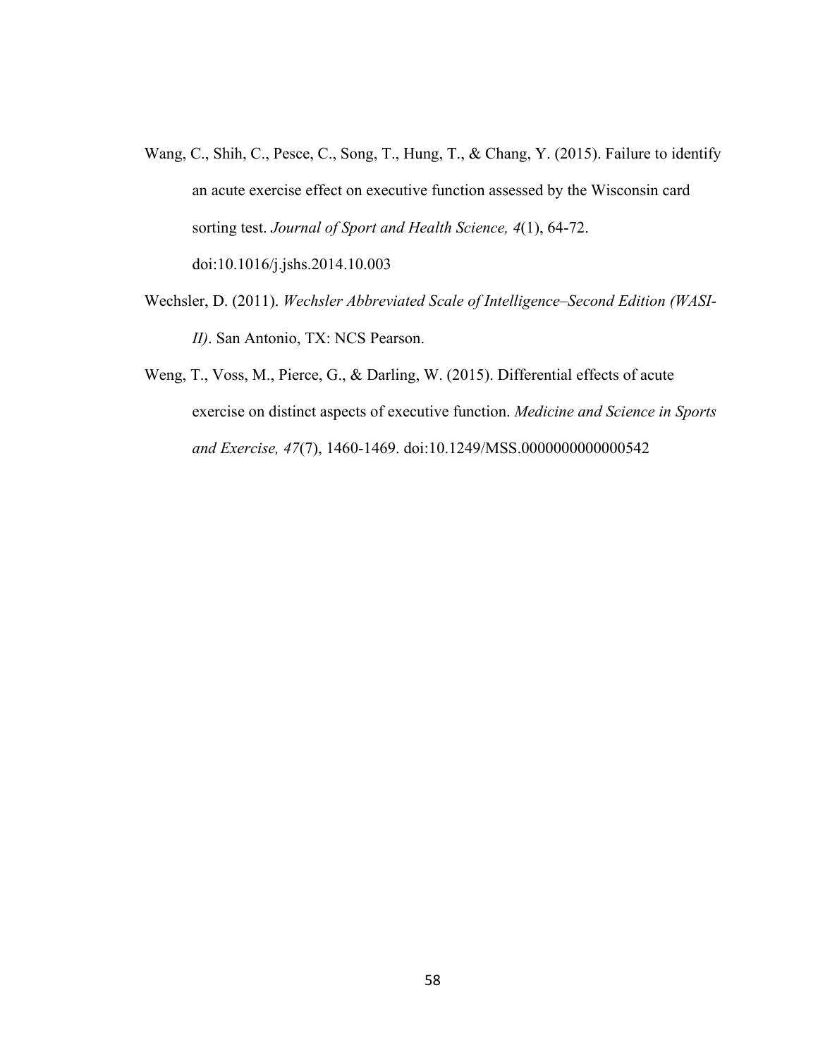Wang, C., Shih, C., Pesce, C., Song, T., Hung, T., & Chang, Y. (2015). Failure to identify an acute exercise effect on executive function assessed by the Wisconsin card sorting test. *Journal of Sport and Health Science, 4*(1), 64-72. doi:10.1016/j.jshs.2014.10.003

Wechsler, D. (2011). *Wechsler Abbreviated Scale of Intelligence–Second Edition (WASI-II)*. San Antonio, TX: NCS Pearson.

Weng, T., Voss, M., Pierce, G., & Darling, W. (2015). Differential effects of acute exercise on distinct aspects of executive function. *Medicine and Science in Sports and Exercise, 47*(7), 1460-1469. doi:10.1249/MSS.0000000000000542